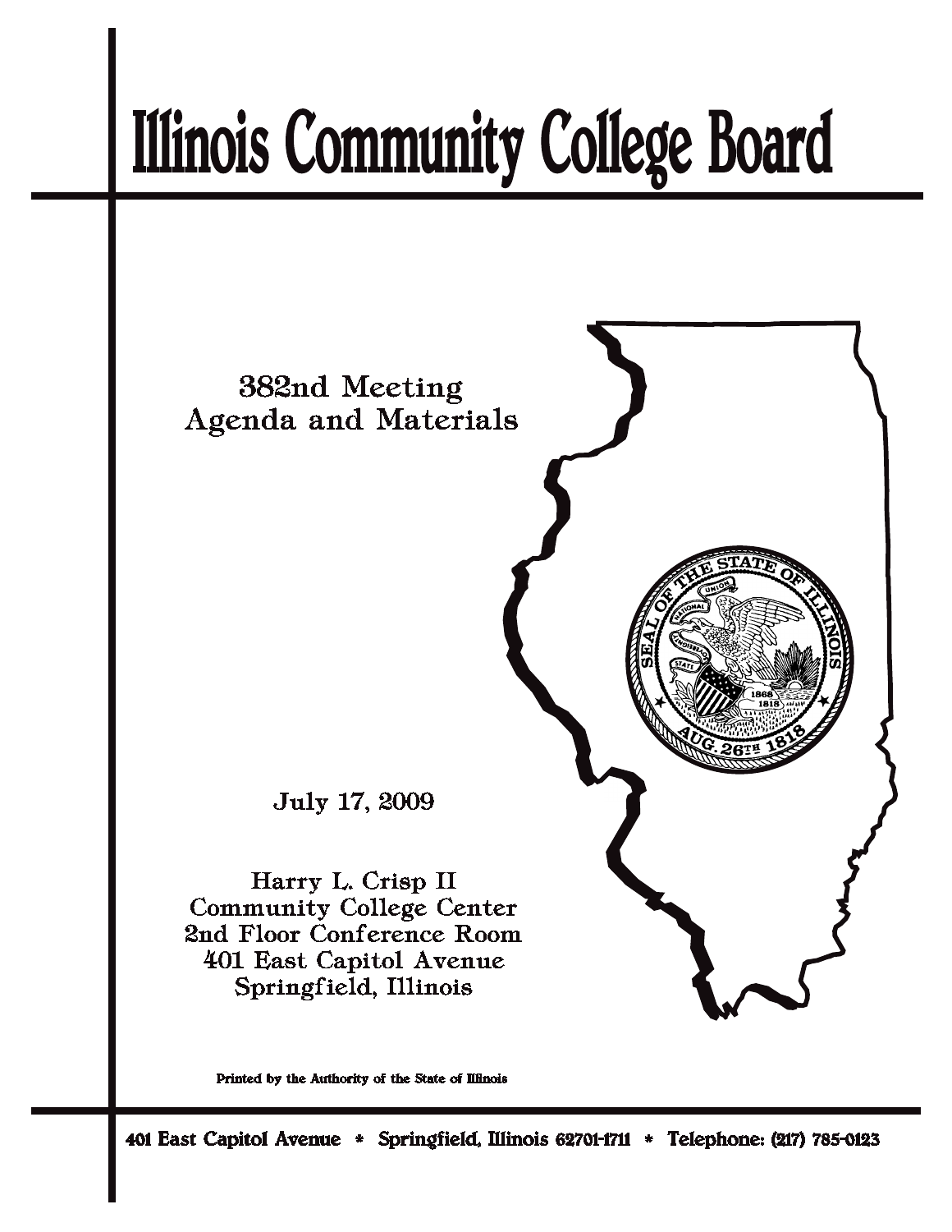# Illinois Community College Board

382nd Meeting
Agenda and Materials

July 17, 2009

Harry L. Crisp II
Community College Center
2nd Floor Conference Room
401 East Capitol Avenue
Springfield, Illinois

Printed by the Authority of the State of Illinois

401 East Capitol Avenue * Springfield, Illinois 62701-1711 * Telephone: (217) 785-0123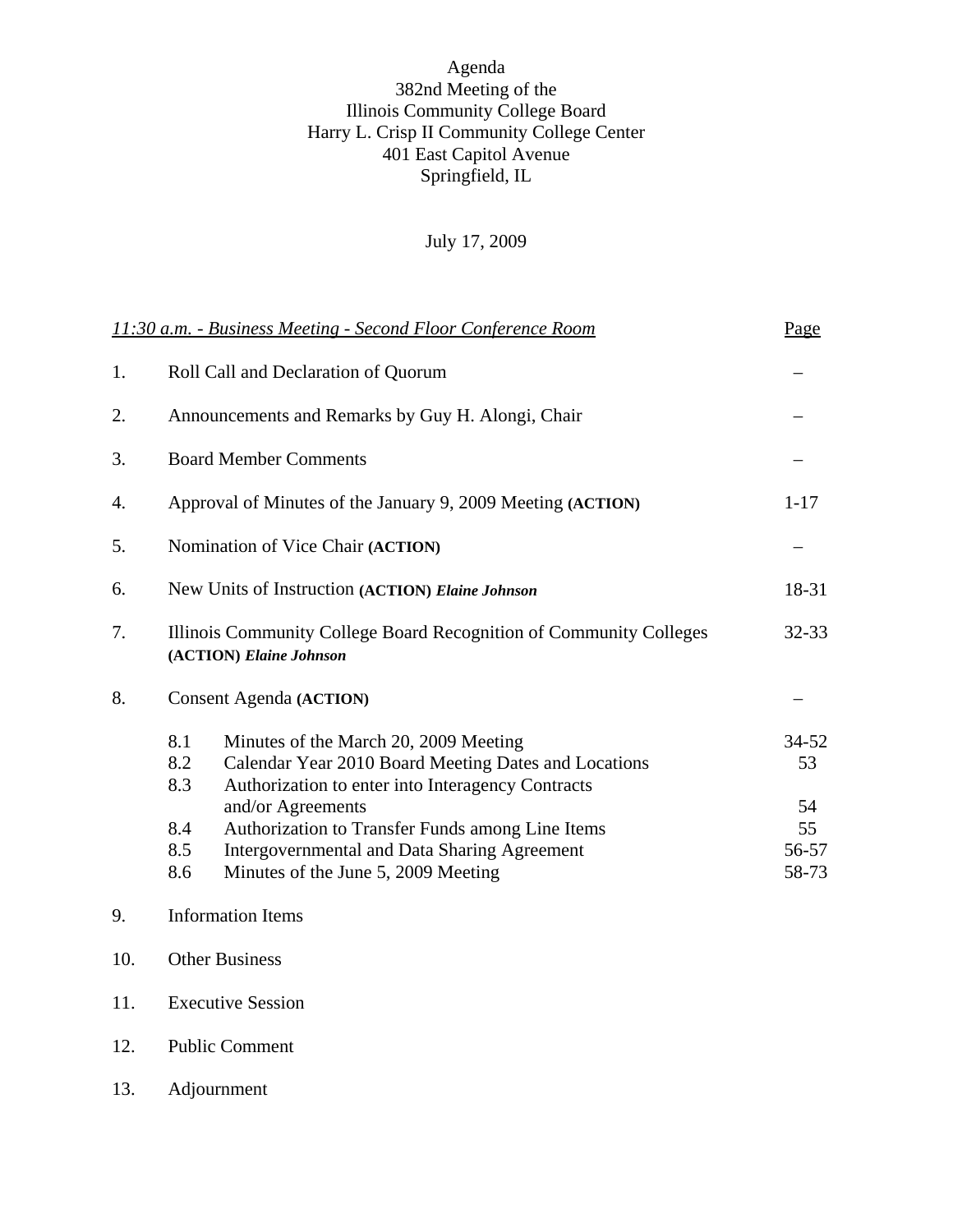# Agenda
## 382nd Meeting of the Illinois Community College Board
Harry L. Crisp II Community College Center
401 East Capitol Avenue
Springfield, IL

July 17, 2009

| *11:30 a.m. - Business Meeting - Second Floor Conference Room* | | Page |
|---|---|---|
| 1. | Roll Call and Declaration of Quorum | – |
| 2. | Announcements and Remarks by Guy H. Alongi, Chair | – |
| 3. | Board Member Comments | – |
| 4. | Approval of Minutes of the January 9, 2009 Meeting **(ACTION)** | 1-17 |
| 5. | Nomination of Vice Chair **(ACTION)** | – |
| 6. | New Units of Instruction **(ACTION)** ***Elaine Johnson*** | 18-31 |
| 7. | Illinois Community College Board Recognition of Community Colleges **(ACTION)** ***Elaine Johnson*** | 32-33 |
| 8. | Consent Agenda **(ACTION)** | – |
| | 8.1 Minutes of the March 20, 2009 Meeting | 34-52 |
| | 8.2 Calendar Year 2010 Board Meeting Dates and Locations | 53 |
| | 8.3 Authorization to enter into Interagency Contracts and/or Agreements | 54 |
| | 8.4 Authorization to Transfer Funds among Line Items | 55 |
| | 8.5 Intergovernmental and Data Sharing Agreement | 56-57 |
| | 8.6 Minutes of the June 5, 2009 Meeting | 58-73 |
| 9. | Information Items | |
| 10. | Other Business | |
| 11. | Executive Session | |
| 12. | Public Comment | |
| 13. | Adjournment | |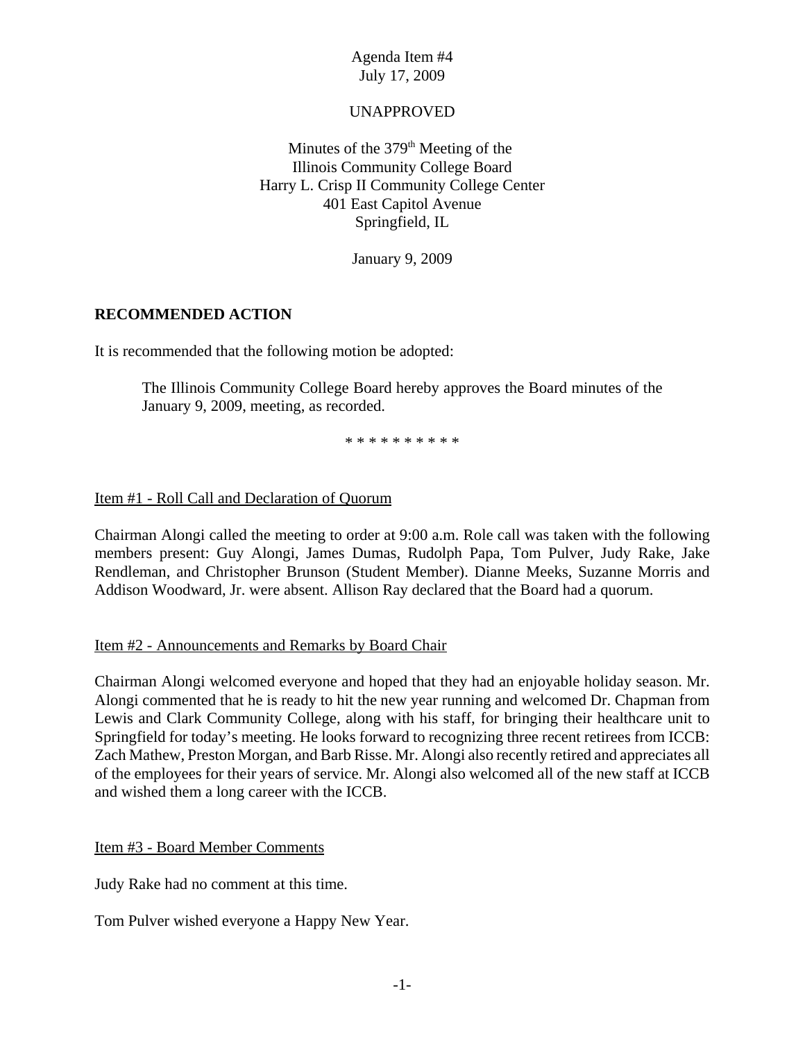Agenda Item #4
July 17, 2009

UNAPPROVED

Minutes of the 379th Meeting of the
Illinois Community College Board
Harry L. Crisp II Community College Center
401 East Capitol Avenue
Springfield, IL

January 9, 2009

**RECOMMENDED ACTION**

It is recommended that the following motion be adopted:

> The Illinois Community College Board hereby approves the Board minutes of the January 9, 2009, meeting, as recorded.

* * * * * * * * * *

Item #1 - Roll Call and Declaration of Quorum

Chairman Alongi called the meeting to order at 9:00 a.m. Role call was taken with the following members present: Guy Alongi, James Dumas, Rudolph Papa, Tom Pulver, Judy Rake, Jake Rendleman, and Christopher Brunson (Student Member). Dianne Meeks, Suzanne Morris and Addison Woodward, Jr. were absent. Allison Ray declared that the Board had a quorum.

Item #2 - Announcements and Remarks by Board Chair

Chairman Alongi welcomed everyone and hoped that they had an enjoyable holiday season. Mr. Alongi commented that he is ready to hit the new year running and welcomed Dr. Chapman from Lewis and Clark Community College, along with his staff, for bringing their healthcare unit to Springfield for today's meeting. He looks forward to recognizing three recent retirees from ICCB: Zach Mathew, Preston Morgan, and Barb Risse. Mr. Alongi also recently retired and appreciates all of the employees for their years of service. Mr. Alongi also welcomed all of the new staff at ICCB and wished them a long career with the ICCB.

Item #3 - Board Member Comments

Judy Rake had no comment at this time.

Tom Pulver wished everyone a Happy New Year.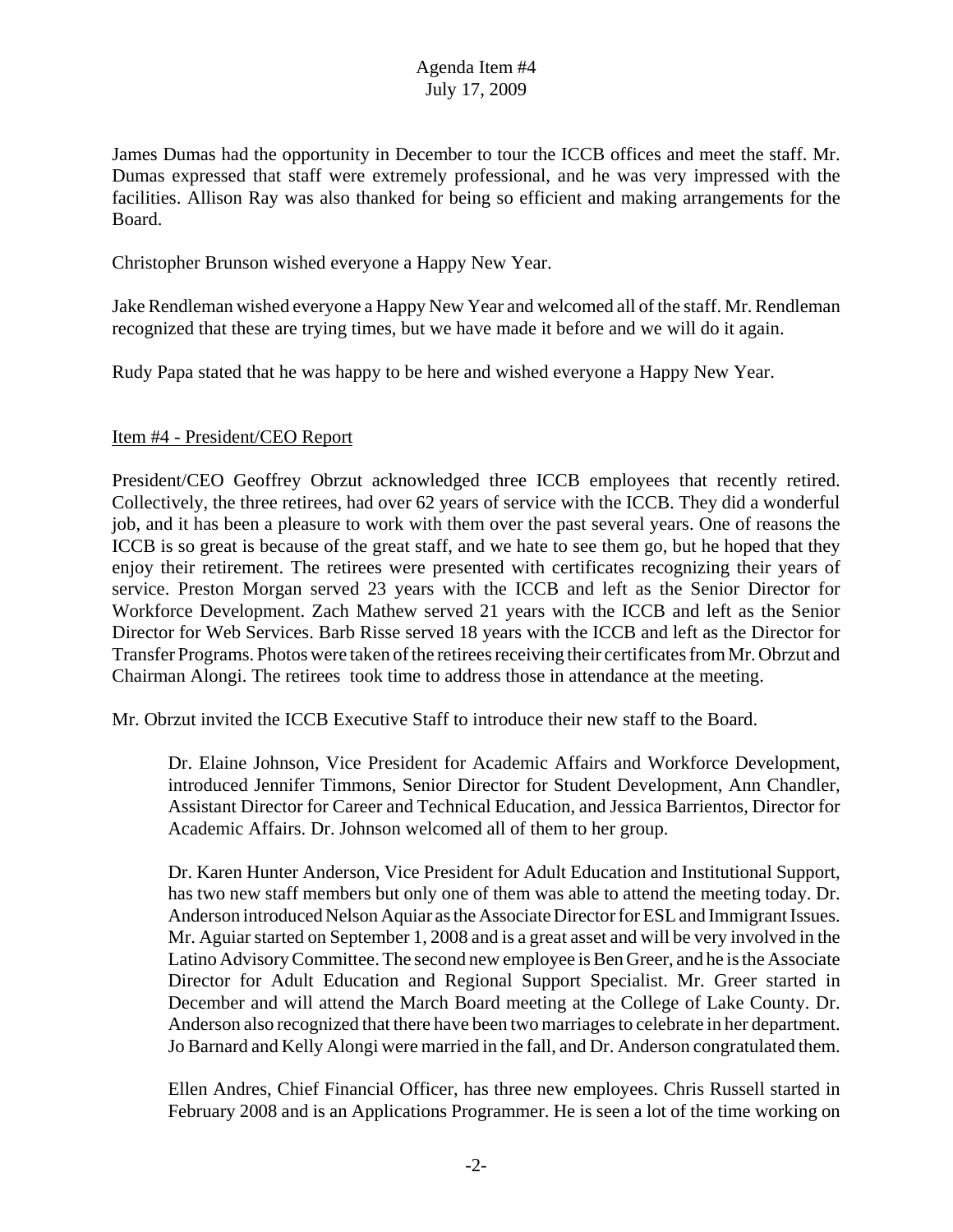James Dumas had the opportunity in December to tour the ICCB offices and meet the staff. Mr. Dumas expressed that staff were extremely professional, and he was very impressed with the facilities. Allison Ray was also thanked for being so efficient and making arrangements for the Board.

Christopher Brunson wished everyone a Happy New Year.

Jake Rendleman wished everyone a Happy New Year and welcomed all of the staff. Mr. Rendleman recognized that these are trying times, but we have made it before and we will do it again.

Rudy Papa stated that he was happy to be here and wished everyone a Happy New Year.

Item #4 - President/CEO Report

President/CEO Geoffrey Obrzut acknowledged three ICCB employees that recently retired. Collectively, the three retirees, had over 62 years of service with the ICCB. They did a wonderful job, and it has been a pleasure to work with them over the past several years. One of reasons the ICCB is so great is because of the great staff, and we hate to see them go, but he hoped that they enjoy their retirement. The retirees were presented with certificates recognizing their years of service. Preston Morgan served 23 years with the ICCB and left as the Senior Director for Workforce Development. Zach Mathew served 21 years with the ICCB and left as the Senior Director for Web Services. Barb Risse served 18 years with the ICCB and left as the Director for Transfer Programs. Photos were taken of the retirees receiving their certificates from Mr. Obrzut and Chairman Alongi. The retirees took time to address those in attendance at the meeting.

Mr. Obrzut invited the ICCB Executive Staff to introduce their new staff to the Board.

> Dr. Elaine Johnson, Vice President for Academic Affairs and Workforce Development, introduced Jennifer Timmons, Senior Director for Student Development, Ann Chandler, Assistant Director for Career and Technical Education, and Jessica Barrientos, Director for Academic Affairs. Dr. Johnson welcomed all of them to her group.
>
> Dr. Karen Hunter Anderson, Vice President for Adult Education and Institutional Support, has two new staff members but only one of them was able to attend the meeting today. Dr. Anderson introduced Nelson Aquiar as the Associate Director for ESL and Immigrant Issues. Mr. Aguiar started on September 1, 2008 and is a great asset and will be very involved in the Latino Advisory Committee. The second new employee is Ben Greer, and he is the Associate Director for Adult Education and Regional Support Specialist. Mr. Greer started in December and will attend the March Board meeting at the College of Lake County. Dr. Anderson also recognized that there have been two marriages to celebrate in her department. Jo Barnard and Kelly Alongi were married in the fall, and Dr. Anderson congratulated them.
>
> Ellen Andres, Chief Financial Officer, has three new employees. Chris Russell started in February 2008 and is an Applications Programmer. He is seen a lot of the time working on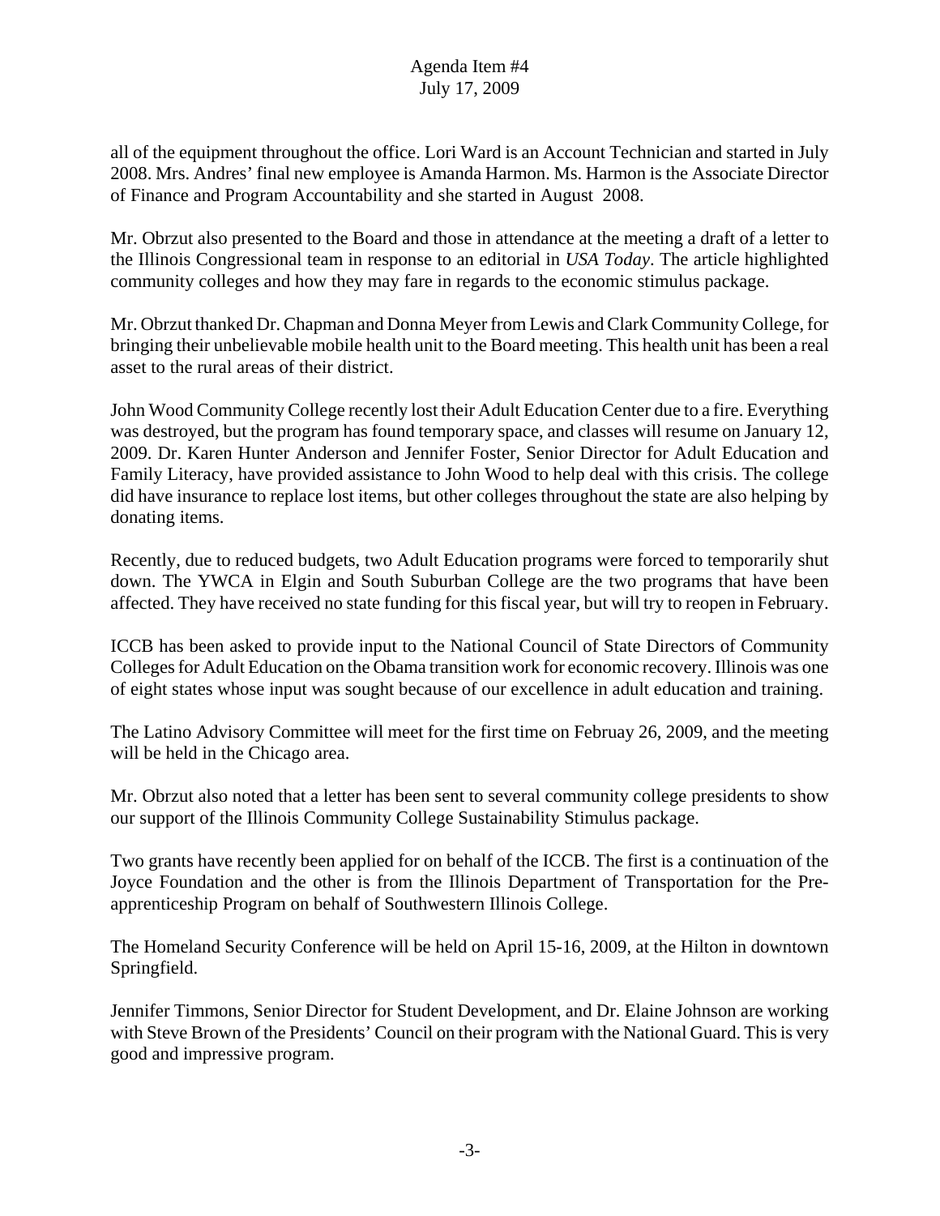all of the equipment throughout the office. Lori Ward is an Account Technician and started in July 2008. Mrs. Andres' final new employee is Amanda Harmon. Ms. Harmon is the Associate Director of Finance and Program Accountability and she started in August 2008.

Mr. Obrzut also presented to the Board and those in attendance at the meeting a draft of a letter to the Illinois Congressional team in response to an editorial in *USA Today*. The article highlighted community colleges and how they may fare in regards to the economic stimulus package.

Mr. Obrzut thanked Dr. Chapman and Donna Meyer from Lewis and Clark Community College, for bringing their unbelievable mobile health unit to the Board meeting. This health unit has been a real asset to the rural areas of their district.

John Wood Community College recently lost their Adult Education Center due to a fire. Everything was destroyed, but the program has found temporary space, and classes will resume on January 12, 2009. Dr. Karen Hunter Anderson and Jennifer Foster, Senior Director for Adult Education and Family Literacy, have provided assistance to John Wood to help deal with this crisis. The college did have insurance to replace lost items, but other colleges throughout the state are also helping by donating items.

Recently, due to reduced budgets, two Adult Education programs were forced to temporarily shut down. The YWCA in Elgin and South Suburban College are the two programs that have been affected. They have received no state funding for this fiscal year, but will try to reopen in February.

ICCB has been asked to provide input to the National Council of State Directors of Community Colleges for Adult Education on the Obama transition work for economic recovery. Illinois was one of eight states whose input was sought because of our excellence in adult education and training.

The Latino Advisory Committee will meet for the first time on Februay 26, 2009, and the meeting will be held in the Chicago area.

Mr. Obrzut also noted that a letter has been sent to several community college presidents to show our support of the Illinois Community College Sustainability Stimulus package.

Two grants have recently been applied for on behalf of the ICCB. The first is a continuation of the Joyce Foundation and the other is from the Illinois Department of Transportation for the Pre-apprenticeship Program on behalf of Southwestern Illinois College.

The Homeland Security Conference will be held on April 15-16, 2009, at the Hilton in downtown Springfield.

Jennifer Timmons, Senior Director for Student Development, and Dr. Elaine Johnson are working with Steve Brown of the Presidents' Council on their program with the National Guard. This is very good and impressive program.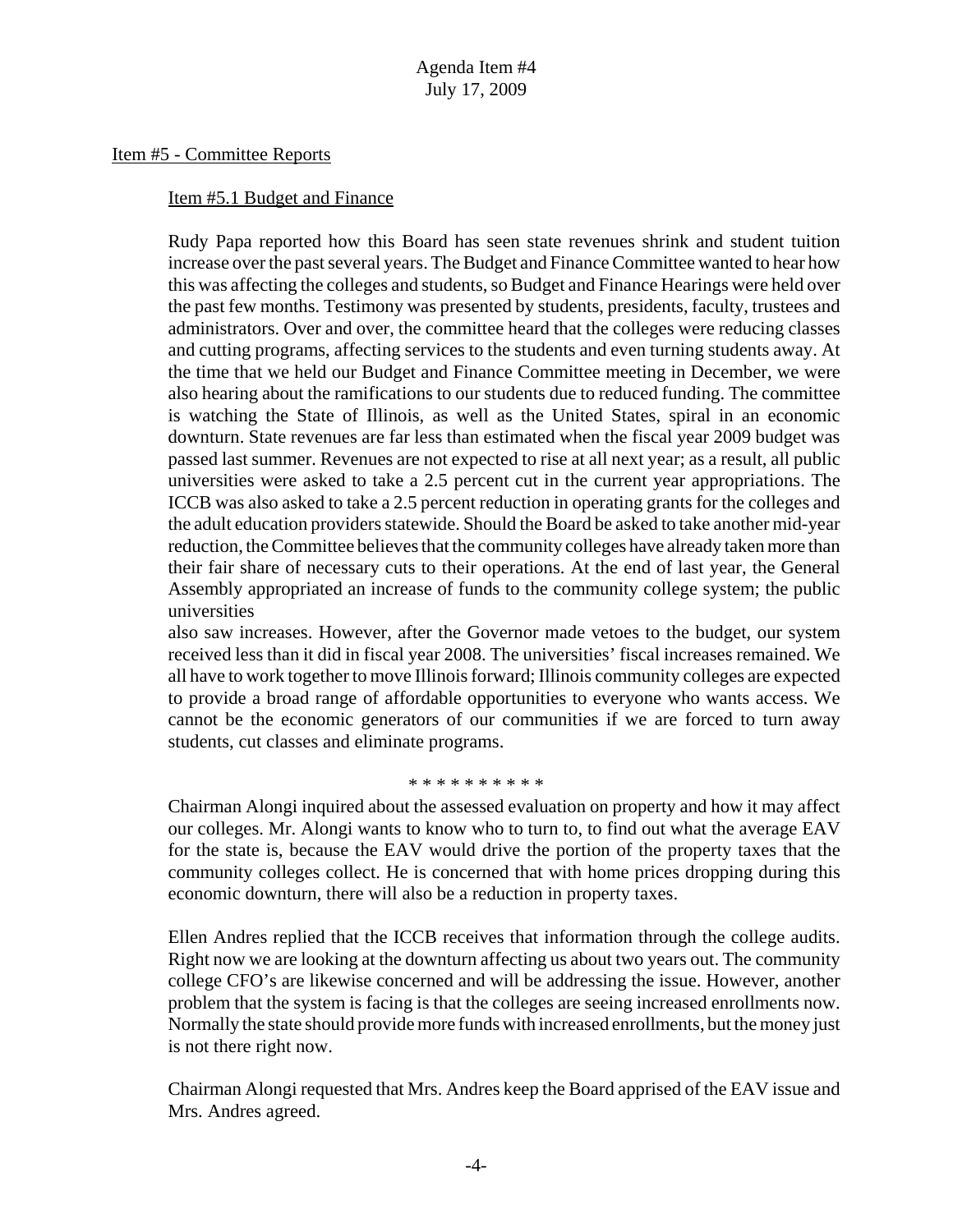## Item #5 - Committee Reports

### Item #5.1 Budget and Finance

Rudy Papa reported how this Board has seen state revenues shrink and student tuition increase over the past several years. The Budget and Finance Committee wanted to hear how this was affecting the colleges and students, so Budget and Finance Hearings were held over the past few months. Testimony was presented by students, presidents, faculty, trustees and administrators. Over and over, the committee heard that the colleges were reducing classes and cutting programs, affecting services to the students and even turning students away. At the time that we held our Budget and Finance Committee meeting in December, we were also hearing about the ramifications to our students due to reduced funding. The committee is watching the State of Illinois, as well as the United States, spiral in an economic downturn. State revenues are far less than estimated when the fiscal year 2009 budget was passed last summer. Revenues are not expected to rise at all next year; as a result, all public universities were asked to take a 2.5 percent cut in the current year appropriations. The ICCB was also asked to take a 2.5 percent reduction in operating grants for the colleges and the adult education providers statewide. Should the Board be asked to take another mid-year reduction, the Committee believes that the community colleges have already taken more than their fair share of necessary cuts to their operations. At the end of last year, the General Assembly appropriated an increase of funds to the community college system; the public universities also saw increases. However, after the Governor made vetoes to the budget, our system received less than it did in fiscal year 2008. The universities' fiscal increases remained. We all have to work together to move Illinois forward; Illinois community colleges are expected to provide a broad range of affordable opportunities to everyone who wants access. We cannot be the economic generators of our communities if we are forced to turn away students, cut classes and eliminate programs.

\* \* \* \* \* \* \* \* \* \*

Chairman Alongi inquired about the assessed evaluation on property and how it may affect our colleges. Mr. Alongi wants to know who to turn to, to find out what the average EAV for the state is, because the EAV would drive the portion of the property taxes that the community colleges collect. He is concerned that with home prices dropping during this economic downturn, there will also be a reduction in property taxes.

Ellen Andres replied that the ICCB receives that information through the college audits. Right now we are looking at the downturn affecting us about two years out. The community college CFO's are likewise concerned and will be addressing the issue. However, another problem that the system is facing is that the colleges are seeing increased enrollments now. Normally the state should provide more funds with increased enrollments, but the money just is not there right now.

Chairman Alongi requested that Mrs. Andres keep the Board apprised of the EAV issue and Mrs. Andres agreed.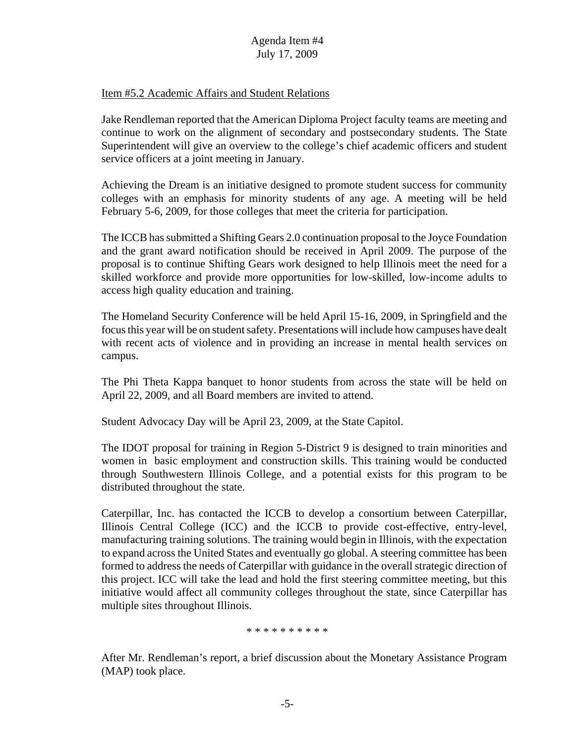Item #5.2 Academic Affairs and Student Relations

Jake Rendleman reported that the American Diploma Project faculty teams are meeting and continue to work on the alignment of secondary and postsecondary students. The State Superintendent will give an overview to the college's chief academic officers and student service officers at a joint meeting in January.

Achieving the Dream is an initiative designed to promote student success for community colleges with an emphasis for minority students of any age. A meeting will be held February 5-6, 2009, for those colleges that meet the criteria for participation.

The ICCB has submitted a Shifting Gears 2.0 continuation proposal to the Joyce Foundation and the grant award notification should be received in April 2009. The purpose of the proposal is to continue Shifting Gears work designed to help Illinois meet the need for a skilled workforce and provide more opportunities for low-skilled, low-income adults to access high quality education and training.

The Homeland Security Conference will be held April 15-16, 2009, in Springfield and the focus this year will be on student safety. Presentations will include how campuses have dealt with recent acts of violence and in providing an increase in mental health services on campus.

The Phi Theta Kappa banquet to honor students from across the state will be held on April 22, 2009, and all Board members are invited to attend.

Student Advocacy Day will be April 23, 2009, at the State Capitol.

The IDOT proposal for training in Region 5-District 9 is designed to train minorities and women in basic employment and construction skills. This training would be conducted through Southwestern Illinois College, and a potential exists for this program to be distributed throughout the state.

Caterpillar, Inc. has contacted the ICCB to develop a consortium between Caterpillar, Illinois Central College (ICC) and the ICCB to provide cost-effective, entry-level, manufacturing training solutions. The training would begin in Illinois, with the expectation to expand across the United States and eventually go global. A steering committee has been formed to address the needs of Caterpillar with guidance in the overall strategic direction of this project. ICC will take the lead and hold the first steering committee meeting, but this initiative would affect all community colleges throughout the state, since Caterpillar has multiple sites throughout Illinois.

* * * * * * * * * *

After Mr. Rendleman's report, a brief discussion about the Monetary Assistance Program (MAP) took place.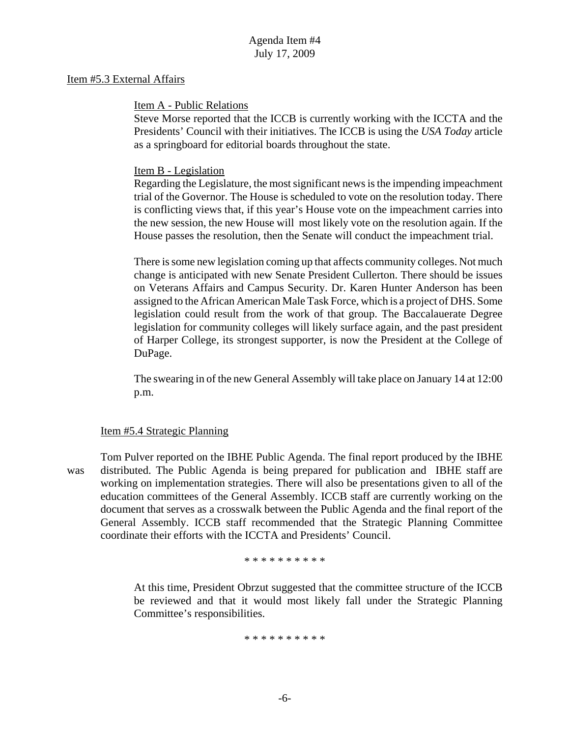Agenda Item #4
July 17, 2009

Item #5.3 External Affairs

Item A - Public Relations

Steve Morse reported that the ICCB is currently working with the ICCTA and the Presidents' Council with their initiatives. The ICCB is using the *USA Today* article as a springboard for editorial boards throughout the state.

Item B - Legislation

Regarding the Legislature, the most significant news is the impending impeachment trial of the Governor. The House is scheduled to vote on the resolution today. There is conflicting views that, if this year's House vote on the impeachment carries into the new session, the new House will most likely vote on the resolution again. If the House passes the resolution, then the Senate will conduct the impeachment trial.

There is some new legislation coming up that affects community colleges. Not much change is anticipated with new Senate President Cullerton. There should be issues on Veterans Affairs and Campus Security. Dr. Karen Hunter Anderson has been assigned to the African American Male Task Force, which is a project of DHS. Some legislation could result from the work of that group. The Baccalauerate Degree legislation for community colleges will likely surface again, and the past president of Harper College, its strongest supporter, is now the President at the College of DuPage.

The swearing in of the new General Assembly will take place on January 14 at 12:00 p.m.

Item #5.4 Strategic Planning

Tom Pulver reported on the IBHE Public Agenda. The final report produced by the IBHE was distributed. The Public Agenda is being prepared for publication and IBHE staff are working on implementation strategies. There will also be presentations given to all of the education committees of the General Assembly. ICCB staff are currently working on the document that serves as a crosswalk between the Public Agenda and the final report of the General Assembly. ICCB staff recommended that the Strategic Planning Committee coordinate their efforts with the ICCTA and Presidents' Council.

* * * * * * * * * *

At this time, President Obrzut suggested that the committee structure of the ICCB be reviewed and that it would most likely fall under the Strategic Planning Committee's responsibilities.

* * * * * * * * * *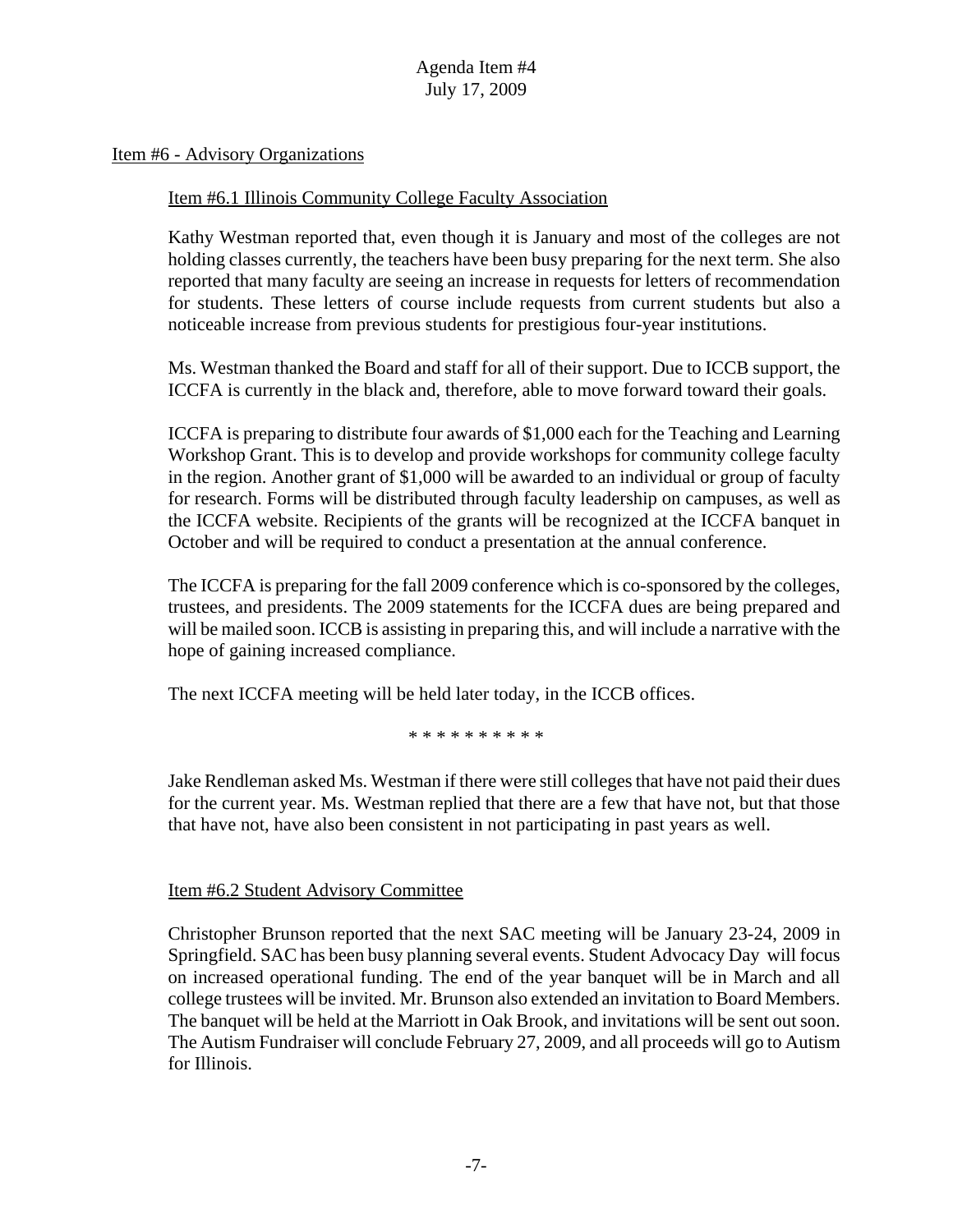## Item #6 - Advisory Organizations

### Item #6.1 Illinois Community College Faculty Association

Kathy Westman reported that, even though it is January and most of the colleges are not holding classes currently, the teachers have been busy preparing for the next term. She also reported that many faculty are seeing an increase in requests for letters of recommendation for students. These letters of course include requests from current students but also a noticeable increase from previous students for prestigious four-year institutions.

Ms. Westman thanked the Board and staff for all of their support. Due to ICCB support, the ICCFA is currently in the black and, therefore, able to move forward toward their goals.

ICCFA is preparing to distribute four awards of $1,000 each for the Teaching and Learning Workshop Grant. This is to develop and provide workshops for community college faculty in the region. Another grant of $1,000 will be awarded to an individual or group of faculty for research. Forms will be distributed through faculty leadership on campuses, as well as the ICCFA website. Recipients of the grants will be recognized at the ICCFA banquet in October and will be required to conduct a presentation at the annual conference.

The ICCFA is preparing for the fall 2009 conference which is co-sponsored by the colleges, trustees, and presidents. The 2009 statements for the ICCFA dues are being prepared and will be mailed soon. ICCB is assisting in preparing this, and will include a narrative with the hope of gaining increased compliance.

The next ICCFA meeting will be held later today, in the ICCB offices.

* * * * * * * * * *

Jake Rendleman asked Ms. Westman if there were still colleges that have not paid their dues for the current year. Ms. Westman replied that there are a few that have not, but that those that have not, have also been consistent in not participating in past years as well.

### Item #6.2 Student Advisory Committee

Christopher Brunson reported that the next SAC meeting will be January 23-24, 2009 in Springfield. SAC has been busy planning several events. Student Advocacy Day will focus on increased operational funding. The end of the year banquet will be in March and all college trustees will be invited. Mr. Brunson also extended an invitation to Board Members. The banquet will be held at the Marriott in Oak Brook, and invitations will be sent out soon. The Autism Fundraiser will conclude February 27, 2009, and all proceeds will go to Autism for Illinois.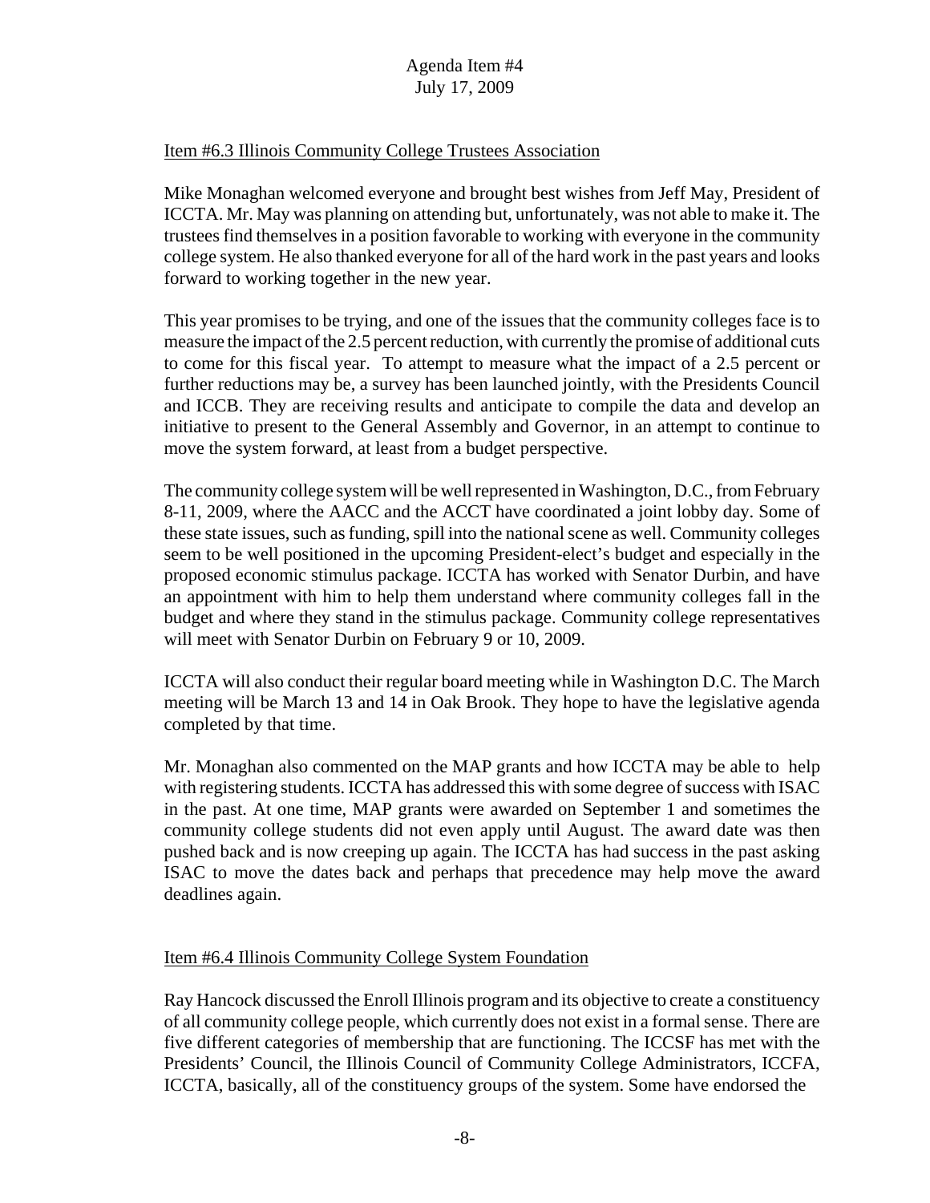Item #6.3 Illinois Community College Trustees Association

Mike Monaghan welcomed everyone and brought best wishes from Jeff May, President of ICCTA. Mr. May was planning on attending but, unfortunately, was not able to make it. The trustees find themselves in a position favorable to working with everyone in the community college system. He also thanked everyone for all of the hard work in the past years and looks forward to working together in the new year.

This year promises to be trying, and one of the issues that the community colleges face is to measure the impact of the 2.5 percent reduction, with currently the promise of additional cuts to come for this fiscal year. To attempt to measure what the impact of a 2.5 percent or further reductions may be, a survey has been launched jointly, with the Presidents Council and ICCB. They are receiving results and anticipate to compile the data and develop an initiative to present to the General Assembly and Governor, in an attempt to continue to move the system forward, at least from a budget perspective.

The community college system will be well represented in Washington, D.C., from February 8-11, 2009, where the AACC and the ACCT have coordinated a joint lobby day. Some of these state issues, such as funding, spill into the national scene as well. Community colleges seem to be well positioned in the upcoming President-elect's budget and especially in the proposed economic stimulus package. ICCTA has worked with Senator Durbin, and have an appointment with him to help them understand where community colleges fall in the budget and where they stand in the stimulus package. Community college representatives will meet with Senator Durbin on February 9 or 10, 2009.

ICCTA will also conduct their regular board meeting while in Washington D.C. The March meeting will be March 13 and 14 in Oak Brook. They hope to have the legislative agenda completed by that time.

Mr. Monaghan also commented on the MAP grants and how ICCTA may be able to help with registering students. ICCTA has addressed this with some degree of success with ISAC in the past. At one time, MAP grants were awarded on September 1 and sometimes the community college students did not even apply until August. The award date was then pushed back and is now creeping up again. The ICCTA has had success in the past asking ISAC to move the dates back and perhaps that precedence may help move the award deadlines again.

Item #6.4 Illinois Community College System Foundation

Ray Hancock discussed the Enroll Illinois program and its objective to create a constituency of all community college people, which currently does not exist in a formal sense. There are five different categories of membership that are functioning. The ICCSF has met with the Presidents' Council, the Illinois Council of Community College Administrators, ICCFA, ICCTA, basically, all of the constituency groups of the system. Some have endorsed the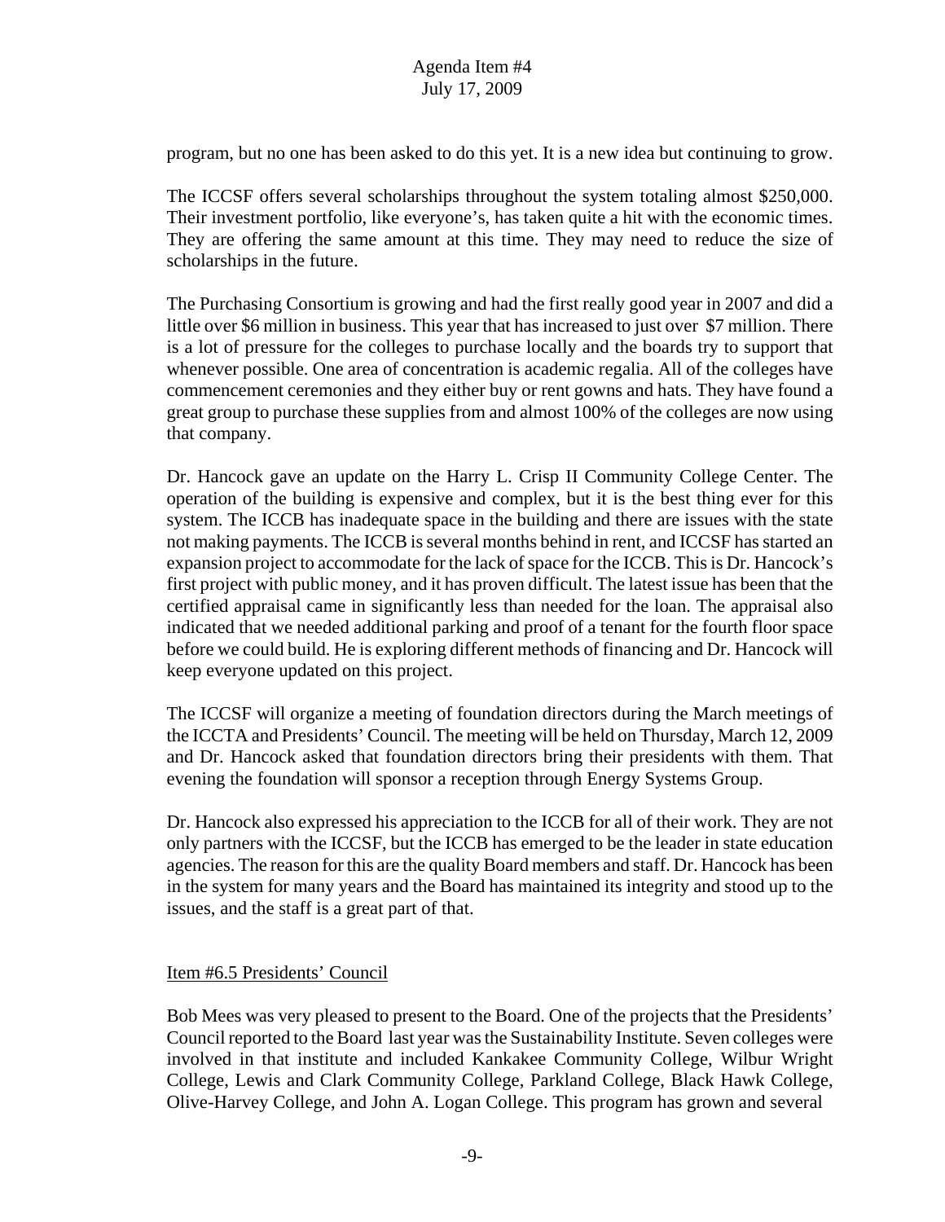program, but no one has been asked to do this yet. It is a new idea but continuing to grow.

The ICCSF offers several scholarships throughout the system totaling almost $250,000. Their investment portfolio, like everyone's, has taken quite a hit with the economic times. They are offering the same amount at this time. They may need to reduce the size of scholarships in the future.

The Purchasing Consortium is growing and had the first really good year in 2007 and did a little over $6 million in business. This year that has increased to just over $7 million. There is a lot of pressure for the colleges to purchase locally and the boards try to support that whenever possible. One area of concentration is academic regalia. All of the colleges have commencement ceremonies and they either buy or rent gowns and hats. They have found a great group to purchase these supplies from and almost 100% of the colleges are now using that company.

Dr. Hancock gave an update on the Harry L. Crisp II Community College Center. The operation of the building is expensive and complex, but it is the best thing ever for this system. The ICCB has inadequate space in the building and there are issues with the state not making payments. The ICCB is several months behind in rent, and ICCSF has started an expansion project to accommodate for the lack of space for the ICCB. This is Dr. Hancock's first project with public money, and it has proven difficult. The latest issue has been that the certified appraisal came in significantly less than needed for the loan. The appraisal also indicated that we needed additional parking and proof of a tenant for the fourth floor space before we could build. He is exploring different methods of financing and Dr. Hancock will keep everyone updated on this project.

The ICCSF will organize a meeting of foundation directors during the March meetings of the ICCTA and Presidents' Council. The meeting will be held on Thursday, March 12, 2009 and Dr. Hancock asked that foundation directors bring their presidents with them. That evening the foundation will sponsor a reception through Energy Systems Group.

Dr. Hancock also expressed his appreciation to the ICCB for all of their work. They are not only partners with the ICCSF, but the ICCB has emerged to be the leader in state education agencies. The reason for this are the quality Board members and staff. Dr. Hancock has been in the system for many years and the Board has maintained its integrity and stood up to the issues, and the staff is a great part of that.

## Item #6.5 Presidents' Council

Bob Mees was very pleased to present to the Board. One of the projects that the Presidents' Council reported to the Board last year was the Sustainability Institute. Seven colleges were involved in that institute and included Kankakee Community College, Wilbur Wright College, Lewis and Clark Community College, Parkland College, Black Hawk College, Olive-Harvey College, and John A. Logan College. This program has grown and several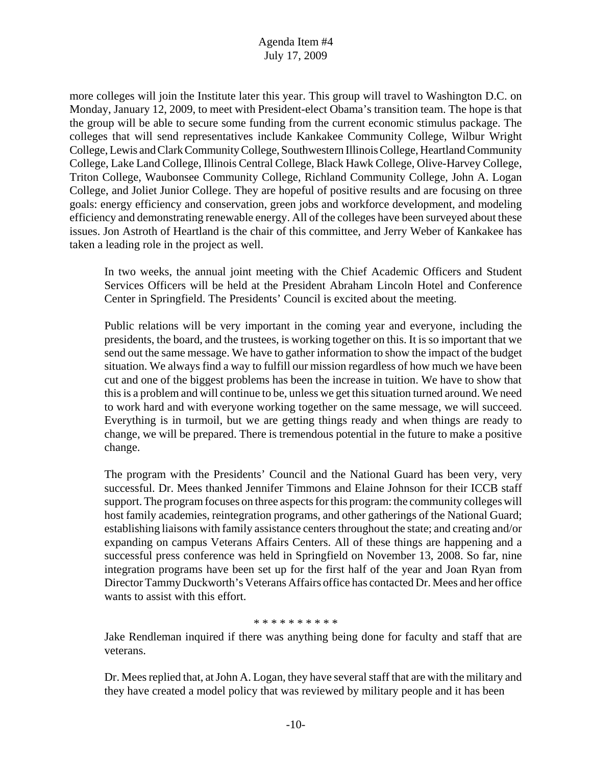more colleges will join the Institute later this year. This group will travel to Washington D.C. on Monday, January 12, 2009, to meet with President-elect Obama's transition team. The hope is that the group will be able to secure some funding from the current economic stimulus package. The colleges that will send representatives include Kankakee Community College, Wilbur Wright College, Lewis and Clark Community College, Southwestern Illinois College, Heartland Community College, Lake Land College, Illinois Central College, Black Hawk College, Olive-Harvey College, Triton College, Waubonsee Community College, Richland Community College, John A. Logan College, and Joliet Junior College. They are hopeful of positive results and are focusing on three goals: energy efficiency and conservation, green jobs and workforce development, and modeling efficiency and demonstrating renewable energy. All of the colleges have been surveyed about these issues. Jon Astroth of Heartland is the chair of this committee, and Jerry Weber of Kankakee has taken a leading role in the project as well.

In two weeks, the annual joint meeting with the Chief Academic Officers and Student Services Officers will be held at the President Abraham Lincoln Hotel and Conference Center in Springfield. The Presidents' Council is excited about the meeting.

Public relations will be very important in the coming year and everyone, including the presidents, the board, and the trustees, is working together on this. It is so important that we send out the same message. We have to gather information to show the impact of the budget situation. We always find a way to fulfill our mission regardless of how much we have been cut and one of the biggest problems has been the increase in tuition. We have to show that this is a problem and will continue to be, unless we get this situation turned around. We need to work hard and with everyone working together on the same message, we will succeed. Everything is in turmoil, but we are getting things ready and when things are ready to change, we will be prepared. There is tremendous potential in the future to make a positive change.

The program with the Presidents' Council and the National Guard has been very, very successful. Dr. Mees thanked Jennifer Timmons and Elaine Johnson for their ICCB staff support. The program focuses on three aspects for this program: the community colleges will host family academies, reintegration programs, and other gatherings of the National Guard; establishing liaisons with family assistance centers throughout the state; and creating and/or expanding on campus Veterans Affairs Centers. All of these things are happening and a successful press conference was held in Springfield on November 13, 2008. So far, nine integration programs have been set up for the first half of the year and Joan Ryan from Director Tammy Duckworth's Veterans Affairs office has contacted Dr. Mees and her office wants to assist with this effort.

* * * * * * * * * *

Jake Rendleman inquired if there was anything being done for faculty and staff that are veterans.

Dr. Mees replied that, at John A. Logan, they have several staff that are with the military and they have created a model policy that was reviewed by military people and it has been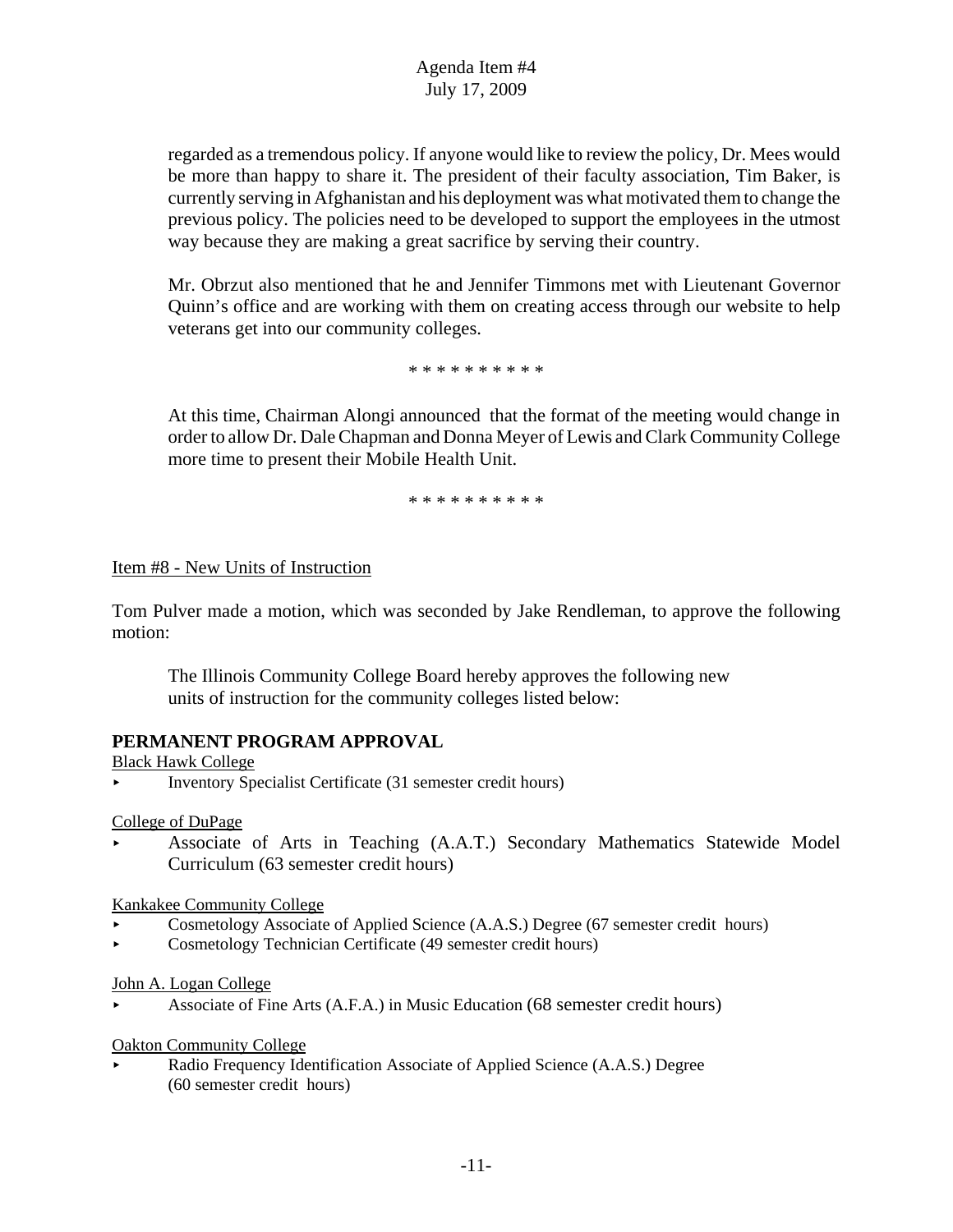regarded as a tremendous policy. If anyone would like to review the policy, Dr. Mees would be more than happy to share it. The president of their faculty association, Tim Baker, is currently serving in Afghanistan and his deployment was what motivated them to change the previous policy. The policies need to be developed to support the employees in the utmost way because they are making a great sacrifice by serving their country.

Mr. Obrzut also mentioned that he and Jennifer Timmons met with Lieutenant Governor Quinn's office and are working with them on creating access through our website to help veterans get into our community colleges.

\* \* \* \* \* \* \* \* \* \*

At this time, Chairman Alongi announced that the format of the meeting would change in order to allow Dr. Dale Chapman and Donna Meyer of Lewis and Clark Community College more time to present their Mobile Health Unit.

\* \* \* \* \* \* \* \* \* \*

Item #8 - New Units of Instruction

Tom Pulver made a motion, which was seconded by Jake Rendleman, to approve the following motion:

> The Illinois Community College Board hereby approves the following new units of instruction for the community colleges listed below:

**PERMANENT PROGRAM APPROVAL**

Black Hawk College
- Inventory Specialist Certificate (31 semester credit hours)

College of DuPage
- Associate of Arts in Teaching (A.A.T.) Secondary Mathematics Statewide Model Curriculum (63 semester credit hours)

Kankakee Community College
- Cosmetology Associate of Applied Science (A.A.S.) Degree (67 semester credit hours)
- Cosmetology Technician Certificate (49 semester credit hours)

John A. Logan College
- Associate of Fine Arts (A.F.A.) in Music Education (68 semester credit hours)

Oakton Community College
- Radio Frequency Identification Associate of Applied Science (A.A.S.) Degree (60 semester credit hours)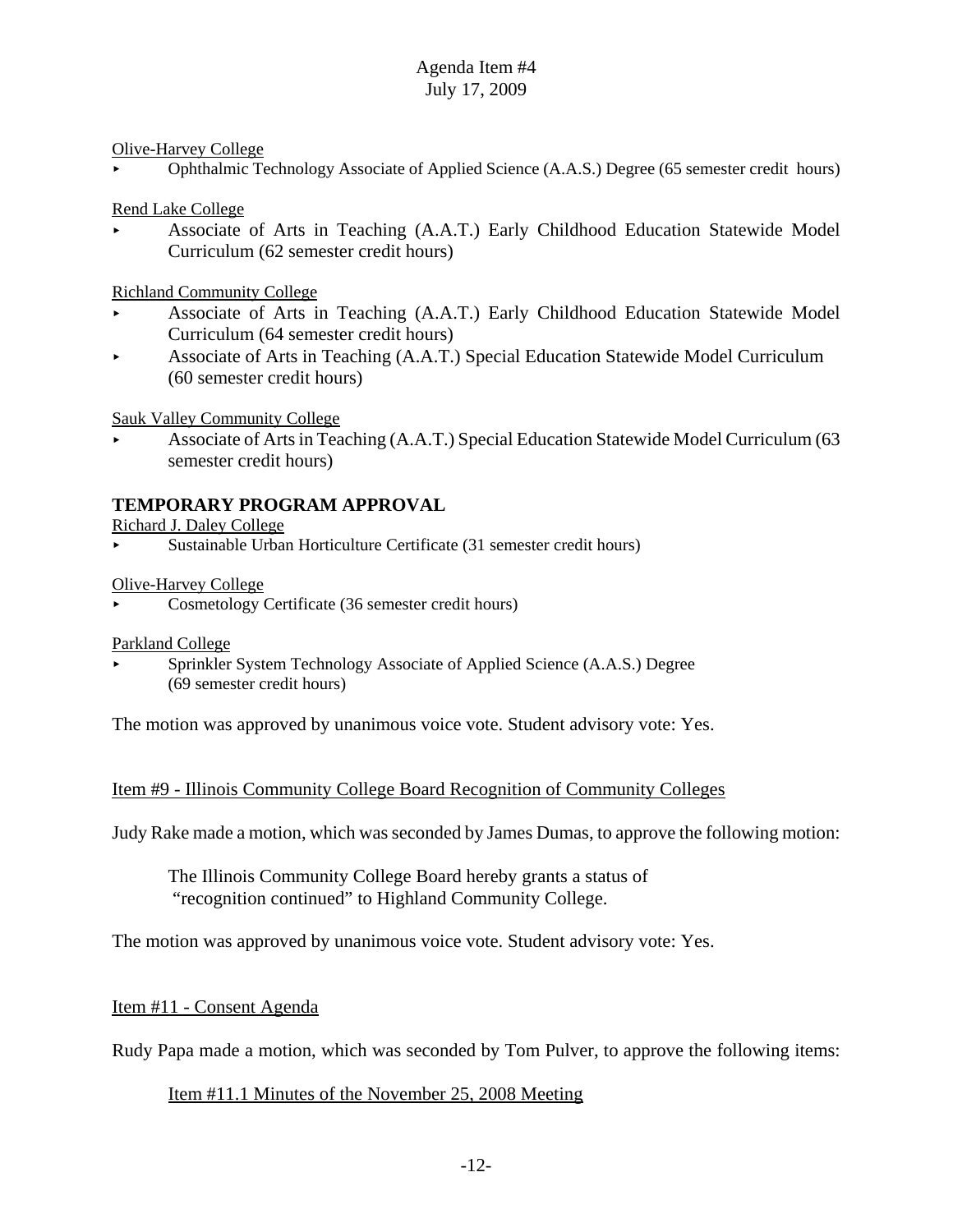Olive-Harvey College

- Ophthalmic Technology Associate of Applied Science (A.A.S.) Degree (65 semester credit hours)

Rend Lake College

- Associate of Arts in Teaching (A.A.T.) Early Childhood Education Statewide Model Curriculum (62 semester credit hours)

Richland Community College

- Associate of Arts in Teaching (A.A.T.) Early Childhood Education Statewide Model Curriculum (64 semester credit hours)
- Associate of Arts in Teaching (A.A.T.) Special Education Statewide Model Curriculum (60 semester credit hours)

Sauk Valley Community College

- Associate of Arts in Teaching (A.A.T.) Special Education Statewide Model Curriculum (63 semester credit hours)

**TEMPORARY PROGRAM APPROVAL**

Richard J. Daley College

- Sustainable Urban Horticulture Certificate (31 semester credit hours)

Olive-Harvey College

- Cosmetology Certificate (36 semester credit hours)

Parkland College

- Sprinkler System Technology Associate of Applied Science (A.A.S.) Degree (69 semester credit hours)

The motion was approved by unanimous voice vote. Student advisory vote: Yes.

Item #9 - Illinois Community College Board Recognition of Community Colleges

Judy Rake made a motion, which was seconded by James Dumas, to approve the following motion:

> The Illinois Community College Board hereby grants a status of "recognition continued" to Highland Community College.

The motion was approved by unanimous voice vote. Student advisory vote: Yes.

Item #11 - Consent Agenda

Rudy Papa made a motion, which was seconded by Tom Pulver, to approve the following items:

> Item #11.1 Minutes of the November 25, 2008 Meeting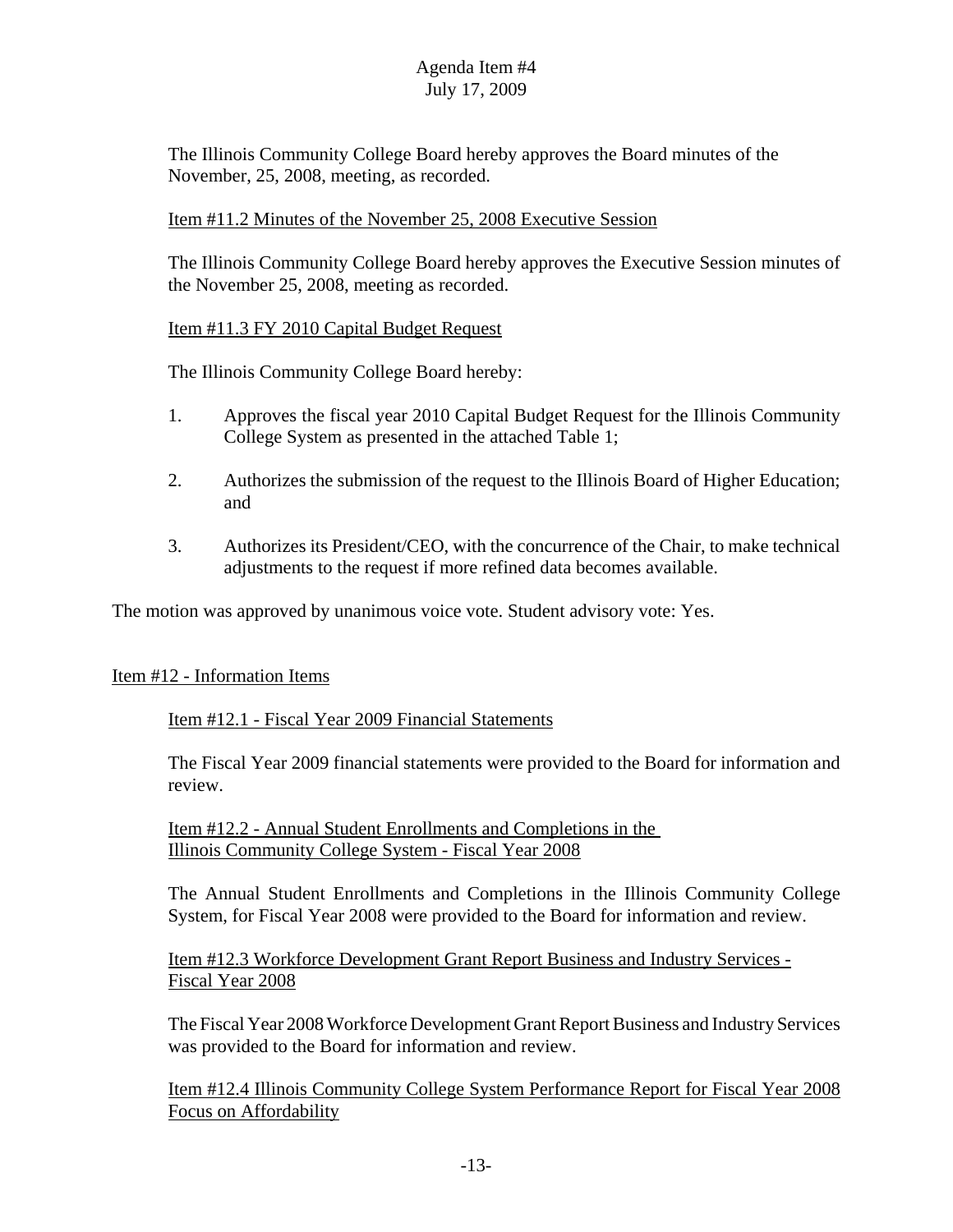The Illinois Community College Board hereby approves the Board minutes of the November, 25, 2008, meeting, as recorded.

Item #11.2 Minutes of the November 25, 2008 Executive Session

The Illinois Community College Board hereby approves the Executive Session minutes of the November 25, 2008, meeting as recorded.

Item #11.3 FY 2010 Capital Budget Request

The Illinois Community College Board hereby:

1. Approves the fiscal year 2010 Capital Budget Request for the Illinois Community College System as presented in the attached Table 1;

2. Authorizes the submission of the request to the Illinois Board of Higher Education; and

3. Authorizes its President/CEO, with the concurrence of the Chair, to make technical adjustments to the request if more refined data becomes available.

The motion was approved by unanimous voice vote. Student advisory vote: Yes.

Item #12 - Information Items

Item #12.1 - Fiscal Year 2009 Financial Statements

The Fiscal Year 2009 financial statements were provided to the Board for information and review.

Item #12.2 - Annual Student Enrollments and Completions in the Illinois Community College System - Fiscal Year 2008

The Annual Student Enrollments and Completions in the Illinois Community College System, for Fiscal Year 2008 were provided to the Board for information and review.

Item #12.3 Workforce Development Grant Report Business and Industry Services - Fiscal Year 2008

The Fiscal Year 2008 Workforce Development Grant Report Business and Industry Services was provided to the Board for information and review.

Item #12.4 Illinois Community College System Performance Report for Fiscal Year 2008 Focus on Affordability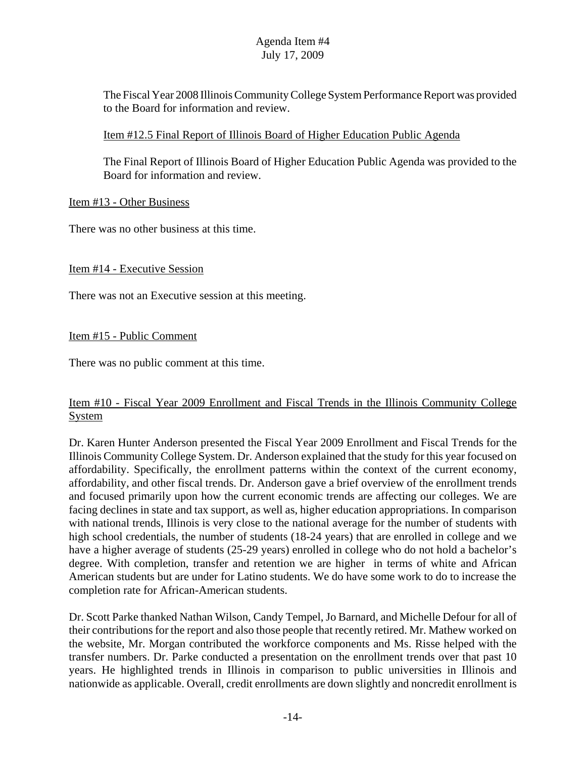The Fiscal Year 2008 Illinois Community College System Performance Report was provided to the Board for information and review.

Item #12.5 Final Report of Illinois Board of Higher Education Public Agenda

The Final Report of Illinois Board of Higher Education Public Agenda was provided to the Board for information and review.

Item #13 - Other Business

There was no other business at this time.

Item #14 - Executive Session

There was not an Executive session at this meeting.

Item #15 - Public Comment

There was no public comment at this time.

Item #10 - Fiscal Year 2009 Enrollment and Fiscal Trends in the Illinois Community College System

Dr. Karen Hunter Anderson presented the Fiscal Year 2009 Enrollment and Fiscal Trends for the Illinois Community College System. Dr. Anderson explained that the study for this year focused on affordability. Specifically, the enrollment patterns within the context of the current economy, affordability, and other fiscal trends. Dr. Anderson gave a brief overview of the enrollment trends and focused primarily upon how the current economic trends are affecting our colleges. We are facing declines in state and tax support, as well as, higher education appropriations. In comparison with national trends, Illinois is very close to the national average for the number of students with high school credentials, the number of students (18-24 years) that are enrolled in college and we have a higher average of students (25-29 years) enrolled in college who do not hold a bachelor's degree. With completion, transfer and retention we are higher in terms of white and African American students but are under for Latino students. We do have some work to do to increase the completion rate for African-American students.

Dr. Scott Parke thanked Nathan Wilson, Candy Tempel, Jo Barnard, and Michelle Defour for all of their contributions for the report and also those people that recently retired. Mr. Mathew worked on the website, Mr. Morgan contributed the workforce components and Ms. Risse helped with the transfer numbers. Dr. Parke conducted a presentation on the enrollment trends over that past 10 years. He highlighted trends in Illinois in comparison to public universities in Illinois and nationwide as applicable. Overall, credit enrollments are down slightly and noncredit enrollment is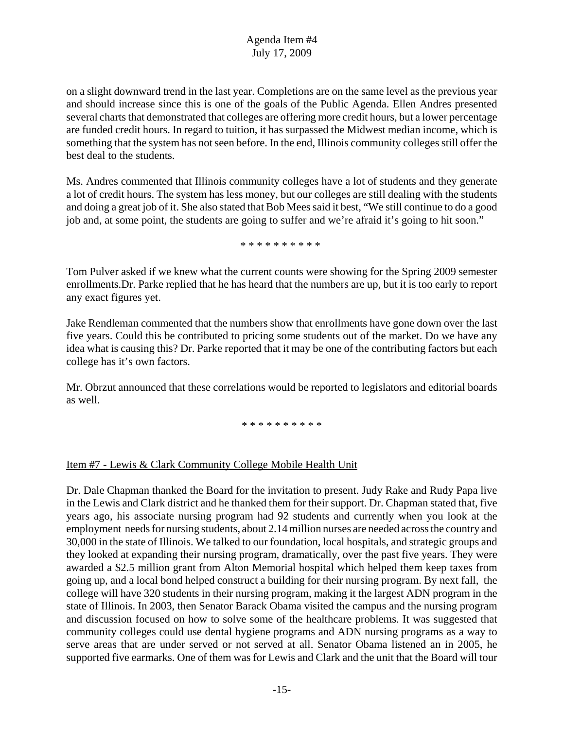on a slight downward trend in the last year. Completions are on the same level as the previous year and should increase since this is one of the goals of the Public Agenda. Ellen Andres presented several charts that demonstrated that colleges are offering more credit hours, but a lower percentage are funded credit hours. In regard to tuition, it has surpassed the Midwest median income, which is something that the system has not seen before. In the end, Illinois community colleges still offer the best deal to the students.

Ms. Andres commented that Illinois community colleges have a lot of students and they generate a lot of credit hours. The system has less money, but our colleges are still dealing with the students and doing a great job of it. She also stated that Bob Mees said it best, "We still continue to do a good job and, at some point, the students are going to suffer and we're afraid it's going to hit soon."

\* \* \* \* \* \* \* \* \* \*

Tom Pulver asked if we knew what the current counts were showing for the Spring 2009 semester enrollments.Dr. Parke replied that he has heard that the numbers are up, but it is too early to report any exact figures yet.

Jake Rendleman commented that the numbers show that enrollments have gone down over the last five years. Could this be contributed to pricing some students out of the market. Do we have any idea what is causing this? Dr. Parke reported that it may be one of the contributing factors but each college has it's own factors.

Mr. Obrzut announced that these correlations would be reported to legislators and editorial boards as well.

\* \* \* \* \* \* \* \* \* \*

Item #7 - Lewis & Clark Community College Mobile Health Unit

Dr. Dale Chapman thanked the Board for the invitation to present. Judy Rake and Rudy Papa live in the Lewis and Clark district and he thanked them for their support. Dr. Chapman stated that, five years ago, his associate nursing program had 92 students and currently when you look at the employment needs for nursing students, about 2.14 million nurses are needed across the country and 30,000 in the state of Illinois. We talked to our foundation, local hospitals, and strategic groups and they looked at expanding their nursing program, dramatically, over the past five years. They were awarded a $2.5 million grant from Alton Memorial hospital which helped them keep taxes from going up, and a local bond helped construct a building for their nursing program. By next fall, the college will have 320 students in their nursing program, making it the largest ADN program in the state of Illinois. In 2003, then Senator Barack Obama visited the campus and the nursing program and discussion focused on how to solve some of the healthcare problems. It was suggested that community colleges could use dental hygiene programs and ADN nursing programs as a way to serve areas that are under served or not served at all. Senator Obama listened an in 2005, he supported five earmarks. One of them was for Lewis and Clark and the unit that the Board will tour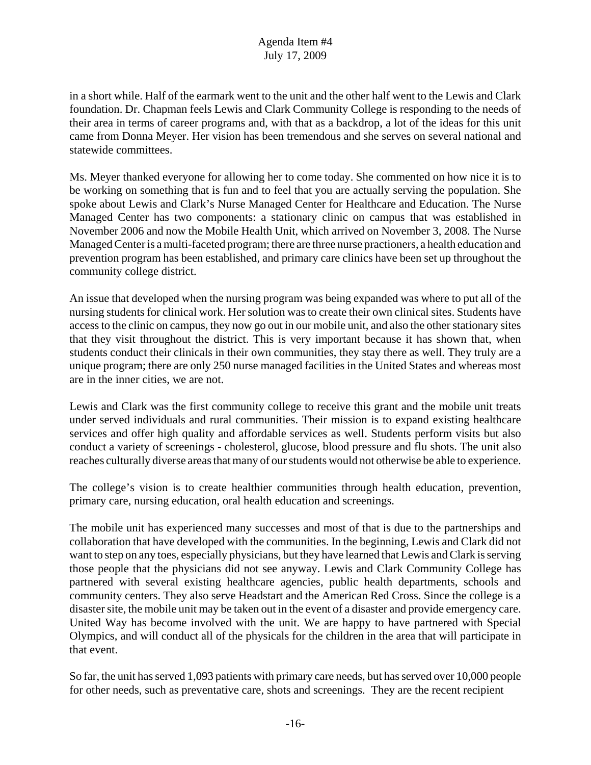in a short while. Half of the earmark went to the unit and the other half went to the Lewis and Clark foundation. Dr. Chapman feels Lewis and Clark Community College is responding to the needs of their area in terms of career programs and, with that as a backdrop, a lot of the ideas for this unit came from Donna Meyer. Her vision has been tremendous and she serves on several national and statewide committees.

Ms. Meyer thanked everyone for allowing her to come today. She commented on how nice it is to be working on something that is fun and to feel that you are actually serving the population. She spoke about Lewis and Clark's Nurse Managed Center for Healthcare and Education. The Nurse Managed Center has two components: a stationary clinic on campus that was established in November 2006 and now the Mobile Health Unit, which arrived on November 3, 2008. The Nurse Managed Center is a multi-faceted program; there are three nurse practioners, a health education and prevention program has been established, and primary care clinics have been set up throughout the community college district.

An issue that developed when the nursing program was being expanded was where to put all of the nursing students for clinical work. Her solution was to create their own clinical sites. Students have access to the clinic on campus, they now go out in our mobile unit, and also the other stationary sites that they visit throughout the district. This is very important because it has shown that, when students conduct their clinicals in their own communities, they stay there as well. They truly are a unique program; there are only 250 nurse managed facilities in the United States and whereas most are in the inner cities, we are not.

Lewis and Clark was the first community college to receive this grant and the mobile unit treats under served individuals and rural communities. Their mission is to expand existing healthcare services and offer high quality and affordable services as well. Students perform visits but also conduct a variety of screenings - cholesterol, glucose, blood pressure and flu shots. The unit also reaches culturally diverse areas that many of our students would not otherwise be able to experience.

The college's vision is to create healthier communities through health education, prevention, primary care, nursing education, oral health education and screenings.

The mobile unit has experienced many successes and most of that is due to the partnerships and collaboration that have developed with the communities. In the beginning, Lewis and Clark did not want to step on any toes, especially physicians, but they have learned that Lewis and Clark is serving those people that the physicians did not see anyway. Lewis and Clark Community College has partnered with several existing healthcare agencies, public health departments, schools and community centers. They also serve Headstart and the American Red Cross. Since the college is a disaster site, the mobile unit may be taken out in the event of a disaster and provide emergency care. United Way has become involved with the unit. We are happy to have partnered with Special Olympics, and will conduct all of the physicals for the children in the area that will participate in that event.

So far, the unit has served 1,093 patients with primary care needs, but has served over 10,000 people for other needs, such as preventative care, shots and screenings. They are the recent recipient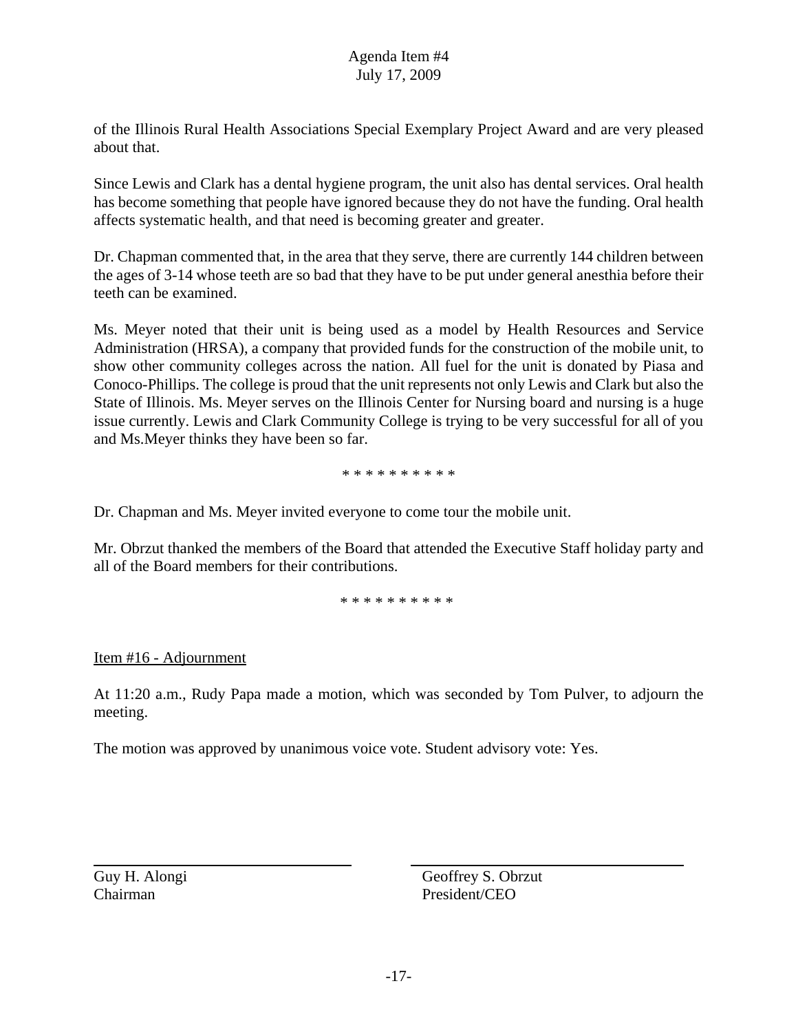of the Illinois Rural Health Associations Special Exemplary Project Award and are very pleased about that.

Since Lewis and Clark has a dental hygiene program, the unit also has dental services. Oral health has become something that people have ignored because they do not have the funding. Oral health affects systematic health, and that need is becoming greater and greater.

Dr. Chapman commented that, in the area that they serve, there are currently 144 children between the ages of 3-14 whose teeth are so bad that they have to be put under general anesthia before their teeth can be examined.

Ms. Meyer noted that their unit is being used as a model by Health Resources and Service Administration (HRSA), a company that provided funds for the construction of the mobile unit, to show other community colleges across the nation. All fuel for the unit is donated by Piasa and Conoco-Phillips. The college is proud that the unit represents not only Lewis and Clark but also the State of Illinois. Ms. Meyer serves on the Illinois Center for Nursing board and nursing is a huge issue currently. Lewis and Clark Community College is trying to be very successful for all of you and Ms.Meyer thinks they have been so far.

* * * * * * * * * *

Dr. Chapman and Ms. Meyer invited everyone to come tour the mobile unit.

Mr. Obrzut thanked the members of the Board that attended the Executive Staff holiday party and all of the Board members for their contributions.

* * * * * * * * * *

Item #16 - Adjournment

At 11:20 a.m., Rudy Papa made a motion, which was seconded by Tom Pulver, to adjourn the meeting.

The motion was approved by unanimous voice vote. Student advisory vote: Yes.

| Guy H. Alongi<br>Chairman | Geoffrey S. Obrzut<br>President/CEO |
|---|---|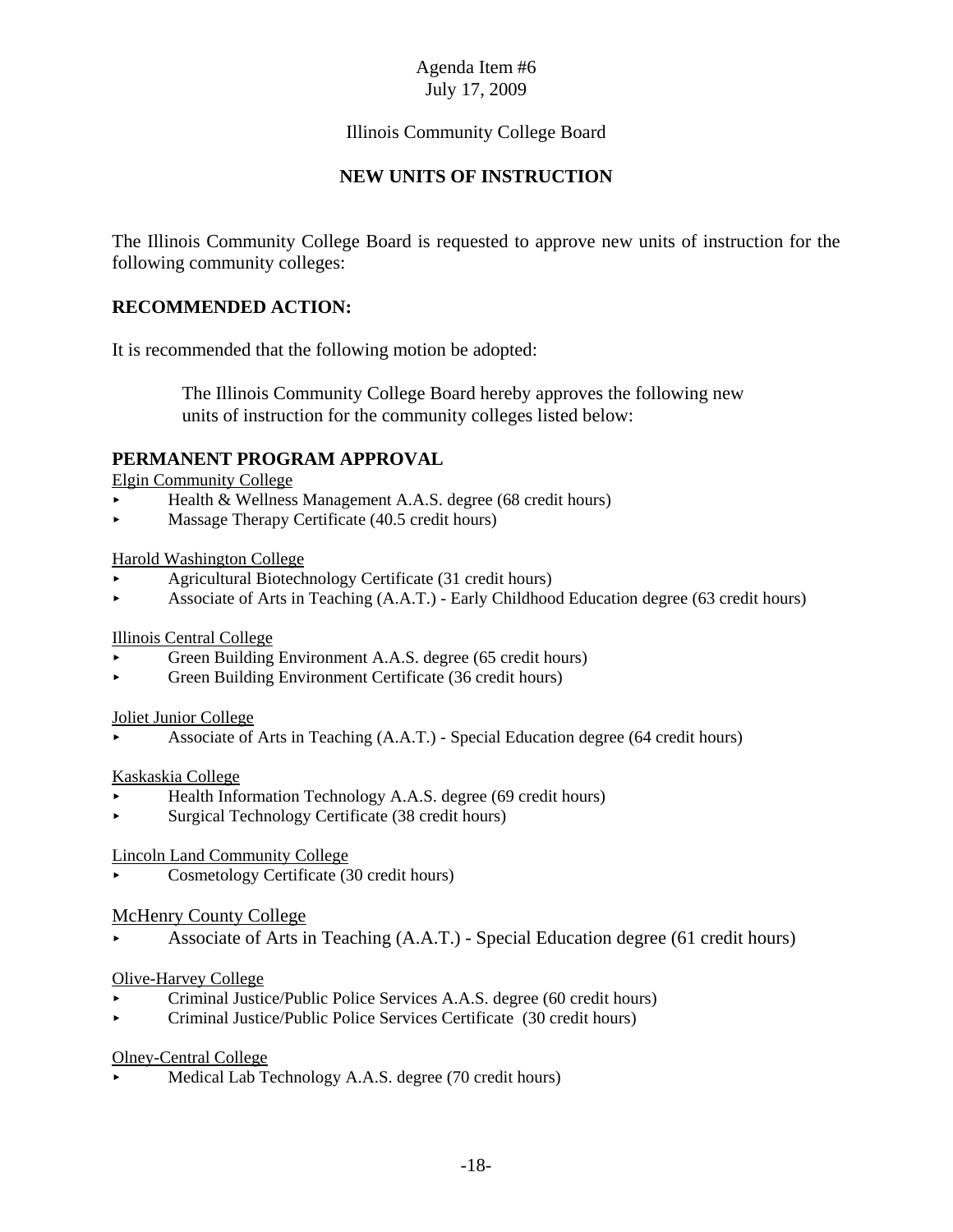Agenda Item #6
July 17, 2009

Illinois Community College Board

## NEW UNITS OF INSTRUCTION

The Illinois Community College Board is requested to approve new units of instruction for the following community colleges:

**RECOMMENDED ACTION:**

It is recommended that the following motion be adopted:

> The Illinois Community College Board hereby approves the following new units of instruction for the community colleges listed below:

### PERMANENT PROGRAM APPROVAL

Elgin Community College

- Health & Wellness Management A.A.S. degree (68 credit hours)
- Massage Therapy Certificate (40.5 credit hours)

Harold Washington College

- Agricultural Biotechnology Certificate (31 credit hours)
- Associate of Arts in Teaching (A.A.T.) - Early Childhood Education degree (63 credit hours)

Illinois Central College

- Green Building Environment A.A.S. degree (65 credit hours)
- Green Building Environment Certificate (36 credit hours)

Joliet Junior College

- Associate of Arts in Teaching (A.A.T.) - Special Education degree (64 credit hours)

Kaskaskia College

- Health Information Technology A.A.S. degree (69 credit hours)
- Surgical Technology Certificate (38 credit hours)

Lincoln Land Community College

- Cosmetology Certificate (30 credit hours)

McHenry County College

- Associate of Arts in Teaching (A.A.T.) - Special Education degree (61 credit hours)

Olive-Harvey College

- Criminal Justice/Public Police Services A.A.S. degree (60 credit hours)
- Criminal Justice/Public Police Services Certificate (30 credit hours)

Olney-Central College

- Medical Lab Technology A.A.S. degree (70 credit hours)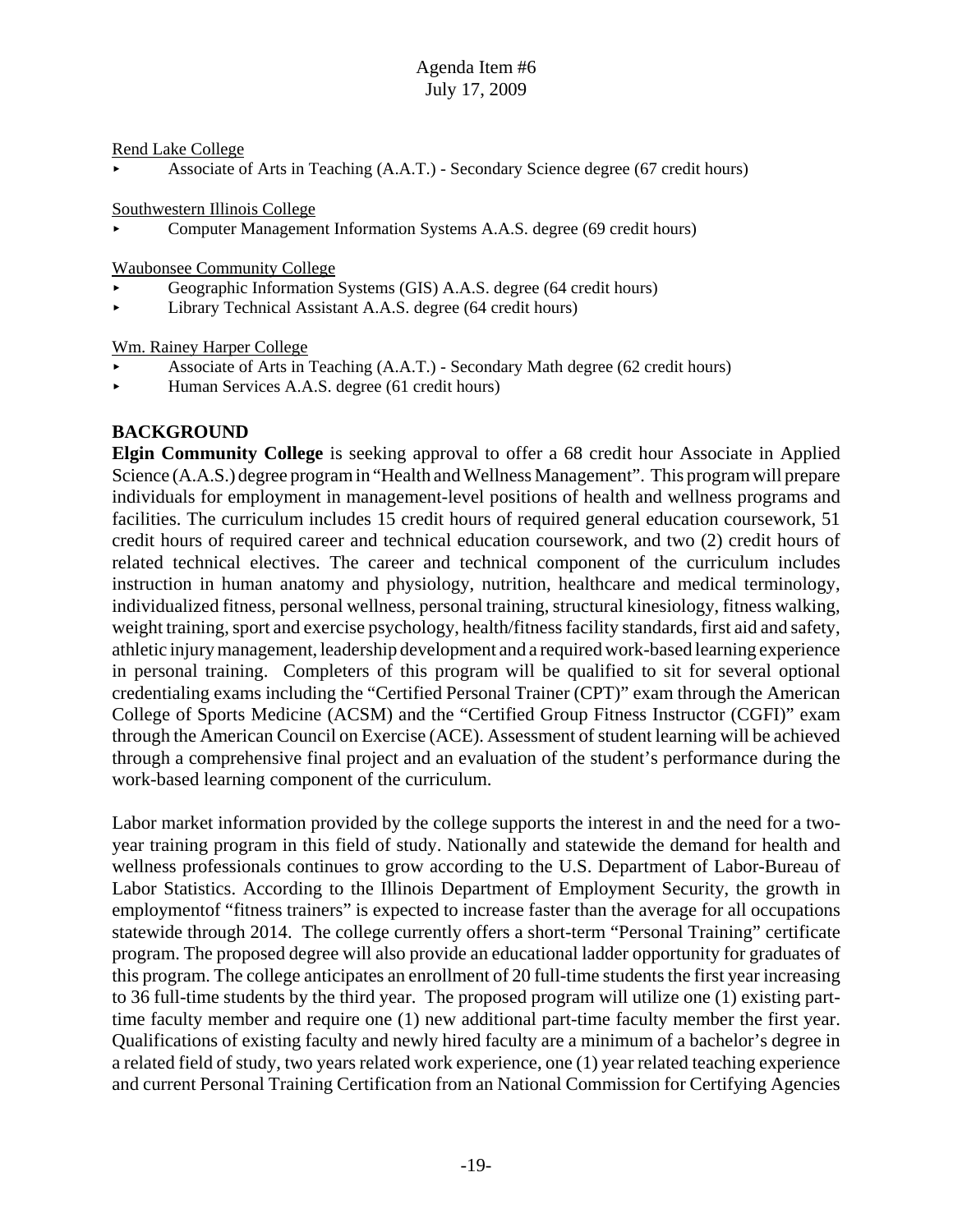Rend Lake College

- Associate of Arts in Teaching (A.A.T.) - Secondary Science degree (67 credit hours)

Southwestern Illinois College

- Computer Management Information Systems A.A.S. degree (69 credit hours)

Waubonsee Community College

- Geographic Information Systems (GIS) A.A.S. degree (64 credit hours)
- Library Technical Assistant A.A.S. degree (64 credit hours)

Wm. Rainey Harper College

- Associate of Arts in Teaching (A.A.T.) - Secondary Math degree (62 credit hours)
- Human Services A.A.S. degree (61 credit hours)

## BACKGROUND

**Elgin Community College** is seeking approval to offer a 68 credit hour Associate in Applied Science (A.A.S.) degree program in "Health and Wellness Management". This program will prepare individuals for employment in management-level positions of health and wellness programs and facilities. The curriculum includes 15 credit hours of required general education coursework, 51 credit hours of required career and technical education coursework, and two (2) credit hours of related technical electives. The career and technical component of the curriculum includes instruction in human anatomy and physiology, nutrition, healthcare and medical terminology, individualized fitness, personal wellness, personal training, structural kinesiology, fitness walking, weight training, sport and exercise psychology, health/fitness facility standards, first aid and safety, athletic injury management, leadership development and a required work-based learning experience in personal training. Completers of this program will be qualified to sit for several optional credentialing exams including the "Certified Personal Trainer (CPT)" exam through the American College of Sports Medicine (ACSM) and the "Certified Group Fitness Instructor (CGFI)" exam through the American Council on Exercise (ACE). Assessment of student learning will be achieved through a comprehensive final project and an evaluation of the student's performance during the work-based learning component of the curriculum.

Labor market information provided by the college supports the interest in and the need for a two-year training program in this field of study. Nationally and statewide the demand for health and wellness professionals continues to grow according to the U.S. Department of Labor-Bureau of Labor Statistics. According to the Illinois Department of Employment Security, the growth in employmentof "fitness trainers" is expected to increase faster than the average for all occupations statewide through 2014. The college currently offers a short-term "Personal Training" certificate program. The proposed degree will also provide an educational ladder opportunity for graduates of this program. The college anticipates an enrollment of 20 full-time students the first year increasing to 36 full-time students by the third year. The proposed program will utilize one (1) existing part-time faculty member and require one (1) new additional part-time faculty member the first year. Qualifications of existing faculty and newly hired faculty are a minimum of a bachelor's degree in a related field of study, two years related work experience, one (1) year related teaching experience and current Personal Training Certification from an National Commission for Certifying Agencies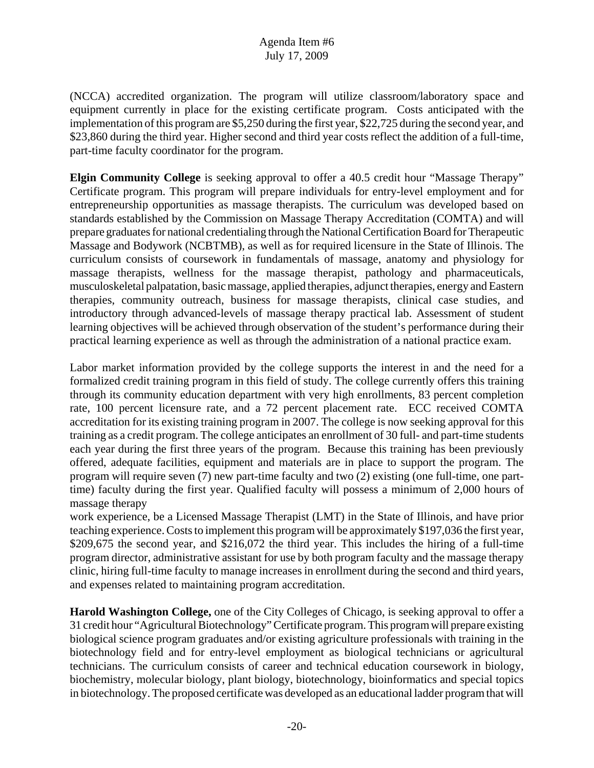(NCCA) accredited organization. The program will utilize classroom/laboratory space and equipment currently in place for the existing certificate program. Costs anticipated with the implementation of this program are $5,250 during the first year, $22,725 during the second year, and $23,860 during the third year. Higher second and third year costs reflect the addition of a full-time, part-time faculty coordinator for the program.

**Elgin Community College** is seeking approval to offer a 40.5 credit hour "Massage Therapy" Certificate program. This program will prepare individuals for entry-level employment and for entrepreneurship opportunities as massage therapists. The curriculum was developed based on standards established by the Commission on Massage Therapy Accreditation (COMTA) and will prepare graduates for national credentialing through the National Certification Board for Therapeutic Massage and Bodywork (NCBTMB), as well as for required licensure in the State of Illinois. The curriculum consists of coursework in fundamentals of massage, anatomy and physiology for massage therapists, wellness for the massage therapist, pathology and pharmaceuticals, musculoskeletal palpatation, basic massage, applied therapies, adjunct therapies, energy and Eastern therapies, community outreach, business for massage therapists, clinical case studies, and introductory through advanced-levels of massage therapy practical lab. Assessment of student learning objectives will be achieved through observation of the student's performance during their practical learning experience as well as through the administration of a national practice exam.

Labor market information provided by the college supports the interest in and the need for a formalized credit training program in this field of study. The college currently offers this training through its community education department with very high enrollments, 83 percent completion rate, 100 percent licensure rate, and a 72 percent placement rate. ECC received COMTA accreditation for its existing training program in 2007. The college is now seeking approval for this training as a credit program. The college anticipates an enrollment of 30 full- and part-time students each year during the first three years of the program. Because this training has been previously offered, adequate facilities, equipment and materials are in place to support the program. The program will require seven (7) new part-time faculty and two (2) existing (one full-time, one part-time) faculty during the first year. Qualified faculty will possess a minimum of 2,000 hours of massage therapy work experience, be a Licensed Massage Therapist (LMT) in the State of Illinois, and have prior teaching experience. Costs to implement this program will be approximately $197,036 the first year, $209,675 the second year, and $216,072 the third year. This includes the hiring of a full-time program director, administrative assistant for use by both program faculty and the massage therapy clinic, hiring full-time faculty to manage increases in enrollment during the second and third years, and expenses related to maintaining program accreditation.

**Harold Washington College,** one of the City Colleges of Chicago, is seeking approval to offer a 31 credit hour "Agricultural Biotechnology" Certificate program. This program will prepare existing biological science program graduates and/or existing agriculture professionals with training in the biotechnology field and for entry-level employment as biological technicians or agricultural technicians. The curriculum consists of career and technical education coursework in biology, biochemistry, molecular biology, plant biology, biotechnology, bioinformatics and special topics in biotechnology. The proposed certificate was developed as an educational ladder program that will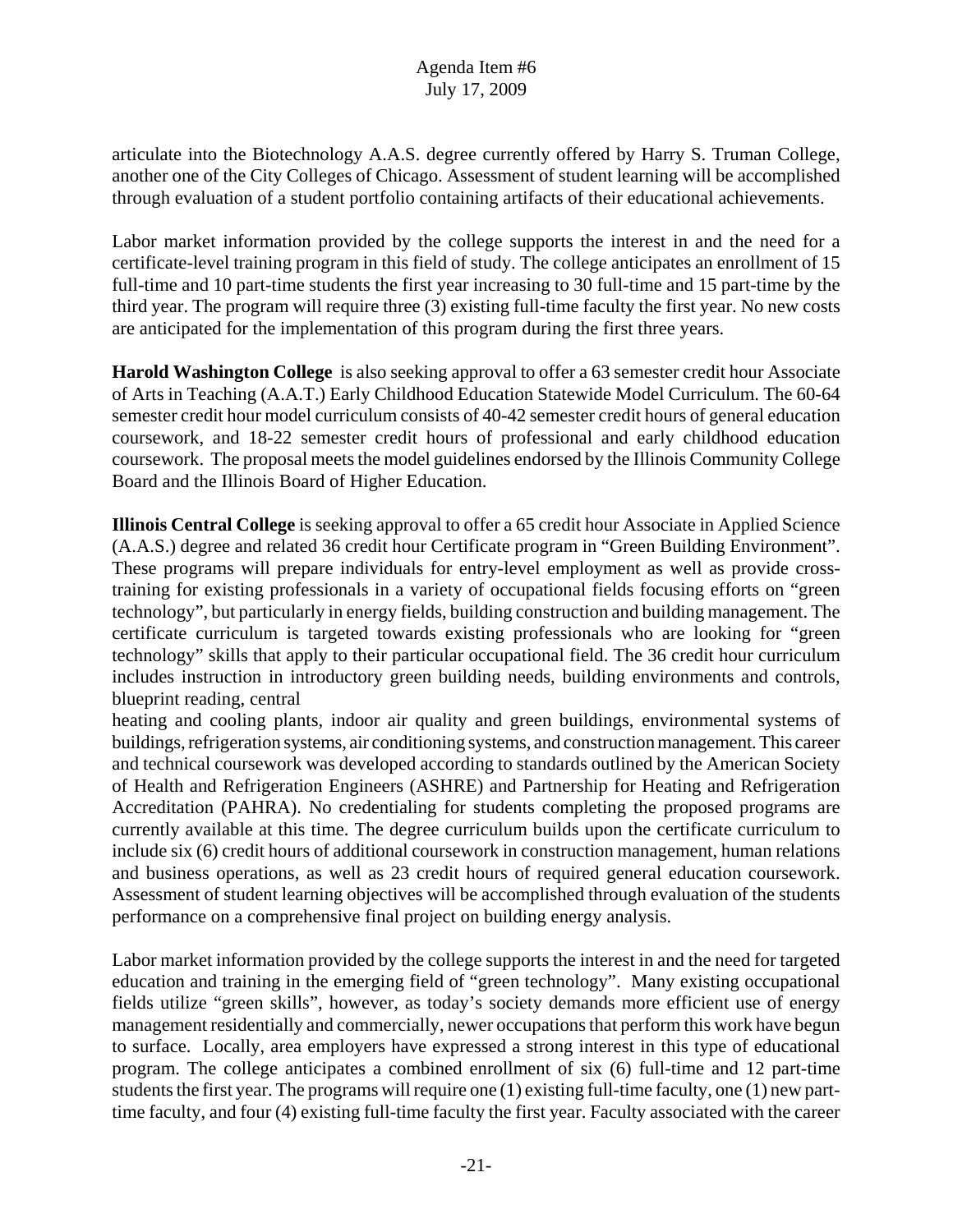articulate into the Biotechnology A.A.S. degree currently offered by Harry S. Truman College, another one of the City Colleges of Chicago. Assessment of student learning will be accomplished through evaluation of a student portfolio containing artifacts of their educational achievements.

Labor market information provided by the college supports the interest in and the need for a certificate-level training program in this field of study. The college anticipates an enrollment of 15 full-time and 10 part-time students the first year increasing to 30 full-time and 15 part-time by the third year. The program will require three (3) existing full-time faculty the first year. No new costs are anticipated for the implementation of this program during the first three years.

**Harold Washington College** is also seeking approval to offer a 63 semester credit hour Associate of Arts in Teaching (A.A.T.) Early Childhood Education Statewide Model Curriculum. The 60-64 semester credit hour model curriculum consists of 40-42 semester credit hours of general education coursework, and 18-22 semester credit hours of professional and early childhood education coursework. The proposal meets the model guidelines endorsed by the Illinois Community College Board and the Illinois Board of Higher Education.

**Illinois Central College** is seeking approval to offer a 65 credit hour Associate in Applied Science (A.A.S.) degree and related 36 credit hour Certificate program in "Green Building Environment". These programs will prepare individuals for entry-level employment as well as provide cross-training for existing professionals in a variety of occupational fields focusing efforts on "green technology", but particularly in energy fields, building construction and building management. The certificate curriculum is targeted towards existing professionals who are looking for "green technology" skills that apply to their particular occupational field. The 36 credit hour curriculum includes instruction in introductory green building needs, building environments and controls, blueprint reading, central heating and cooling plants, indoor air quality and green buildings, environmental systems of buildings, refrigeration systems, air conditioning systems, and construction management. This career and technical coursework was developed according to standards outlined by the American Society of Health and Refrigeration Engineers (ASHRE) and Partnership for Heating and Refrigeration Accreditation (PAHRA). No credentialing for students completing the proposed programs are currently available at this time. The degree curriculum builds upon the certificate curriculum to include six (6) credit hours of additional coursework in construction management, human relations and business operations, as well as 23 credit hours of required general education coursework. Assessment of student learning objectives will be accomplished through evaluation of the students performance on a comprehensive final project on building energy analysis.

Labor market information provided by the college supports the interest in and the need for targeted education and training in the emerging field of "green technology". Many existing occupational fields utilize "green skills", however, as today's society demands more efficient use of energy management residentially and commercially, newer occupations that perform this work have begun to surface. Locally, area employers have expressed a strong interest in this type of educational program. The college anticipates a combined enrollment of six (6) full-time and 12 part-time students the first year. The programs will require one (1) existing full-time faculty, one (1) new part-time faculty, and four (4) existing full-time faculty the first year. Faculty associated with the career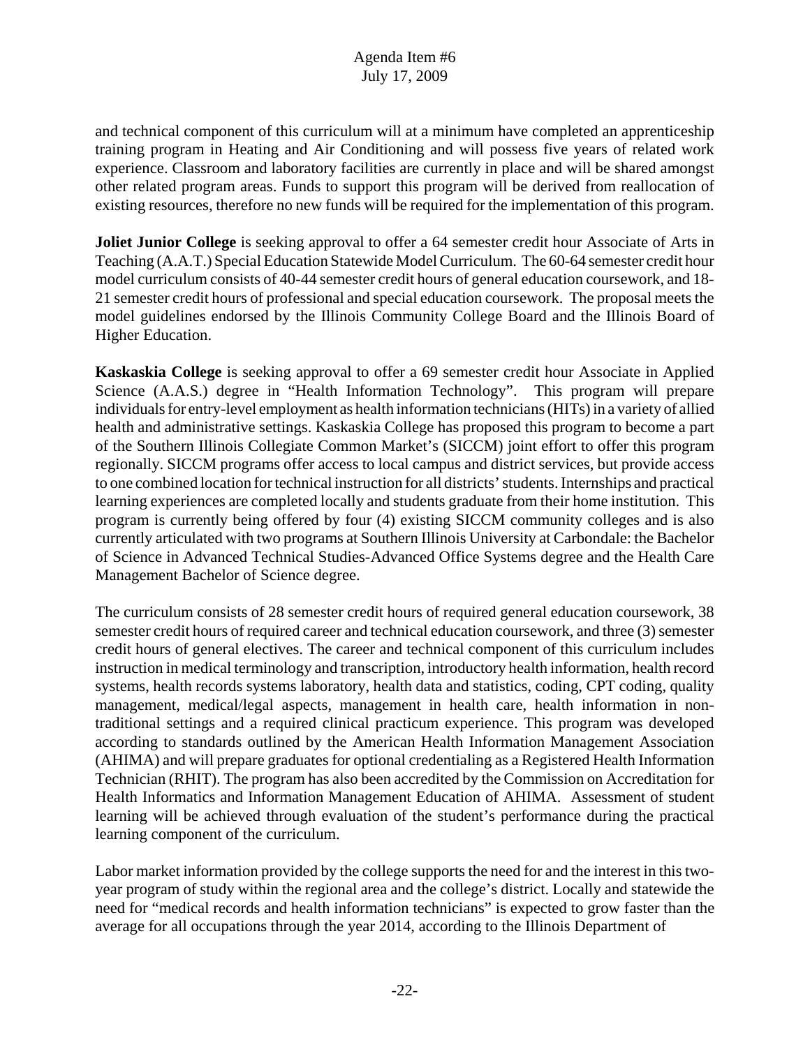and technical component of this curriculum will at a minimum have completed an apprenticeship training program in Heating and Air Conditioning and will possess five years of related work experience. Classroom and laboratory facilities are currently in place and will be shared amongst other related program areas. Funds to support this program will be derived from reallocation of existing resources, therefore no new funds will be required for the implementation of this program.

**Joliet Junior College** is seeking approval to offer a 64 semester credit hour Associate of Arts in Teaching (A.A.T.) Special Education Statewide Model Curriculum. The 60-64 semester credit hour model curriculum consists of 40-44 semester credit hours of general education coursework, and 18-21 semester credit hours of professional and special education coursework. The proposal meets the model guidelines endorsed by the Illinois Community College Board and the Illinois Board of Higher Education.

**Kaskaskia College** is seeking approval to offer a 69 semester credit hour Associate in Applied Science (A.A.S.) degree in "Health Information Technology". This program will prepare individuals for entry-level employment as health information technicians (HITs) in a variety of allied health and administrative settings. Kaskaskia College has proposed this program to become a part of the Southern Illinois Collegiate Common Market's (SICCM) joint effort to offer this program regionally. SICCM programs offer access to local campus and district services, but provide access to one combined location for technical instruction for all districts' students. Internships and practical learning experiences are completed locally and students graduate from their home institution. This program is currently being offered by four (4) existing SICCM community colleges and is also currently articulated with two programs at Southern Illinois University at Carbondale: the Bachelor of Science in Advanced Technical Studies-Advanced Office Systems degree and the Health Care Management Bachelor of Science degree.

The curriculum consists of 28 semester credit hours of required general education coursework, 38 semester credit hours of required career and technical education coursework, and three (3) semester credit hours of general electives. The career and technical component of this curriculum includes instruction in medical terminology and transcription, introductory health information, health record systems, health records systems laboratory, health data and statistics, coding, CPT coding, quality management, medical/legal aspects, management in health care, health information in non-traditional settings and a required clinical practicum experience. This program was developed according to standards outlined by the American Health Information Management Association (AHIMA) and will prepare graduates for optional credentialing as a Registered Health Information Technician (RHIT). The program has also been accredited by the Commission on Accreditation for Health Informatics and Information Management Education of AHIMA. Assessment of student learning will be achieved through evaluation of the student's performance during the practical learning component of the curriculum.

Labor market information provided by the college supports the need for and the interest in this two-year program of study within the regional area and the college's district. Locally and statewide the need for "medical records and health information technicians" is expected to grow faster than the average for all occupations through the year 2014, according to the Illinois Department of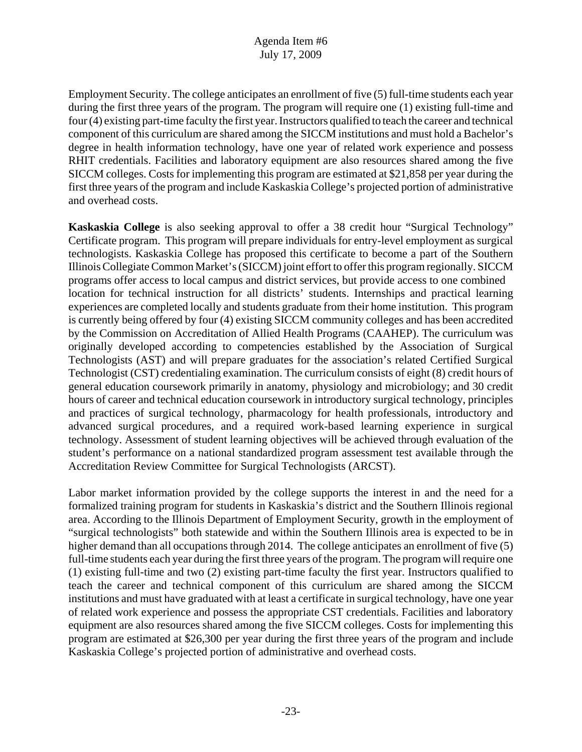Employment Security. The college anticipates an enrollment of five (5) full-time students each year during the first three years of the program. The program will require one (1) existing full-time and four (4) existing part-time faculty the first year. Instructors qualified to teach the career and technical component of this curriculum are shared among the SICCM institutions and must hold a Bachelor's degree in health information technology, have one year of related work experience and possess RHIT credentials. Facilities and laboratory equipment are also resources shared among the five SICCM colleges. Costs for implementing this program are estimated at $21,858 per year during the first three years of the program and include Kaskaskia College's projected portion of administrative and overhead costs.

**Kaskaskia College** is also seeking approval to offer a 38 credit hour "Surgical Technology" Certificate program. This program will prepare individuals for entry-level employment as surgical technologists. Kaskaskia College has proposed this certificate to become a part of the Southern Illinois Collegiate Common Market's (SICCM) joint effort to offer this program regionally. SICCM programs offer access to local campus and district services, but provide access to one combined location for technical instruction for all districts' students. Internships and practical learning experiences are completed locally and students graduate from their home institution. This program is currently being offered by four (4) existing SICCM community colleges and has been accredited by the Commission on Accreditation of Allied Health Programs (CAAHEP). The curriculum was originally developed according to competencies established by the Association of Surgical Technologists (AST) and will prepare graduates for the association's related Certified Surgical Technologist (CST) credentialing examination. The curriculum consists of eight (8) credit hours of general education coursework primarily in anatomy, physiology and microbiology; and 30 credit hours of career and technical education coursework in introductory surgical technology, principles and practices of surgical technology, pharmacology for health professionals, introductory and advanced surgical procedures, and a required work-based learning experience in surgical technology. Assessment of student learning objectives will be achieved through evaluation of the student's performance on a national standardized program assessment test available through the Accreditation Review Committee for Surgical Technologists (ARCST).

Labor market information provided by the college supports the interest in and the need for a formalized training program for students in Kaskaskia's district and the Southern Illinois regional area. According to the Illinois Department of Employment Security, growth in the employment of "surgical technologists" both statewide and within the Southern Illinois area is expected to be in higher demand than all occupations through 2014. The college anticipates an enrollment of five (5) full-time students each year during the first three years of the program. The program will require one (1) existing full-time and two (2) existing part-time faculty the first year. Instructors qualified to teach the career and technical component of this curriculum are shared among the SICCM institutions and must have graduated with at least a certificate in surgical technology, have one year of related work experience and possess the appropriate CST credentials. Facilities and laboratory equipment are also resources shared among the five SICCM colleges. Costs for implementing this program are estimated at $26,300 per year during the first three years of the program and include Kaskaskia College's projected portion of administrative and overhead costs.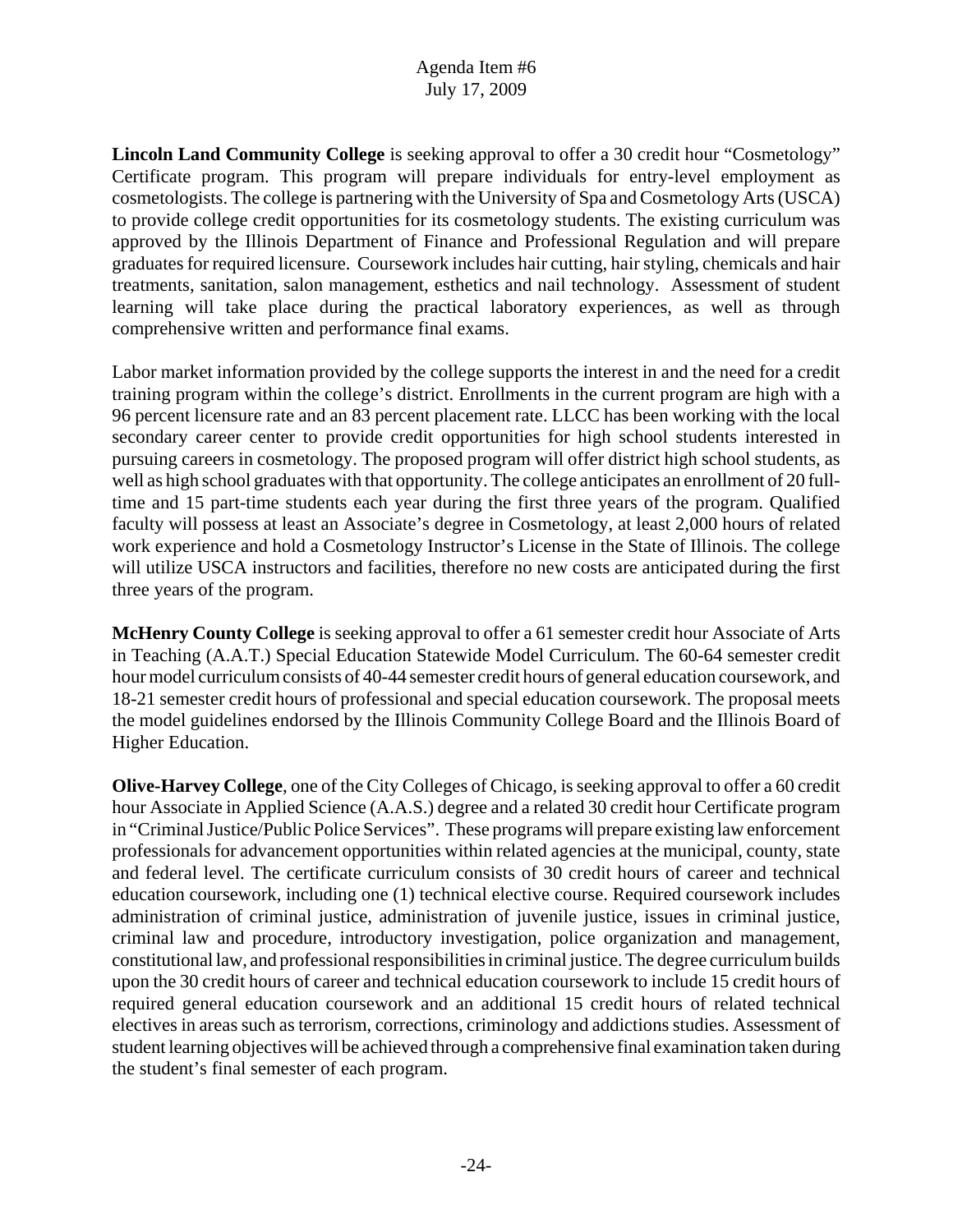**Lincoln Land Community College** is seeking approval to offer a 30 credit hour "Cosmetology" Certificate program. This program will prepare individuals for entry-level employment as cosmetologists. The college is partnering with the University of Spa and Cosmetology Arts (USCA) to provide college credit opportunities for its cosmetology students. The existing curriculum was approved by the Illinois Department of Finance and Professional Regulation and will prepare graduates for required licensure. Coursework includes hair cutting, hair styling, chemicals and hair treatments, sanitation, salon management, esthetics and nail technology. Assessment of student learning will take place during the practical laboratory experiences, as well as through comprehensive written and performance final exams.

Labor market information provided by the college supports the interest in and the need for a credit training program within the college's district. Enrollments in the current program are high with a 96 percent licensure rate and an 83 percent placement rate. LLCC has been working with the local secondary career center to provide credit opportunities for high school students interested in pursuing careers in cosmetology. The proposed program will offer district high school students, as well as high school graduates with that opportunity. The college anticipates an enrollment of 20 full-time and 15 part-time students each year during the first three years of the program. Qualified faculty will possess at least an Associate's degree in Cosmetology, at least 2,000 hours of related work experience and hold a Cosmetology Instructor's License in the State of Illinois. The college will utilize USCA instructors and facilities, therefore no new costs are anticipated during the first three years of the program.

**McHenry County College** is seeking approval to offer a 61 semester credit hour Associate of Arts in Teaching (A.A.T.) Special Education Statewide Model Curriculum. The 60-64 semester credit hour model curriculum consists of 40-44 semester credit hours of general education coursework, and 18-21 semester credit hours of professional and special education coursework. The proposal meets the model guidelines endorsed by the Illinois Community College Board and the Illinois Board of Higher Education.

**Olive-Harvey College**, one of the City Colleges of Chicago, is seeking approval to offer a 60 credit hour Associate in Applied Science (A.A.S.) degree and a related 30 credit hour Certificate program in "Criminal Justice/Public Police Services". These programs will prepare existing law enforcement professionals for advancement opportunities within related agencies at the municipal, county, state and federal level. The certificate curriculum consists of 30 credit hours of career and technical education coursework, including one (1) technical elective course. Required coursework includes administration of criminal justice, administration of juvenile justice, issues in criminal justice, criminal law and procedure, introductory investigation, police organization and management, constitutional law, and professional responsibilities in criminal justice. The degree curriculum builds upon the 30 credit hours of career and technical education coursework to include 15 credit hours of required general education coursework and an additional 15 credit hours of related technical electives in areas such as terrorism, corrections, criminology and addictions studies. Assessment of student learning objectives will be achieved through a comprehensive final examination taken during the student's final semester of each program.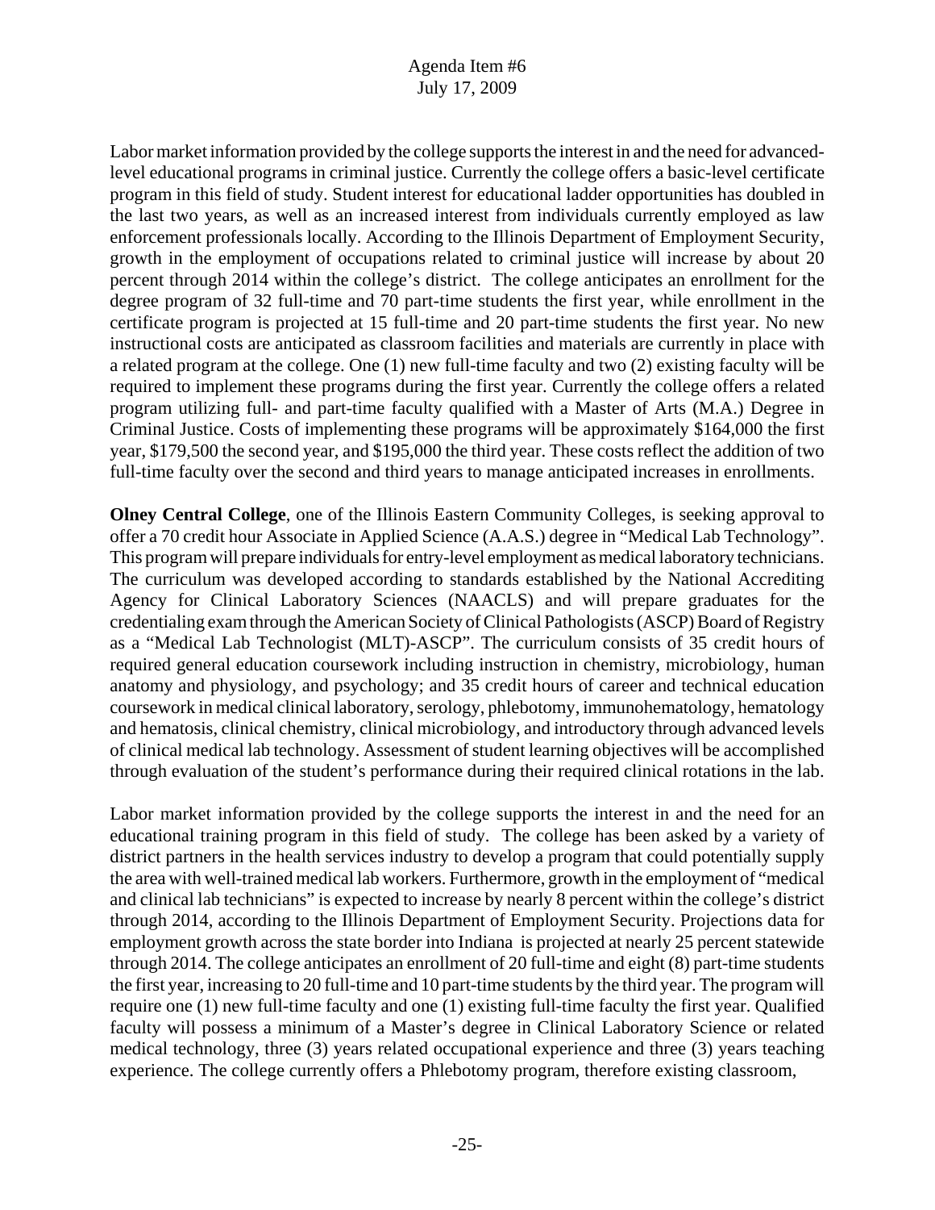Labor market information provided by the college supports the interest in and the need for advanced-level educational programs in criminal justice. Currently the college offers a basic-level certificate program in this field of study. Student interest for educational ladder opportunities has doubled in the last two years, as well as an increased interest from individuals currently employed as law enforcement professionals locally. According to the Illinois Department of Employment Security, growth in the employment of occupations related to criminal justice will increase by about 20 percent through 2014 within the college's district. The college anticipates an enrollment for the degree program of 32 full-time and 70 part-time students the first year, while enrollment in the certificate program is projected at 15 full-time and 20 part-time students the first year. No new instructional costs are anticipated as classroom facilities and materials are currently in place with a related program at the college. One (1) new full-time faculty and two (2) existing faculty will be required to implement these programs during the first year. Currently the college offers a related program utilizing full- and part-time faculty qualified with a Master of Arts (M.A.) Degree in Criminal Justice. Costs of implementing these programs will be approximately $164,000 the first year, $179,500 the second year, and $195,000 the third year. These costs reflect the addition of two full-time faculty over the second and third years to manage anticipated increases in enrollments.

**Olney Central College**, one of the Illinois Eastern Community Colleges, is seeking approval to offer a 70 credit hour Associate in Applied Science (A.A.S.) degree in "Medical Lab Technology". This program will prepare individuals for entry-level employment as medical laboratory technicians. The curriculum was developed according to standards established by the National Accrediting Agency for Clinical Laboratory Sciences (NAACLS) and will prepare graduates for the credentialing exam through the American Society of Clinical Pathologists (ASCP) Board of Registry as a "Medical Lab Technologist (MLT)-ASCP". The curriculum consists of 35 credit hours of required general education coursework including instruction in chemistry, microbiology, human anatomy and physiology, and psychology; and 35 credit hours of career and technical education coursework in medical clinical laboratory, serology, phlebotomy, immunohematology, hematology and hematosis, clinical chemistry, clinical microbiology, and introductory through advanced levels of clinical medical lab technology. Assessment of student learning objectives will be accomplished through evaluation of the student's performance during their required clinical rotations in the lab.

Labor market information provided by the college supports the interest in and the need for an educational training program in this field of study. The college has been asked by a variety of district partners in the health services industry to develop a program that could potentially supply the area with well-trained medical lab workers. Furthermore, growth in the employment of "medical and clinical lab technicians" is expected to increase by nearly 8 percent within the college's district through 2014, according to the Illinois Department of Employment Security. Projections data for employment growth across the state border into Indiana is projected at nearly 25 percent statewide through 2014. The college anticipates an enrollment of 20 full-time and eight (8) part-time students the first year, increasing to 20 full-time and 10 part-time students by the third year. The program will require one (1) new full-time faculty and one (1) existing full-time faculty the first year. Qualified faculty will possess a minimum of a Master's degree in Clinical Laboratory Science or related medical technology, three (3) years related occupational experience and three (3) years teaching experience. The college currently offers a Phlebotomy program, therefore existing classroom,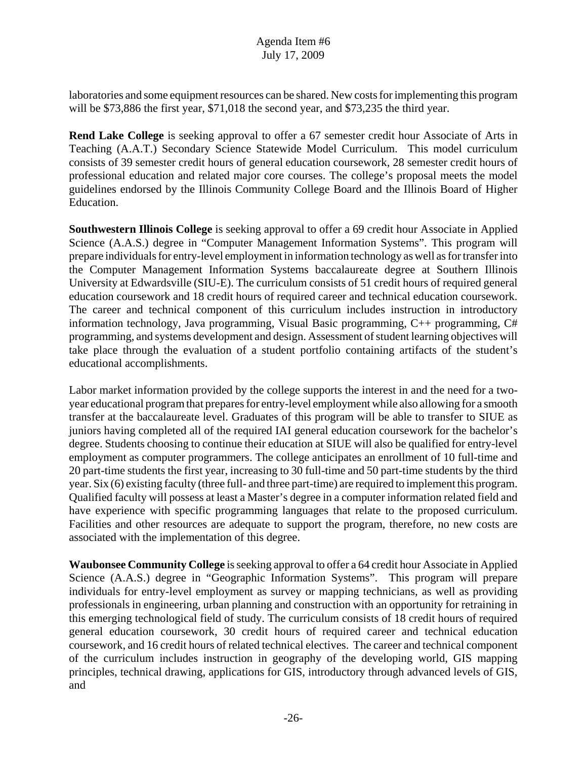laboratories and some equipment resources can be shared. New costs for implementing this program will be $73,886 the first year, $71,018 the second year, and $73,235 the third year.

**Rend Lake College** is seeking approval to offer a 67 semester credit hour Associate of Arts in Teaching (A.A.T.) Secondary Science Statewide Model Curriculum. This model curriculum consists of 39 semester credit hours of general education coursework, 28 semester credit hours of professional education and related major core courses. The college's proposal meets the model guidelines endorsed by the Illinois Community College Board and the Illinois Board of Higher Education.

**Southwestern Illinois College** is seeking approval to offer a 69 credit hour Associate in Applied Science (A.A.S.) degree in "Computer Management Information Systems". This program will prepare individuals for entry-level employment in information technology as well as for transfer into the Computer Management Information Systems baccalaureate degree at Southern Illinois University at Edwardsville (SIU-E). The curriculum consists of 51 credit hours of required general education coursework and 18 credit hours of required career and technical education coursework. The career and technical component of this curriculum includes instruction in introductory information technology, Java programming, Visual Basic programming, C++ programming, C# programming, and systems development and design. Assessment of student learning objectives will take place through the evaluation of a student portfolio containing artifacts of the student's educational accomplishments.

Labor market information provided by the college supports the interest in and the need for a two-year educational program that prepares for entry-level employment while also allowing for a smooth transfer at the baccalaureate level. Graduates of this program will be able to transfer to SIUE as juniors having completed all of the required IAI general education coursework for the bachelor's degree. Students choosing to continue their education at SIUE will also be qualified for entry-level employment as computer programmers. The college anticipates an enrollment of 10 full-time and 20 part-time students the first year, increasing to 30 full-time and 50 part-time students by the third year. Six (6) existing faculty (three full- and three part-time) are required to implement this program. Qualified faculty will possess at least a Master's degree in a computer information related field and have experience with specific programming languages that relate to the proposed curriculum. Facilities and other resources are adequate to support the program, therefore, no new costs are associated with the implementation of this degree.

**Waubonsee Community College** is seeking approval to offer a 64 credit hour Associate in Applied Science (A.A.S.) degree in "Geographic Information Systems". This program will prepare individuals for entry-level employment as survey or mapping technicians, as well as providing professionals in engineering, urban planning and construction with an opportunity for retraining in this emerging technological field of study. The curriculum consists of 18 credit hours of required general education coursework, 30 credit hours of required career and technical education coursework, and 16 credit hours of related technical electives. The career and technical component of the curriculum includes instruction in geography of the developing world, GIS mapping principles, technical drawing, applications for GIS, introductory through advanced levels of GIS, and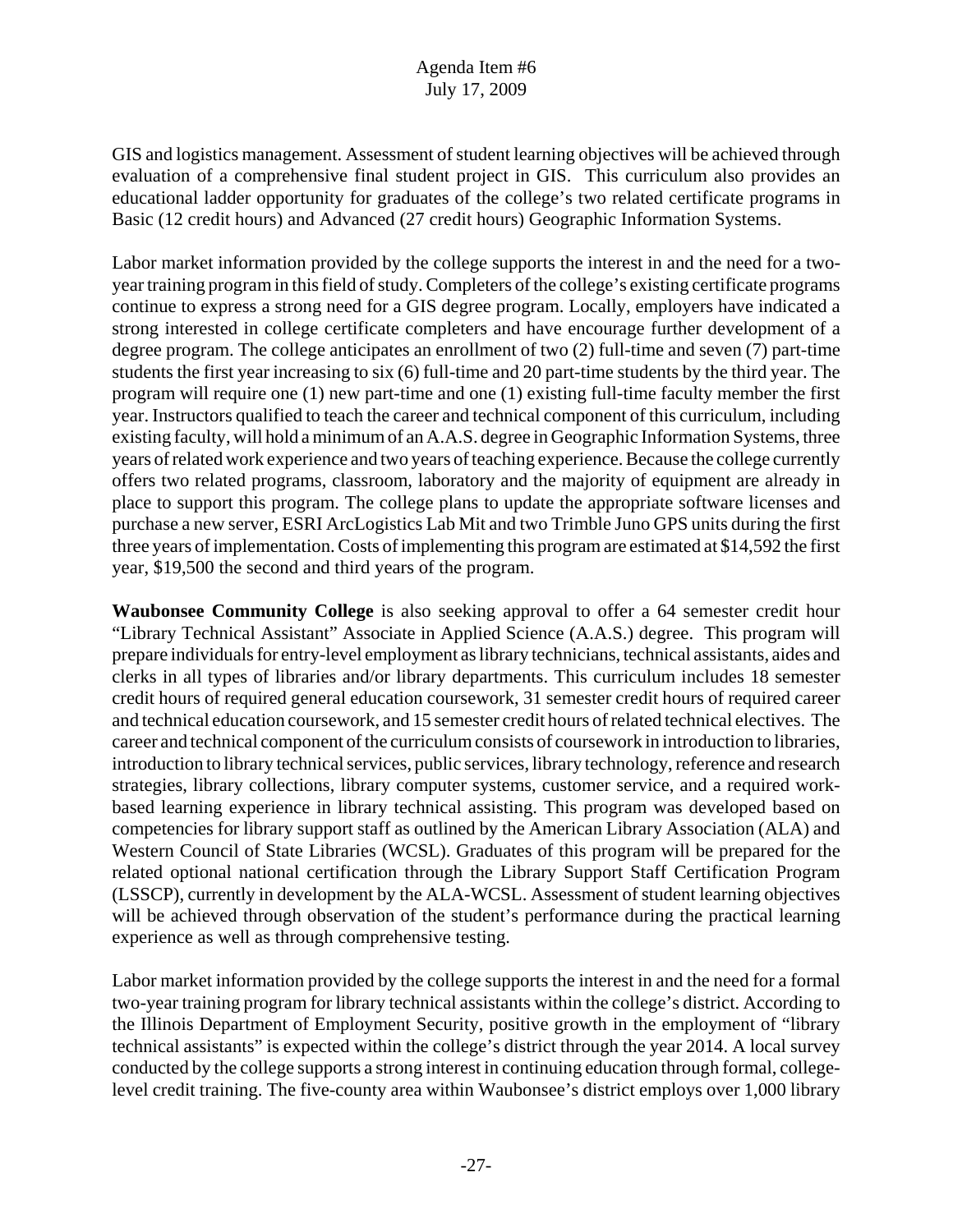GIS and logistics management. Assessment of student learning objectives will be achieved through evaluation of a comprehensive final student project in GIS. This curriculum also provides an educational ladder opportunity for graduates of the college's two related certificate programs in Basic (12 credit hours) and Advanced (27 credit hours) Geographic Information Systems.

Labor market information provided by the college supports the interest in and the need for a two-year training program in this field of study. Completers of the college's existing certificate programs continue to express a strong need for a GIS degree program. Locally, employers have indicated a strong interested in college certificate completers and have encourage further development of a degree program. The college anticipates an enrollment of two (2) full-time and seven (7) part-time students the first year increasing to six (6) full-time and 20 part-time students by the third year. The program will require one (1) new part-time and one (1) existing full-time faculty member the first year. Instructors qualified to teach the career and technical component of this curriculum, including existing faculty, will hold a minimum of an A.A.S. degree in Geographic Information Systems, three years of related work experience and two years of teaching experience. Because the college currently offers two related programs, classroom, laboratory and the majority of equipment are already in place to support this program. The college plans to update the appropriate software licenses and purchase a new server, ESRI ArcLogistics Lab Mit and two Trimble Juno GPS units during the first three years of implementation. Costs of implementing this program are estimated at $14,592 the first year, $19,500 the second and third years of the program.

**Waubonsee Community College** is also seeking approval to offer a 64 semester credit hour "Library Technical Assistant" Associate in Applied Science (A.A.S.) degree. This program will prepare individuals for entry-level employment as library technicians, technical assistants, aides and clerks in all types of libraries and/or library departments. This curriculum includes 18 semester credit hours of required general education coursework, 31 semester credit hours of required career and technical education coursework, and 15 semester credit hours of related technical electives. The career and technical component of the curriculum consists of coursework in introduction to libraries, introduction to library technical services, public services, library technology, reference and research strategies, library collections, library computer systems, customer service, and a required work-based learning experience in library technical assisting. This program was developed based on competencies for library support staff as outlined by the American Library Association (ALA) and Western Council of State Libraries (WCSL). Graduates of this program will be prepared for the related optional national certification through the Library Support Staff Certification Program (LSSCP), currently in development by the ALA-WCSL. Assessment of student learning objectives will be achieved through observation of the student's performance during the practical learning experience as well as through comprehensive testing.

Labor market information provided by the college supports the interest in and the need for a formal two-year training program for library technical assistants within the college's district. According to the Illinois Department of Employment Security, positive growth in the employment of "library technical assistants" is expected within the college's district through the year 2014. A local survey conducted by the college supports a strong interest in continuing education through formal, college-level credit training. The five-county area within Waubonsee's district employs over 1,000 library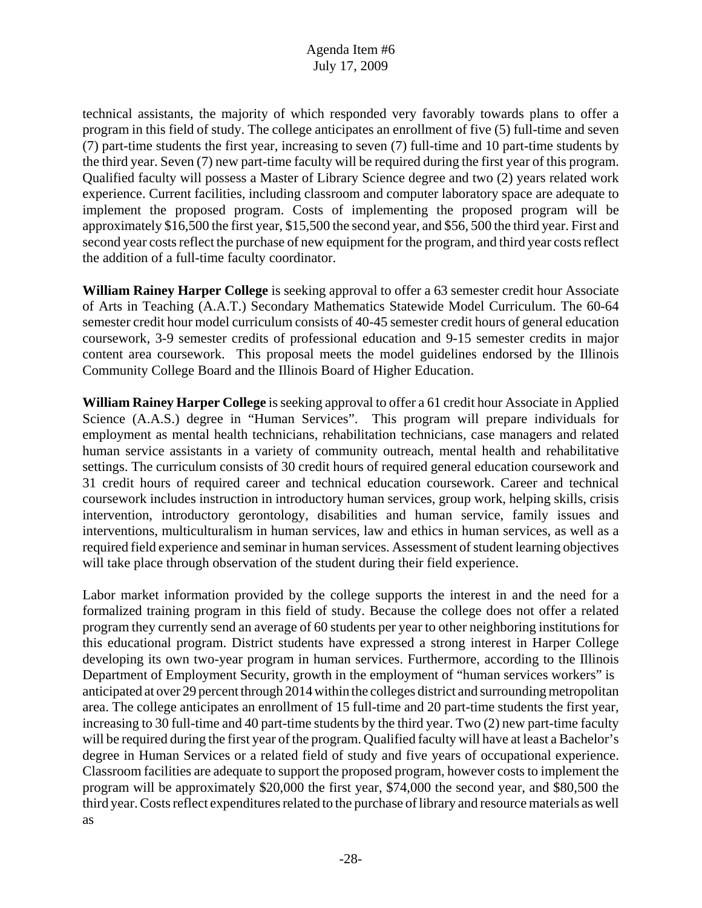technical assistants, the majority of which responded very favorably towards plans to offer a program in this field of study. The college anticipates an enrollment of five (5) full-time and seven (7) part-time students the first year, increasing to seven (7) full-time and 10 part-time students by the third year. Seven (7) new part-time faculty will be required during the first year of this program. Qualified faculty will possess a Master of Library Science degree and two (2) years related work experience. Current facilities, including classroom and computer laboratory space are adequate to implement the proposed program. Costs of implementing the proposed program will be approximately $16,500 the first year, $15,500 the second year, and $56, 500 the third year. First and second year costs reflect the purchase of new equipment for the program, and third year costs reflect the addition of a full-time faculty coordinator.

**William Rainey Harper College** is seeking approval to offer a 63 semester credit hour Associate of Arts in Teaching (A.A.T.) Secondary Mathematics Statewide Model Curriculum. The 60-64 semester credit hour model curriculum consists of 40-45 semester credit hours of general education coursework, 3-9 semester credits of professional education and 9-15 semester credits in major content area coursework. This proposal meets the model guidelines endorsed by the Illinois Community College Board and the Illinois Board of Higher Education.

**William Rainey Harper College** is seeking approval to offer a 61 credit hour Associate in Applied Science (A.A.S.) degree in "Human Services". This program will prepare individuals for employment as mental health technicians, rehabilitation technicians, case managers and related human service assistants in a variety of community outreach, mental health and rehabilitative settings. The curriculum consists of 30 credit hours of required general education coursework and 31 credit hours of required career and technical education coursework. Career and technical coursework includes instruction in introductory human services, group work, helping skills, crisis intervention, introductory gerontology, disabilities and human service, family issues and interventions, multiculturalism in human services, law and ethics in human services, as well as a required field experience and seminar in human services. Assessment of student learning objectives will take place through observation of the student during their field experience.

Labor market information provided by the college supports the interest in and the need for a formalized training program in this field of study. Because the college does not offer a related program they currently send an average of 60 students per year to other neighboring institutions for this educational program. District students have expressed a strong interest in Harper College developing its own two-year program in human services. Furthermore, according to the Illinois Department of Employment Security, growth in the employment of "human services workers" is anticipated at over 29 percent through 2014 within the colleges district and surrounding metropolitan area. The college anticipates an enrollment of 15 full-time and 20 part-time students the first year, increasing to 30 full-time and 40 part-time students by the third year. Two (2) new part-time faculty will be required during the first year of the program. Qualified faculty will have at least a Bachelor's degree in Human Services or a related field of study and five years of occupational experience. Classroom facilities are adequate to support the proposed program, however costs to implement the program will be approximately $20,000 the first year, $74,000 the second year, and $80,500 the third year. Costs reflect expenditures related to the purchase of library and resource materials as well as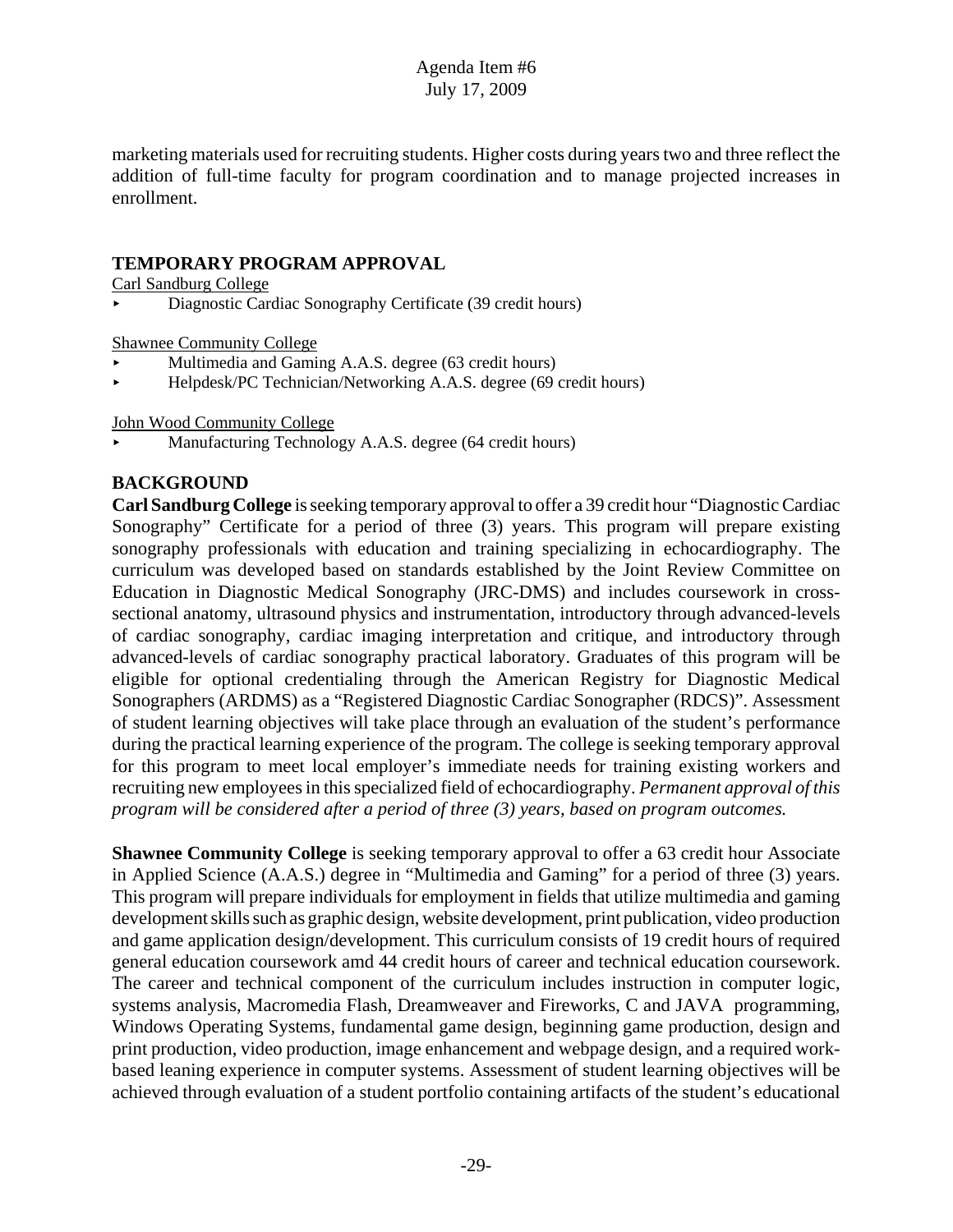marketing materials used for recruiting students. Higher costs during years two and three reflect the addition of full-time faculty for program coordination and to manage projected increases in enrollment.

## TEMPORARY PROGRAM APPROVAL

Carl Sandburg College

- Diagnostic Cardiac Sonography Certificate (39 credit hours)

Shawnee Community College

- Multimedia and Gaming A.A.S. degree (63 credit hours)
- Helpdesk/PC Technician/Networking A.A.S. degree (69 credit hours)

John Wood Community College

- Manufacturing Technology A.A.S. degree (64 credit hours)

## BACKGROUND

**Carl Sandburg College** is seeking temporary approval to offer a 39 credit hour "Diagnostic Cardiac Sonography" Certificate for a period of three (3) years. This program will prepare existing sonography professionals with education and training specializing in echocardiography. The curriculum was developed based on standards established by the Joint Review Committee on Education in Diagnostic Medical Sonography (JRC-DMS) and includes coursework in cross-sectional anatomy, ultrasound physics and instrumentation, introductory through advanced-levels of cardiac sonography, cardiac imaging interpretation and critique, and introductory through advanced-levels of cardiac sonography practical laboratory. Graduates of this program will be eligible for optional credentialing through the American Registry for Diagnostic Medical Sonographers (ARDMS) as a "Registered Diagnostic Cardiac Sonographer (RDCS)". Assessment of student learning objectives will take place through an evaluation of the student's performance during the practical learning experience of the program. The college is seeking temporary approval for this program to meet local employer's immediate needs for training existing workers and recruiting new employees in this specialized field of echocardiography. *Permanent approval of this program will be considered after a period of three (3) years, based on program outcomes.*

**Shawnee Community College** is seeking temporary approval to offer a 63 credit hour Associate in Applied Science (A.A.S.) degree in "Multimedia and Gaming" for a period of three (3) years. This program will prepare individuals for employment in fields that utilize multimedia and gaming development skills such as graphic design, website development, print publication, video production and game application design/development. This curriculum consists of 19 credit hours of required general education coursework amd 44 credit hours of career and technical education coursework. The career and technical component of the curriculum includes instruction in computer logic, systems analysis, Macromedia Flash, Dreamweaver and Fireworks, C and JAVA programming, Windows Operating Systems, fundamental game design, beginning game production, design and print production, video production, image enhancement and webpage design, and a required work-based leaning experience in computer systems. Assessment of student learning objectives will be achieved through evaluation of a student portfolio containing artifacts of the student's educational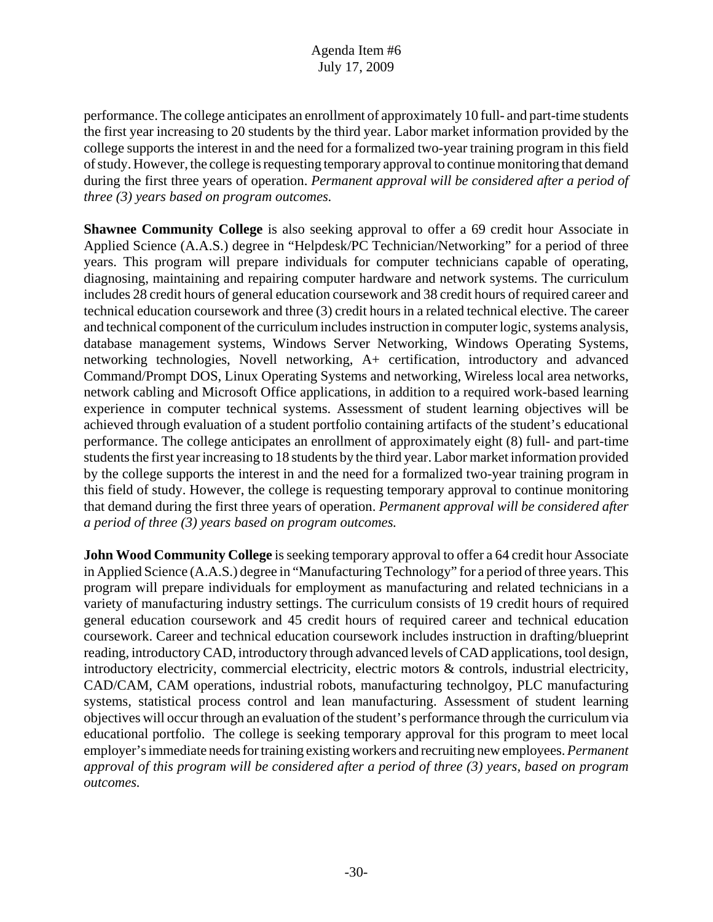performance. The college anticipates an enrollment of approximately 10 full- and part-time students the first year increasing to 20 students by the third year. Labor market information provided by the college supports the interest in and the need for a formalized two-year training program in this field of study. However, the college is requesting temporary approval to continue monitoring that demand during the first three years of operation. *Permanent approval will be considered after a period of three (3) years based on program outcomes.*

**Shawnee Community College** is also seeking approval to offer a 69 credit hour Associate in Applied Science (A.A.S.) degree in "Helpdesk/PC Technician/Networking" for a period of three years. This program will prepare individuals for computer technicians capable of operating, diagnosing, maintaining and repairing computer hardware and network systems. The curriculum includes 28 credit hours of general education coursework and 38 credit hours of required career and technical education coursework and three (3) credit hours in a related technical elective. The career and technical component of the curriculum includes instruction in computer logic, systems analysis, database management systems, Windows Server Networking, Windows Operating Systems, networking technologies, Novell networking, A+ certification, introductory and advanced Command/Prompt DOS, Linux Operating Systems and networking, Wireless local area networks, network cabling and Microsoft Office applications, in addition to a required work-based learning experience in computer technical systems. Assessment of student learning objectives will be achieved through evaluation of a student portfolio containing artifacts of the student's educational performance. The college anticipates an enrollment of approximately eight (8) full- and part-time students the first year increasing to 18 students by the third year. Labor market information provided by the college supports the interest in and the need for a formalized two-year training program in this field of study. However, the college is requesting temporary approval to continue monitoring that demand during the first three years of operation. *Permanent approval will be considered after a period of three (3) years based on program outcomes.*

**John Wood Community College** is seeking temporary approval to offer a 64 credit hour Associate in Applied Science (A.A.S.) degree in "Manufacturing Technology" for a period of three years. This program will prepare individuals for employment as manufacturing and related technicians in a variety of manufacturing industry settings. The curriculum consists of 19 credit hours of required general education coursework and 45 credit hours of required career and technical education coursework. Career and technical education coursework includes instruction in drafting/blueprint reading, introductory CAD, introductory through advanced levels of CAD applications, tool design, introductory electricity, commercial electricity, electric motors & controls, industrial electricity, CAD/CAM, CAM operations, industrial robots, manufacturing technolgoy, PLC manufacturing systems, statistical process control and lean manufacturing. Assessment of student learning objectives will occur through an evaluation of the student's performance through the curriculum via educational portfolio. The college is seeking temporary approval for this program to meet local employer's immediate needs for training existing workers and recruiting new employees. *Permanent approval of this program will be considered after a period of three (3) years, based on program outcomes.*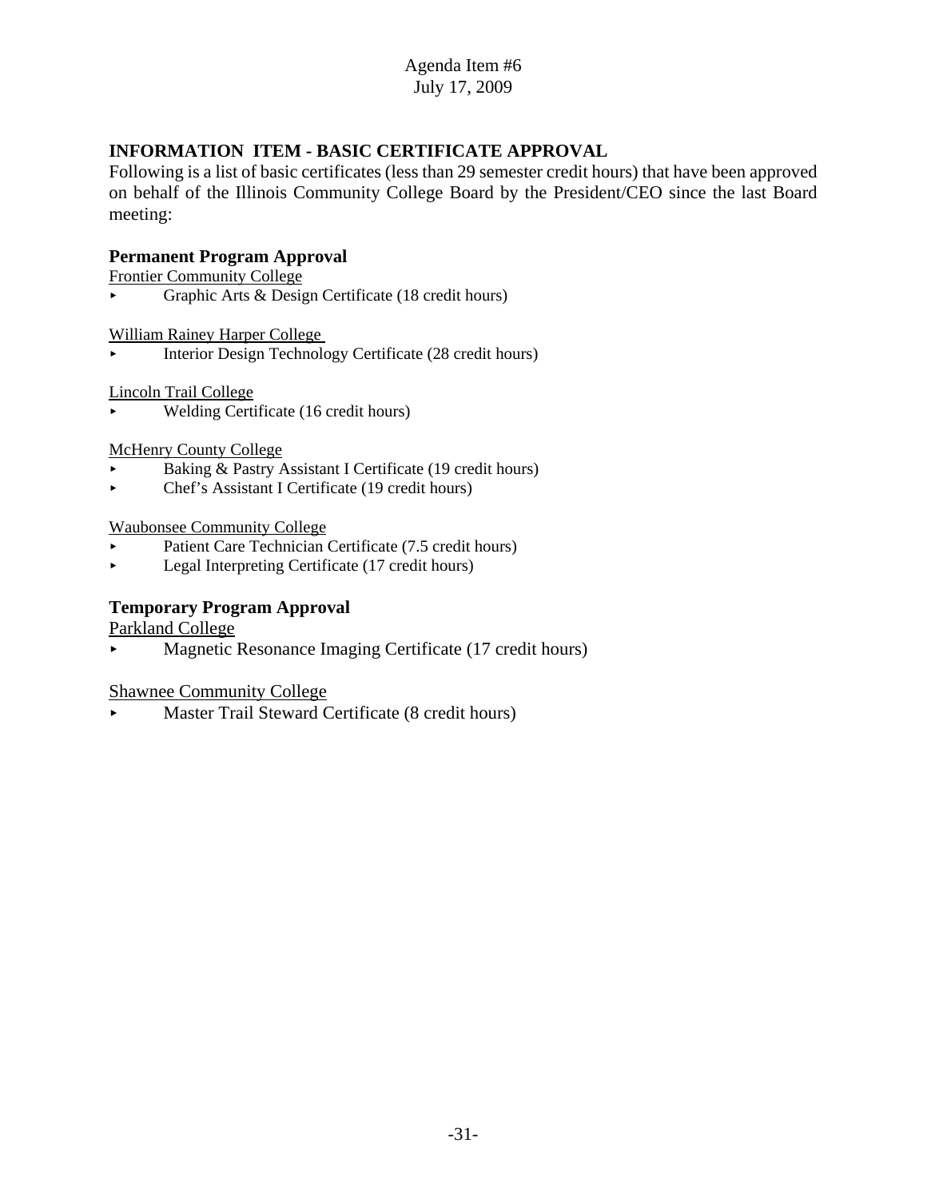Agenda Item #6
July 17, 2009

## INFORMATION ITEM - BASIC CERTIFICATE APPROVAL

Following is a list of basic certificates (less than 29 semester credit hours) that have been approved on behalf of the Illinois Community College Board by the President/CEO since the last Board meeting:

### Permanent Program Approval

Frontier Community College

- Graphic Arts & Design Certificate (18 credit hours)

William Rainey Harper College

- Interior Design Technology Certificate (28 credit hours)

Lincoln Trail College

- Welding Certificate (16 credit hours)

McHenry County College

- Baking & Pastry Assistant I Certificate (19 credit hours)
- Chef's Assistant I Certificate (19 credit hours)

Waubonsee Community College

- Patient Care Technician Certificate (7.5 credit hours)
- Legal Interpreting Certificate (17 credit hours)

### Temporary Program Approval

Parkland College

- Magnetic Resonance Imaging Certificate (17 credit hours)

Shawnee Community College

- Master Trail Steward Certificate (8 credit hours)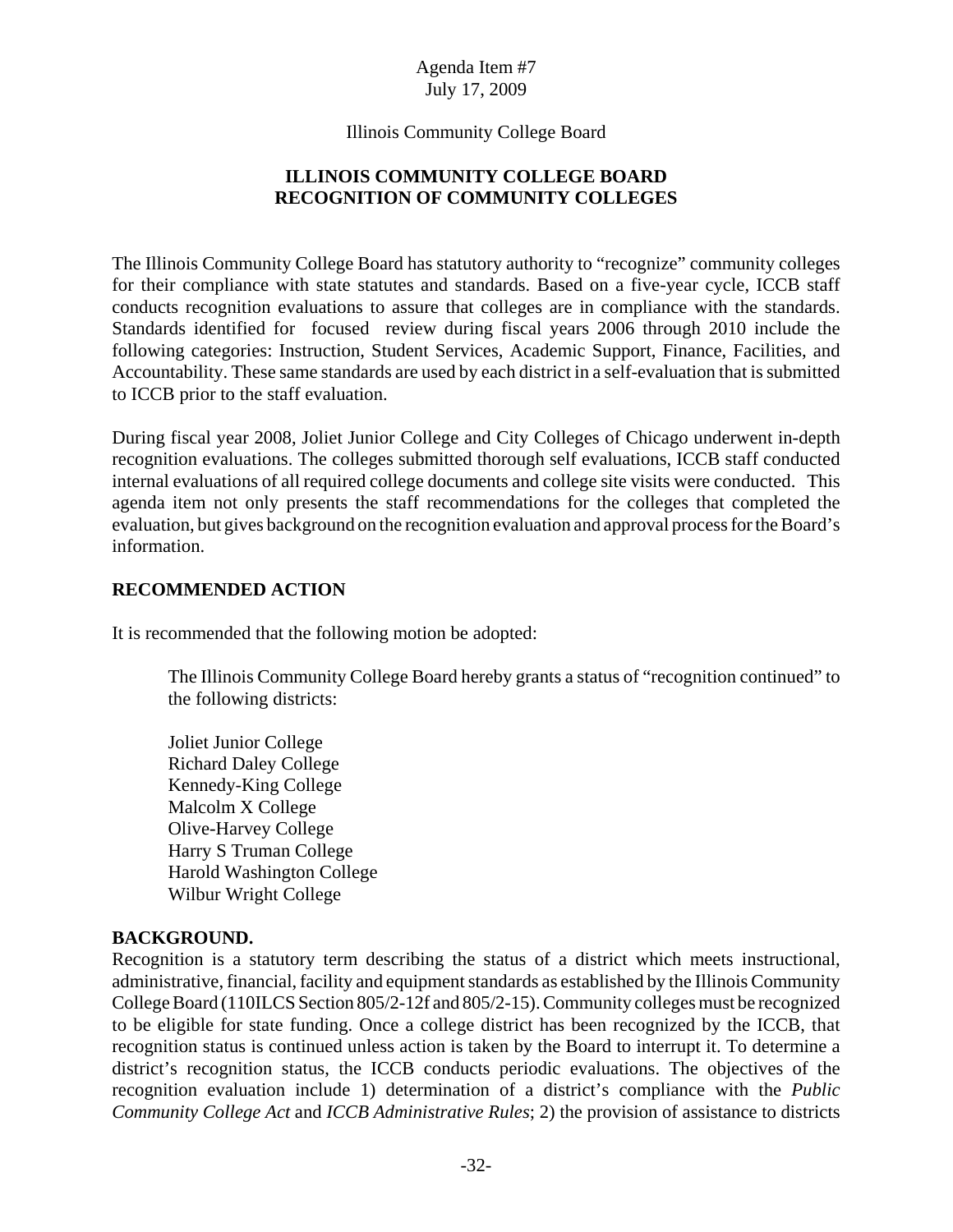Agenda Item #7
July 17, 2009

Illinois Community College Board

## ILLINOIS COMMUNITY COLLEGE BOARD RECOGNITION OF COMMUNITY COLLEGES

The Illinois Community College Board has statutory authority to "recognize" community colleges for their compliance with state statutes and standards. Based on a five-year cycle, ICCB staff conducts recognition evaluations to assure that colleges are in compliance with the standards. Standards identified for focused review during fiscal years 2006 through 2010 include the following categories: Instruction, Student Services, Academic Support, Finance, Facilities, and Accountability. These same standards are used by each district in a self-evaluation that is submitted to ICCB prior to the staff evaluation.

During fiscal year 2008, Joliet Junior College and City Colleges of Chicago underwent in-depth recognition evaluations. The colleges submitted thorough self evaluations, ICCB staff conducted internal evaluations of all required college documents and college site visits were conducted. This agenda item not only presents the staff recommendations for the colleges that completed the evaluation, but gives background on the recognition evaluation and approval process for the Board's information.

### RECOMMENDED ACTION

It is recommended that the following motion be adopted:

> The Illinois Community College Board hereby grants a status of "recognition continued" to the following districts:
>
> Joliet Junior College
> Richard Daley College
> Kennedy-King College
> Malcolm X College
> Olive-Harvey College
> Harry S Truman College
> Harold Washington College
> Wilbur Wright College

### BACKGROUND.

Recognition is a statutory term describing the status of a district which meets instructional, administrative, financial, facility and equipment standards as established by the Illinois Community College Board (110ILCS Section 805/2-12f and 805/2-15). Community colleges must be recognized to be eligible for state funding. Once a college district has been recognized by the ICCB, that recognition status is continued unless action is taken by the Board to interrupt it. To determine a district's recognition status, the ICCB conducts periodic evaluations. The objectives of the recognition evaluation include 1) determination of a district's compliance with the *Public Community College Act* and *ICCB Administrative Rules*; 2) the provision of assistance to districts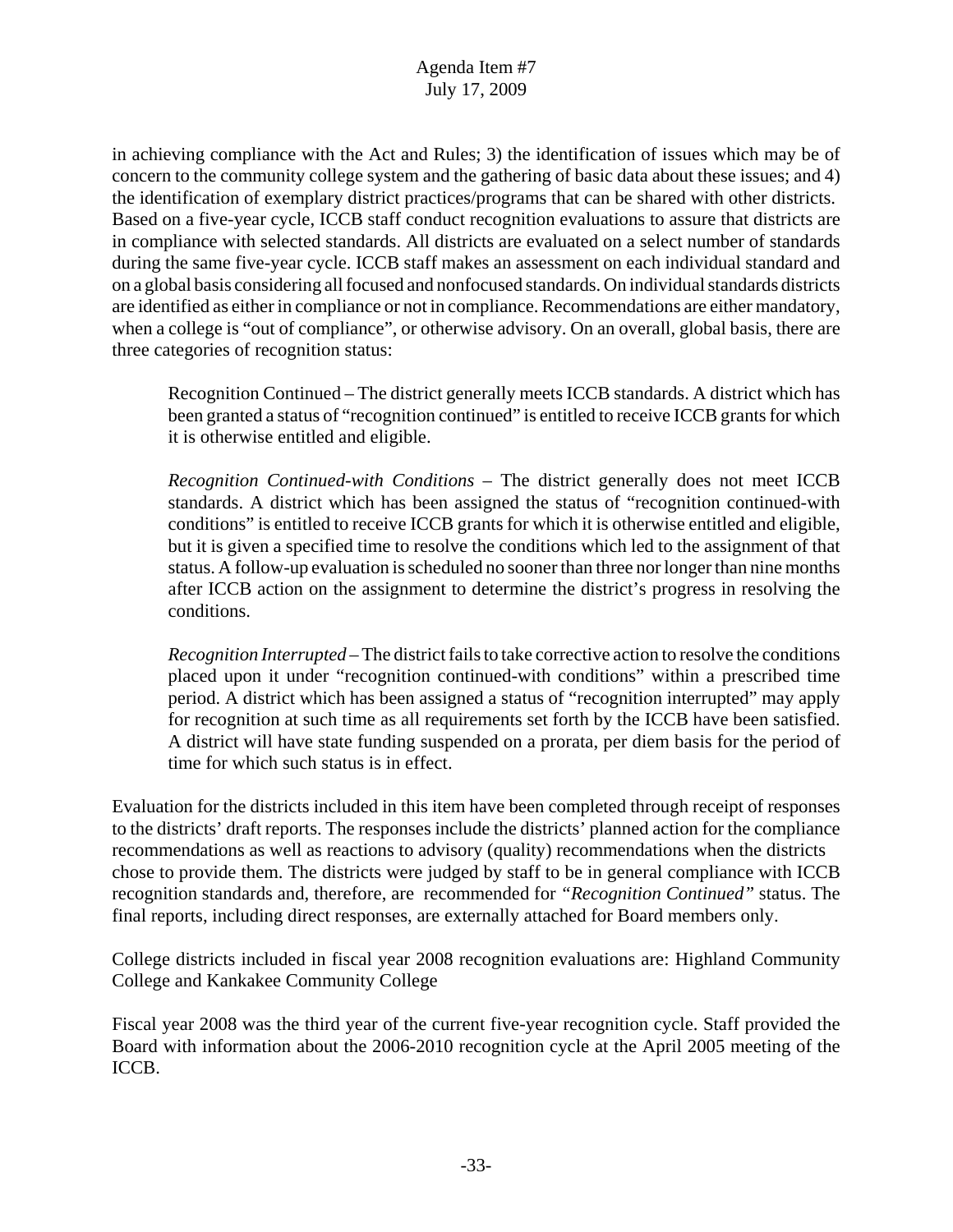in achieving compliance with the Act and Rules; 3) the identification of issues which may be of concern to the community college system and the gathering of basic data about these issues; and 4) the identification of exemplary district practices/programs that can be shared with other districts. Based on a five-year cycle, ICCB staff conduct recognition evaluations to assure that districts are in compliance with selected standards. All districts are evaluated on a select number of standards during the same five-year cycle. ICCB staff makes an assessment on each individual standard and on a global basis considering all focused and nonfocused standards. On individual standards districts are identified as either in compliance or not in compliance. Recommendations are either mandatory, when a college is "out of compliance", or otherwise advisory. On an overall, global basis, there are three categories of recognition status:

> Recognition Continued – The district generally meets ICCB standards. A district which has been granted a status of "recognition continued" is entitled to receive ICCB grants for which it is otherwise entitled and eligible.
>
> *Recognition Continued-with Conditions* – The district generally does not meet ICCB standards. A district which has been assigned the status of "recognition continued-with conditions" is entitled to receive ICCB grants for which it is otherwise entitled and eligible, but it is given a specified time to resolve the conditions which led to the assignment of that status. A follow-up evaluation is scheduled no sooner than three nor longer than nine months after ICCB action on the assignment to determine the district's progress in resolving the conditions.
>
> *Recognition Interrupted* – The district fails to take corrective action to resolve the conditions placed upon it under "recognition continued-with conditions" within a prescribed time period. A district which has been assigned a status of "recognition interrupted" may apply for recognition at such time as all requirements set forth by the ICCB have been satisfied. A district will have state funding suspended on a prorata, per diem basis for the period of time for which such status is in effect.

Evaluation for the districts included in this item have been completed through receipt of responses to the districts' draft reports. The responses include the districts' planned action for the compliance recommendations as well as reactions to advisory (quality) recommendations when the districts chose to provide them. The districts were judged by staff to be in general compliance with ICCB recognition standards and, therefore, are recommended for *"Recognition Continued"* status. The final reports, including direct responses, are externally attached for Board members only.

College districts included in fiscal year 2008 recognition evaluations are: Highland Community College and Kankakee Community College

Fiscal year 2008 was the third year of the current five-year recognition cycle. Staff provided the Board with information about the 2006-2010 recognition cycle at the April 2005 meeting of the ICCB.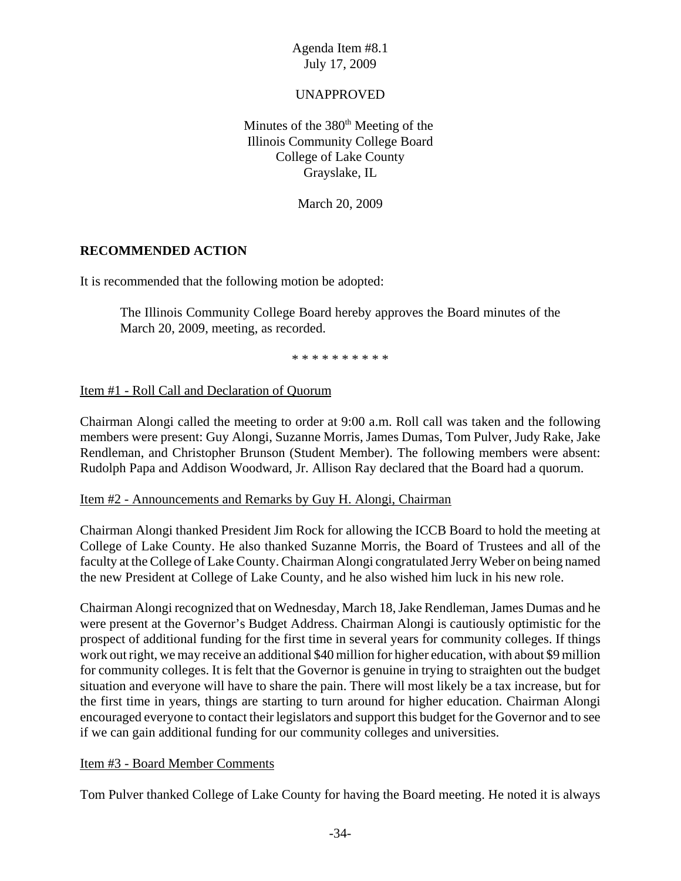Agenda Item #8.1
July 17, 2009

UNAPPROVED

Minutes of the 380th Meeting of the
Illinois Community College Board
College of Lake County
Grayslake, IL

March 20, 2009

## RECOMMENDED ACTION

It is recommended that the following motion be adopted:

> The Illinois Community College Board hereby approves the Board minutes of the March 20, 2009, meeting, as recorded.

* * * * * * * * * *

Item #1 - Roll Call and Declaration of Quorum

Chairman Alongi called the meeting to order at 9:00 a.m. Roll call was taken and the following members were present: Guy Alongi, Suzanne Morris, James Dumas, Tom Pulver, Judy Rake, Jake Rendleman, and Christopher Brunson (Student Member). The following members were absent: Rudolph Papa and Addison Woodward, Jr. Allison Ray declared that the Board had a quorum.

Item #2 - Announcements and Remarks by Guy H. Alongi, Chairman

Chairman Alongi thanked President Jim Rock for allowing the ICCB Board to hold the meeting at College of Lake County. He also thanked Suzanne Morris, the Board of Trustees and all of the faculty at the College of Lake County. Chairman Alongi congratulated Jerry Weber on being named the new President at College of Lake County, and he also wished him luck in his new role.

Chairman Alongi recognized that on Wednesday, March 18, Jake Rendleman, James Dumas and he were present at the Governor's Budget Address. Chairman Alongi is cautiously optimistic for the prospect of additional funding for the first time in several years for community colleges. If things work out right, we may receive an additional $40 million for higher education, with about $9 million for community colleges. It is felt that the Governor is genuine in trying to straighten out the budget situation and everyone will have to share the pain. There will most likely be a tax increase, but for the first time in years, things are starting to turn around for higher education. Chairman Alongi encouraged everyone to contact their legislators and support this budget for the Governor and to see if we can gain additional funding for our community colleges and universities.

Item #3 - Board Member Comments

Tom Pulver thanked College of Lake County for having the Board meeting. He noted it is always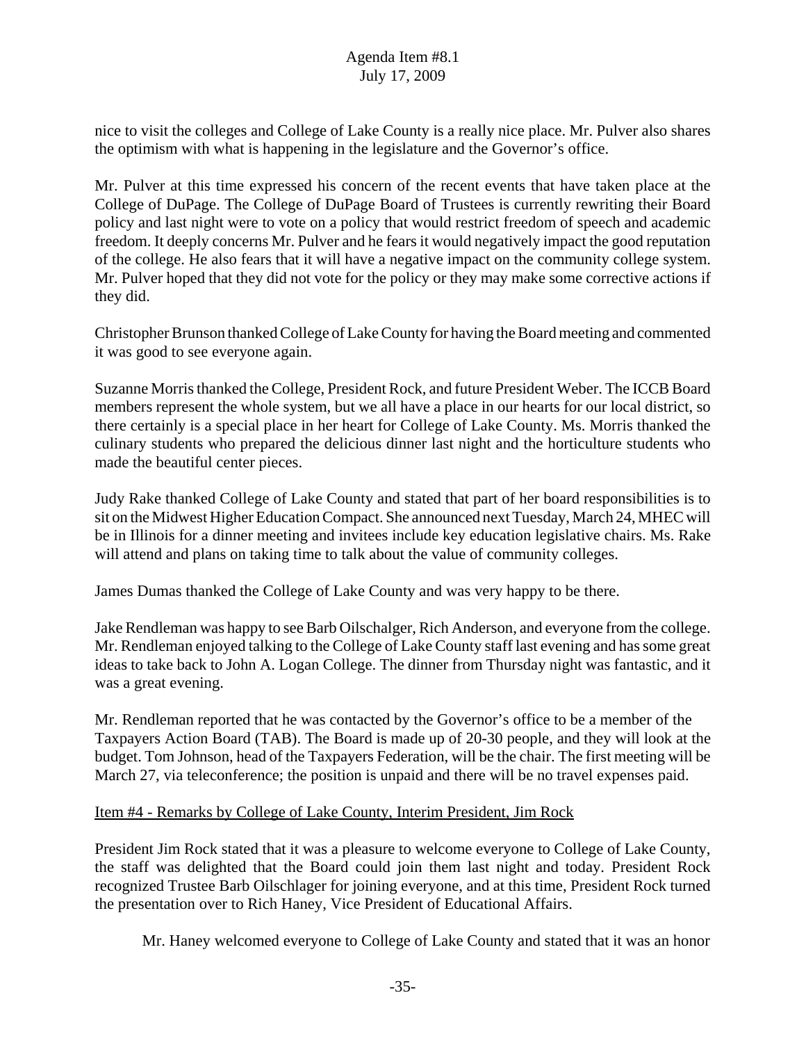nice to visit the colleges and College of Lake County is a really nice place. Mr. Pulver also shares the optimism with what is happening in the legislature and the Governor's office.

Mr. Pulver at this time expressed his concern of the recent events that have taken place at the College of DuPage. The College of DuPage Board of Trustees is currently rewriting their Board policy and last night were to vote on a policy that would restrict freedom of speech and academic freedom. It deeply concerns Mr. Pulver and he fears it would negatively impact the good reputation of the college. He also fears that it will have a negative impact on the community college system. Mr. Pulver hoped that they did not vote for the policy or they may make some corrective actions if they did.

Christopher Brunson thanked College of Lake County for having the Board meeting and commented it was good to see everyone again.

Suzanne Morris thanked the College, President Rock, and future President Weber. The ICCB Board members represent the whole system, but we all have a place in our hearts for our local district, so there certainly is a special place in her heart for College of Lake County. Ms. Morris thanked the culinary students who prepared the delicious dinner last night and the horticulture students who made the beautiful center pieces.

Judy Rake thanked College of Lake County and stated that part of her board responsibilities is to sit on the Midwest Higher Education Compact. She announced next Tuesday, March 24, MHEC will be in Illinois for a dinner meeting and invitees include key education legislative chairs. Ms. Rake will attend and plans on taking time to talk about the value of community colleges.

James Dumas thanked the College of Lake County and was very happy to be there.

Jake Rendleman was happy to see Barb Oilschalger, Rich Anderson, and everyone from the college. Mr. Rendleman enjoyed talking to the College of Lake County staff last evening and has some great ideas to take back to John A. Logan College. The dinner from Thursday night was fantastic, and it was a great evening.

Mr. Rendleman reported that he was contacted by the Governor's office to be a member of the Taxpayers Action Board (TAB). The Board is made up of 20-30 people, and they will look at the budget. Tom Johnson, head of the Taxpayers Federation, will be the chair. The first meeting will be March 27, via teleconference; the position is unpaid and there will be no travel expenses paid.

Item #4 - Remarks by College of Lake County, Interim President, Jim Rock

President Jim Rock stated that it was a pleasure to welcome everyone to College of Lake County, the staff was delighted that the Board could join them last night and today. President Rock recognized Trustee Barb Oilschlager for joining everyone, and at this time, President Rock turned the presentation over to Rich Haney, Vice President of Educational Affairs.

Mr. Haney welcomed everyone to College of Lake County and stated that it was an honor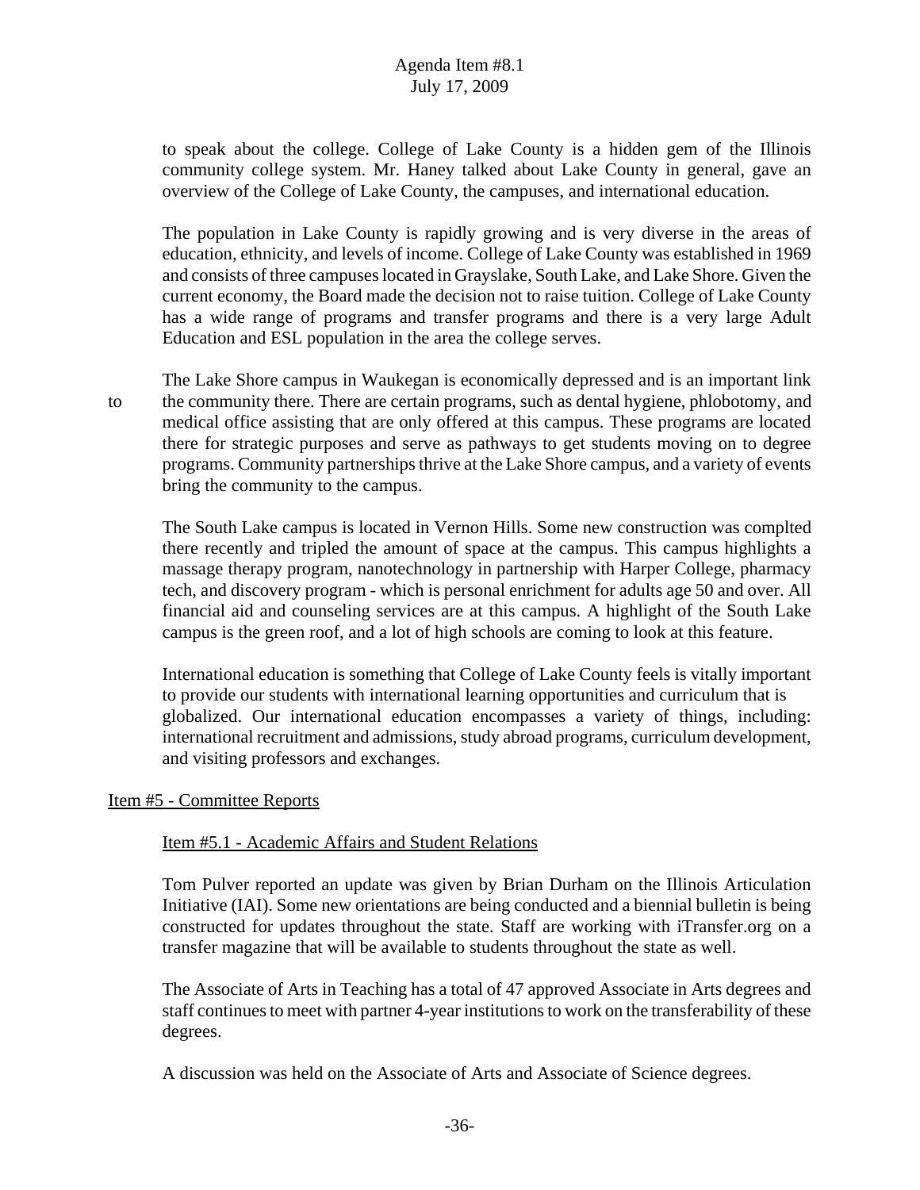to speak about the college. College of Lake County is a hidden gem of the Illinois community college system. Mr. Haney talked about Lake County in general, gave an overview of the College of Lake County, the campuses, and international education.

The population in Lake County is rapidly growing and is very diverse in the areas of education, ethnicity, and levels of income. College of Lake County was established in 1969 and consists of three campuses located in Grayslake, South Lake, and Lake Shore. Given the current economy, the Board made the decision not to raise tuition. College of Lake County has a wide range of programs and transfer programs and there is a very large Adult Education and ESL population in the area the college serves.

The Lake Shore campus in Waukegan is economically depressed and is an important link to the community there. There are certain programs, such as dental hygiene, phlobotomy, and medical office assisting that are only offered at this campus. These programs are located there for strategic purposes and serve as pathways to get students moving on to degree programs. Community partnerships thrive at the Lake Shore campus, and a variety of events bring the community to the campus.

The South Lake campus is located in Vernon Hills. Some new construction was complted there recently and tripled the amount of space at the campus. This campus highlights a massage therapy program, nanotechnology in partnership with Harper College, pharmacy tech, and discovery program - which is personal enrichment for adults age 50 and over. All financial aid and counseling services are at this campus. A highlight of the South Lake campus is the green roof, and a lot of high schools are coming to look at this feature.

International education is something that College of Lake County feels is vitally important to provide our students with international learning opportunities and curriculum that is globalized. Our international education encompasses a variety of things, including: international recruitment and admissions, study abroad programs, curriculum development, and visiting professors and exchanges.

## Item #5 - Committee Reports

### Item #5.1 - Academic Affairs and Student Relations

Tom Pulver reported an update was given by Brian Durham on the Illinois Articulation Initiative (IAI). Some new orientations are being conducted and a biennial bulletin is being constructed for updates throughout the state. Staff are working with iTransfer.org on a transfer magazine that will be available to students throughout the state as well.

The Associate of Arts in Teaching has a total of 47 approved Associate in Arts degrees and staff continues to meet with partner 4-year institutions to work on the transferability of these degrees.

A discussion was held on the Associate of Arts and Associate of Science degrees.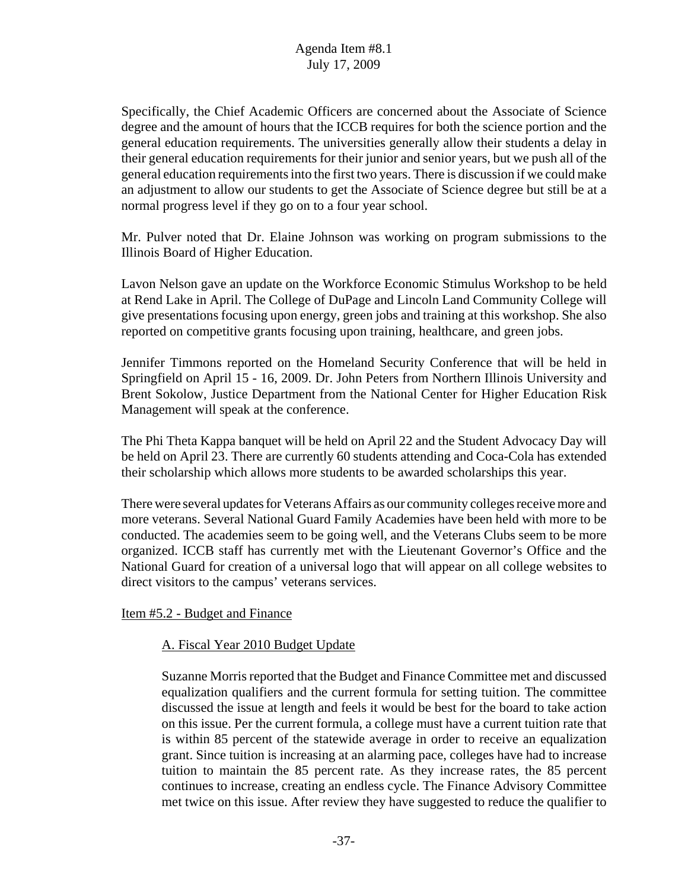Specifically, the Chief Academic Officers are concerned about the Associate of Science degree and the amount of hours that the ICCB requires for both the science portion and the general education requirements. The universities generally allow their students a delay in their general education requirements for their junior and senior years, but we push all of the general education requirements into the first two years. There is discussion if we could make an adjustment to allow our students to get the Associate of Science degree but still be at a normal progress level if they go on to a four year school.

Mr. Pulver noted that Dr. Elaine Johnson was working on program submissions to the Illinois Board of Higher Education.

Lavon Nelson gave an update on the Workforce Economic Stimulus Workshop to be held at Rend Lake in April. The College of DuPage and Lincoln Land Community College will give presentations focusing upon energy, green jobs and training at this workshop. She also reported on competitive grants focusing upon training, healthcare, and green jobs.

Jennifer Timmons reported on the Homeland Security Conference that will be held in Springfield on April 15 - 16, 2009. Dr. John Peters from Northern Illinois University and Brent Sokolow, Justice Department from the National Center for Higher Education Risk Management will speak at the conference.

The Phi Theta Kappa banquet will be held on April 22 and the Student Advocacy Day will be held on April 23. There are currently 60 students attending and Coca-Cola has extended their scholarship which allows more students to be awarded scholarships this year.

There were several updates for Veterans Affairs as our community colleges receive more and more veterans. Several National Guard Family Academies have been held with more to be conducted. The academies seem to be going well, and the Veterans Clubs seem to be more organized. ICCB staff has currently met with the Lieutenant Governor's Office and the National Guard for creation of a universal logo that will appear on all college websites to direct visitors to the campus' veterans services.

Item #5.2 - Budget and Finance

A. Fiscal Year 2010 Budget Update

Suzanne Morris reported that the Budget and Finance Committee met and discussed equalization qualifiers and the current formula for setting tuition. The committee discussed the issue at length and feels it would be best for the board to take action on this issue. Per the current formula, a college must have a current tuition rate that is within 85 percent of the statewide average in order to receive an equalization grant. Since tuition is increasing at an alarming pace, colleges have had to increase tuition to maintain the 85 percent rate. As they increase rates, the 85 percent continues to increase, creating an endless cycle. The Finance Advisory Committee met twice on this issue. After review they have suggested to reduce the qualifier to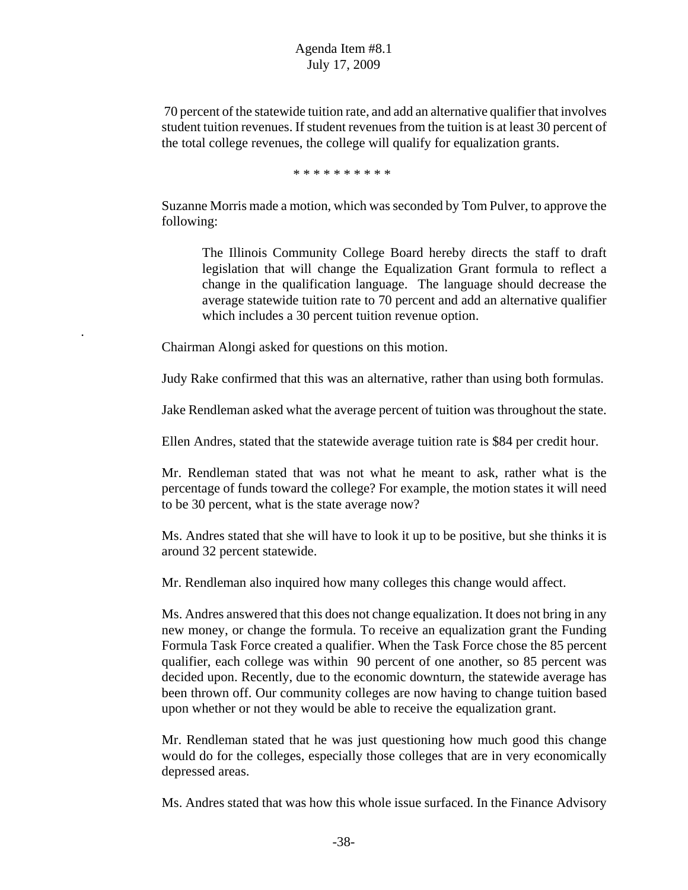70 percent of the statewide tuition rate, and add an alternative qualifier that involves student tuition revenues. If student revenues from the tuition is at least 30 percent of the total college revenues, the college will qualify for equalization grants.

\* \* \* \* \* \* \* \* \* \*

Suzanne Morris made a motion, which was seconded by Tom Pulver, to approve the following:

> The Illinois Community College Board hereby directs the staff to draft legislation that will change the Equalization Grant formula to reflect a change in the qualification language. The language should decrease the average statewide tuition rate to 70 percent and add an alternative qualifier which includes a 30 percent tuition revenue option.

Chairman Alongi asked for questions on this motion.

Judy Rake confirmed that this was an alternative, rather than using both formulas.

Jake Rendleman asked what the average percent of tuition was throughout the state.

Ellen Andres, stated that the statewide average tuition rate is $84 per credit hour.

Mr. Rendleman stated that was not what he meant to ask, rather what is the percentage of funds toward the college? For example, the motion states it will need to be 30 percent, what is the state average now?

Ms. Andres stated that she will have to look it up to be positive, but she thinks it is around 32 percent statewide.

Mr. Rendleman also inquired how many colleges this change would affect.

Ms. Andres answered that this does not change equalization. It does not bring in any new money, or change the formula. To receive an equalization grant the Funding Formula Task Force created a qualifier. When the Task Force chose the 85 percent qualifier, each college was within 90 percent of one another, so 85 percent was decided upon. Recently, due to the economic downturn, the statewide average has been thrown off. Our community colleges are now having to change tuition based upon whether or not they would be able to receive the equalization grant.

Mr. Rendleman stated that he was just questioning how much good this change would do for the colleges, especially those colleges that are in very economically depressed areas.

Ms. Andres stated that was how this whole issue surfaced. In the Finance Advisory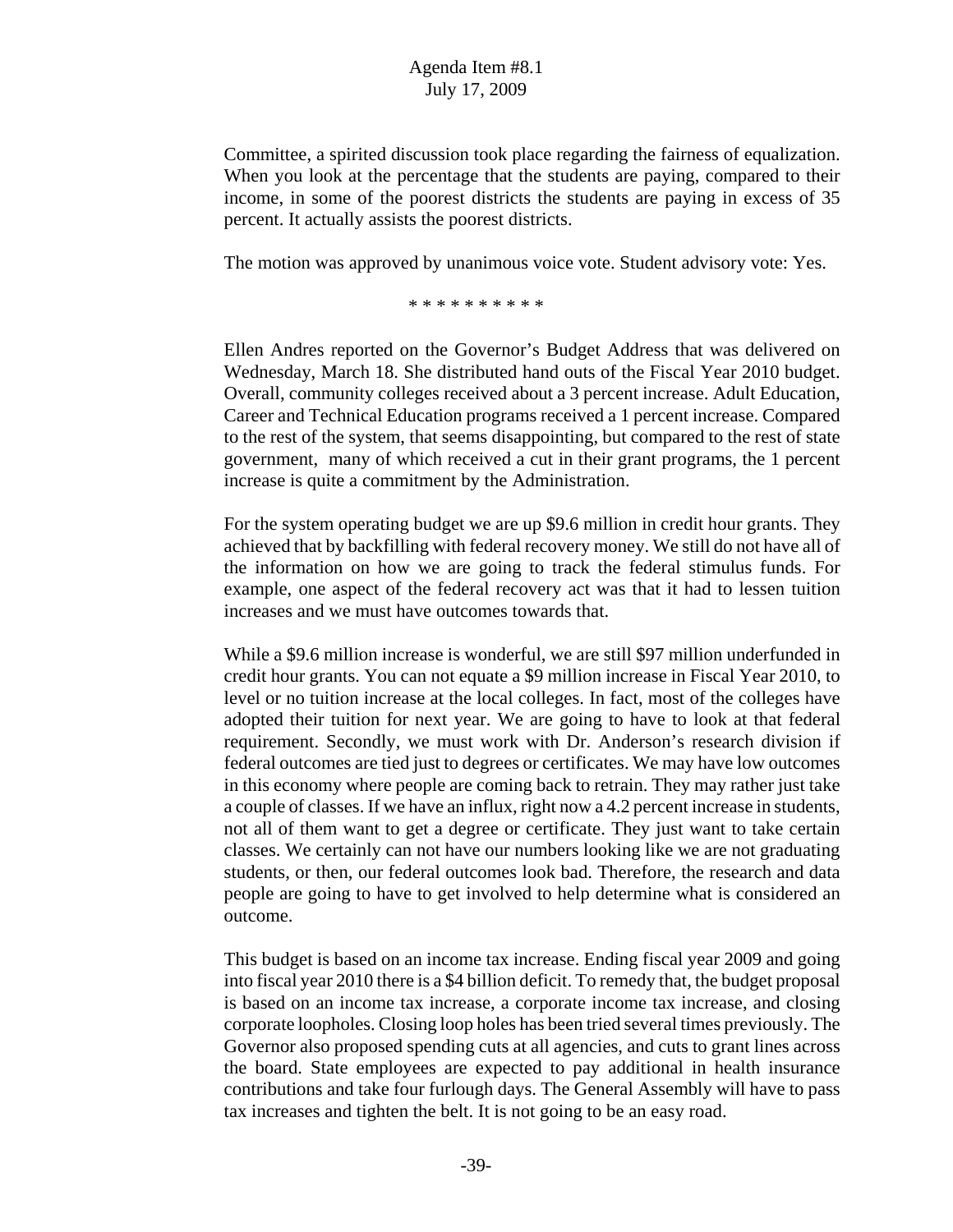Committee, a spirited discussion took place regarding the fairness of equalization. When you look at the percentage that the students are paying, compared to their income, in some of the poorest districts the students are paying in excess of 35 percent. It actually assists the poorest districts.

The motion was approved by unanimous voice vote. Student advisory vote: Yes.

\* \* \* \* \* \* \* \* \* \*

Ellen Andres reported on the Governor's Budget Address that was delivered on Wednesday, March 18. She distributed hand outs of the Fiscal Year 2010 budget. Overall, community colleges received about a 3 percent increase. Adult Education, Career and Technical Education programs received a 1 percent increase. Compared to the rest of the system, that seems disappointing, but compared to the rest of state government, many of which received a cut in their grant programs, the 1 percent increase is quite a commitment by the Administration.

For the system operating budget we are up $9.6 million in credit hour grants. They achieved that by backfilling with federal recovery money. We still do not have all of the information on how we are going to track the federal stimulus funds. For example, one aspect of the federal recovery act was that it had to lessen tuition increases and we must have outcomes towards that.

While a $9.6 million increase is wonderful, we are still $97 million underfunded in credit hour grants. You can not equate a $9 million increase in Fiscal Year 2010, to level or no tuition increase at the local colleges. In fact, most of the colleges have adopted their tuition for next year. We are going to have to look at that federal requirement. Secondly, we must work with Dr. Anderson's research division if federal outcomes are tied just to degrees or certificates. We may have low outcomes in this economy where people are coming back to retrain. They may rather just take a couple of classes. If we have an influx, right now a 4.2 percent increase in students, not all of them want to get a degree or certificate. They just want to take certain classes. We certainly can not have our numbers looking like we are not graduating students, or then, our federal outcomes look bad. Therefore, the research and data people are going to have to get involved to help determine what is considered an outcome.

This budget is based on an income tax increase. Ending fiscal year 2009 and going into fiscal year 2010 there is a $4 billion deficit. To remedy that, the budget proposal is based on an income tax increase, a corporate income tax increase, and closing corporate loopholes. Closing loop holes has been tried several times previously. The Governor also proposed spending cuts at all agencies, and cuts to grant lines across the board. State employees are expected to pay additional in health insurance contributions and take four furlough days. The General Assembly will have to pass tax increases and tighten the belt. It is not going to be an easy road.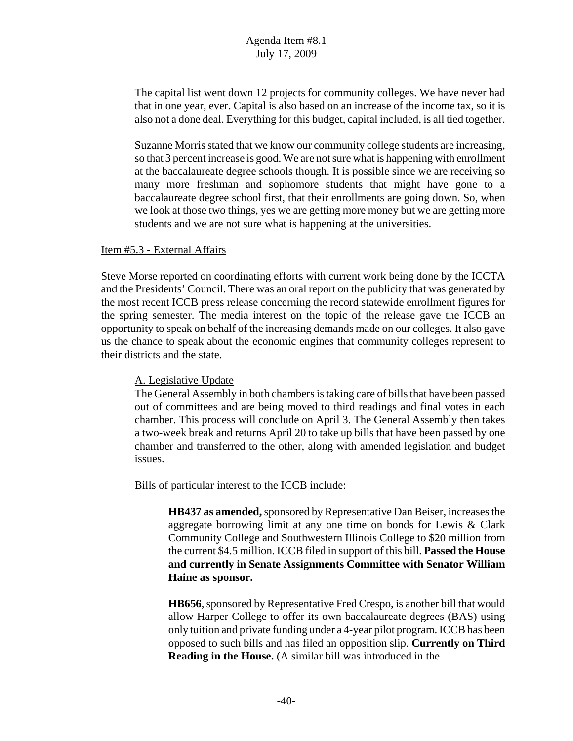The capital list went down 12 projects for community colleges. We have never had that in one year, ever. Capital is also based on an increase of the income tax, so it is also not a done deal. Everything for this budget, capital included, is all tied together.

Suzanne Morris stated that we know our community college students are increasing, so that 3 percent increase is good. We are not sure what is happening with enrollment at the baccalaureate degree schools though. It is possible since we are receiving so many more freshman and sophomore students that might have gone to a baccalaureate degree school first, that their enrollments are going down. So, when we look at those two things, yes we are getting more money but we are getting more students and we are not sure what is happening at the universities.

Item #5.3 - External Affairs

Steve Morse reported on coordinating efforts with current work being done by the ICCTA and the Presidents' Council. There was an oral report on the publicity that was generated by the most recent ICCB press release concerning the record statewide enrollment figures for the spring semester. The media interest on the topic of the release gave the ICCB an opportunity to speak on behalf of the increasing demands made on our colleges. It also gave us the chance to speak about the economic engines that community colleges represent to their districts and the state.

A. Legislative Update

The General Assembly in both chambers is taking care of bills that have been passed out of committees and are being moved to third readings and final votes in each chamber. This process will conclude on April 3. The General Assembly then takes a two-week break and returns April 20 to take up bills that have been passed by one chamber and transferred to the other, along with amended legislation and budget issues.

Bills of particular interest to the ICCB include:

**HB437 as amended,** sponsored by Representative Dan Beiser, increases the aggregate borrowing limit at any one time on bonds for Lewis & Clark Community College and Southwestern Illinois College to $20 million from the current $4.5 million. ICCB filed in support of this bill. **Passed the House and currently in Senate Assignments Committee with Senator William Haine as sponsor.**

**HB656**, sponsored by Representative Fred Crespo, is another bill that would allow Harper College to offer its own baccalaureate degrees (BAS) using only tuition and private funding under a 4-year pilot program. ICCB has been opposed to such bills and has filed an opposition slip. **Currently on Third Reading in the House.** (A similar bill was introduced in the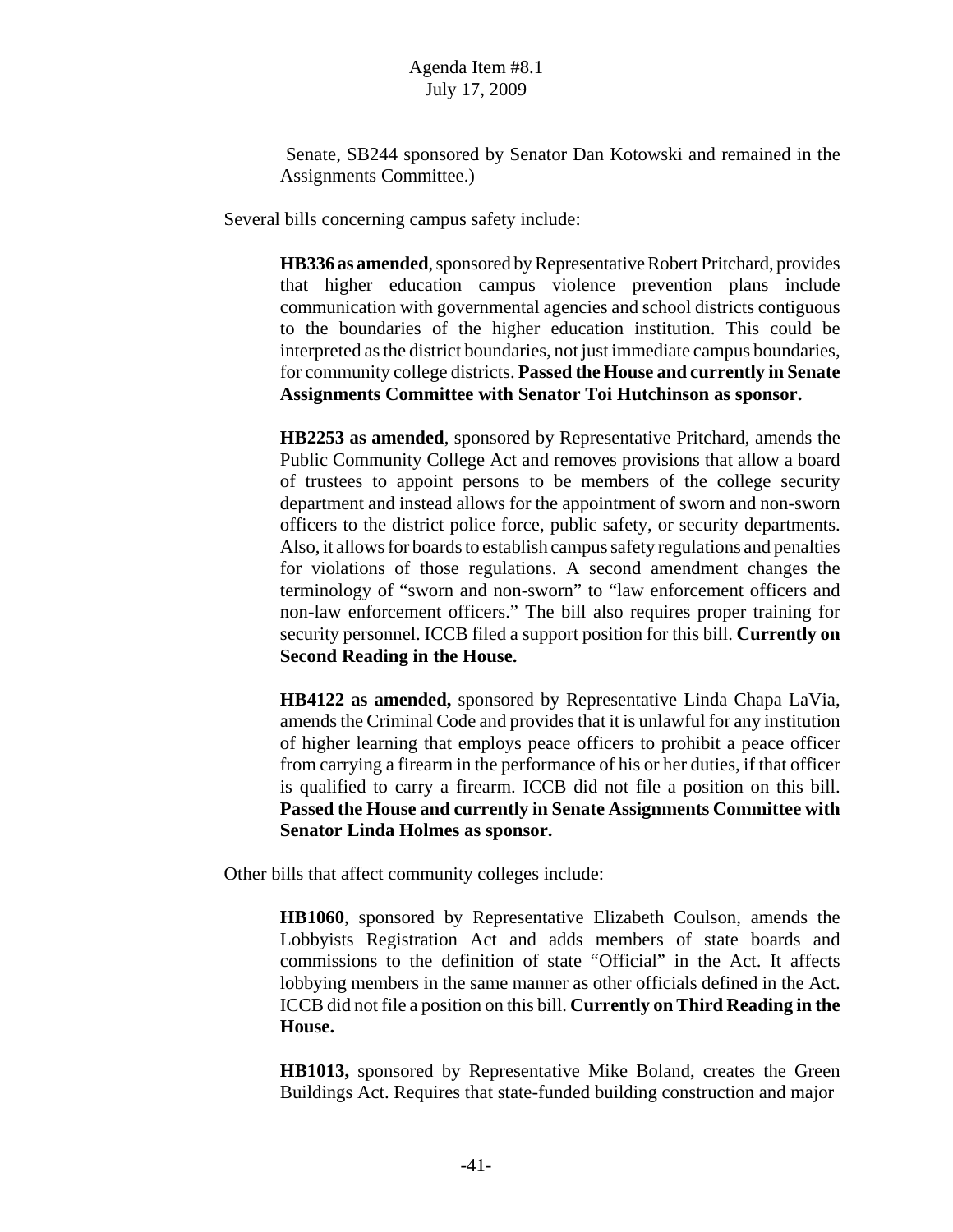Senate, SB244 sponsored by Senator Dan Kotowski and remained in the Assignments Committee.)

Several bills concerning campus safety include:

**HB336 as amended**, sponsored by Representative Robert Pritchard, provides that higher education campus violence prevention plans include communication with governmental agencies and school districts contiguous to the boundaries of the higher education institution. This could be interpreted as the district boundaries, not just immediate campus boundaries, for community college districts. **Passed the House and currently in Senate Assignments Committee with Senator Toi Hutchinson as sponsor.**

**HB2253 as amended**, sponsored by Representative Pritchard, amends the Public Community College Act and removes provisions that allow a board of trustees to appoint persons to be members of the college security department and instead allows for the appointment of sworn and non-sworn officers to the district police force, public safety, or security departments. Also, it allows for boards to establish campus safety regulations and penalties for violations of those regulations. A second amendment changes the terminology of "sworn and non-sworn" to "law enforcement officers and non-law enforcement officers." The bill also requires proper training for security personnel. ICCB filed a support position for this bill. **Currently on Second Reading in the House.**

**HB4122 as amended,** sponsored by Representative Linda Chapa LaVia, amends the Criminal Code and provides that it is unlawful for any institution of higher learning that employs peace officers to prohibit a peace officer from carrying a firearm in the performance of his or her duties, if that officer is qualified to carry a firearm. ICCB did not file a position on this bill. **Passed the House and currently in Senate Assignments Committee with Senator Linda Holmes as sponsor.**

Other bills that affect community colleges include:

**HB1060**, sponsored by Representative Elizabeth Coulson, amends the Lobbyists Registration Act and adds members of state boards and commissions to the definition of state "Official" in the Act. It affects lobbying members in the same manner as other officials defined in the Act. ICCB did not file a position on this bill. **Currently on Third Reading in the House.**

**HB1013,** sponsored by Representative Mike Boland, creates the Green Buildings Act. Requires that state-funded building construction and major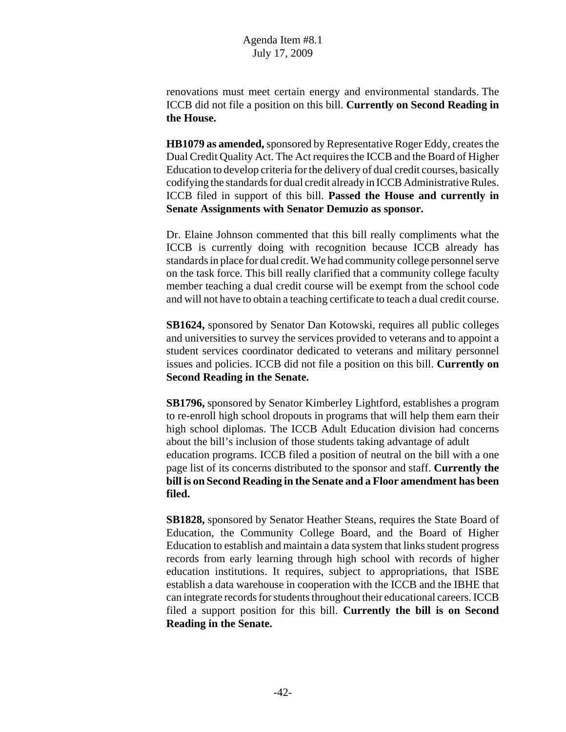renovations must meet certain energy and environmental standards. The ICCB did not file a position on this bill. **Currently on Second Reading in the House.**

**HB1079 as amended,** sponsored by Representative Roger Eddy, creates the Dual Credit Quality Act. The Act requires the ICCB and the Board of Higher Education to develop criteria for the delivery of dual credit courses, basically codifying the standards for dual credit already in ICCB Administrative Rules. ICCB filed in support of this bill. **Passed the House and currently in Senate Assignments with Senator Demuzio as sponsor.**

Dr. Elaine Johnson commented that this bill really compliments what the ICCB is currently doing with recognition because ICCB already has standards in place for dual credit. We had community college personnel serve on the task force. This bill really clarified that a community college faculty member teaching a dual credit course will be exempt from the school code and will not have to obtain a teaching certificate to teach a dual credit course.

**SB1624,** sponsored by Senator Dan Kotowski, requires all public colleges and universities to survey the services provided to veterans and to appoint a student services coordinator dedicated to veterans and military personnel issues and policies. ICCB did not file a position on this bill. **Currently on Second Reading in the Senate.**

**SB1796,** sponsored by Senator Kimberley Lightford, establishes a program to re-enroll high school dropouts in programs that will help them earn their high school diplomas. The ICCB Adult Education division had concerns about the bill's inclusion of those students taking advantage of adult education programs. ICCB filed a position of neutral on the bill with a one page list of its concerns distributed to the sponsor and staff. **Currently the bill is on Second Reading in the Senate and a Floor amendment has been filed.**

**SB1828,** sponsored by Senator Heather Steans, requires the State Board of Education, the Community College Board, and the Board of Higher Education to establish and maintain a data system that links student progress records from early learning through high school with records of higher education institutions. It requires, subject to appropriations, that ISBE establish a data warehouse in cooperation with the ICCB and the IBHE that can integrate records for students throughout their educational careers. ICCB filed a support position for this bill. **Currently the bill is on Second Reading in the Senate.**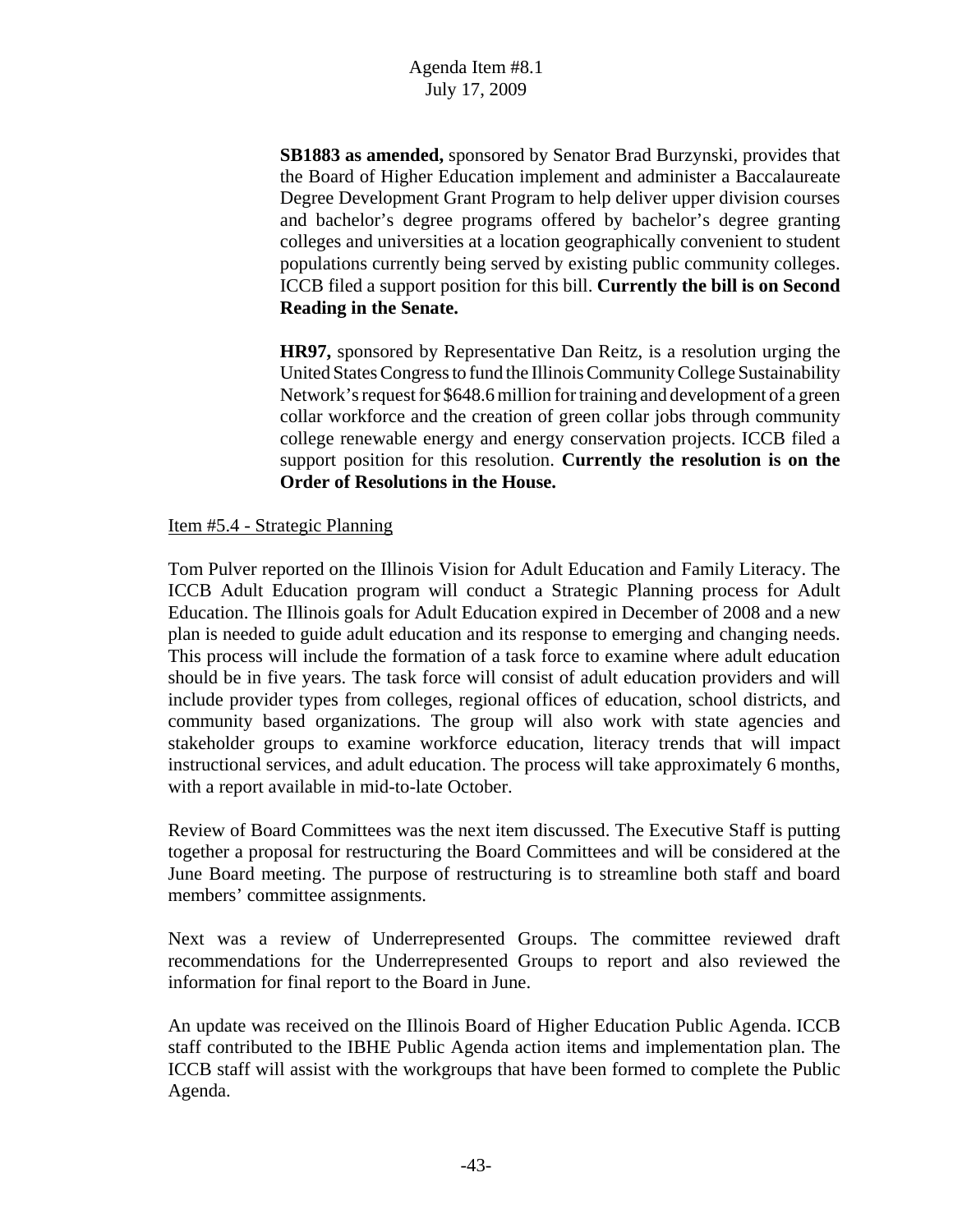**SB1883 as amended,** sponsored by Senator Brad Burzynski, provides that the Board of Higher Education implement and administer a Baccalaureate Degree Development Grant Program to help deliver upper division courses and bachelor's degree programs offered by bachelor's degree granting colleges and universities at a location geographically convenient to student populations currently being served by existing public community colleges. ICCB filed a support position for this bill. **Currently the bill is on Second Reading in the Senate.**

**HR97,** sponsored by Representative Dan Reitz, is a resolution urging the United States Congress to fund the Illinois Community College Sustainability Network's request for $648.6 million for training and development of a green collar workforce and the creation of green collar jobs through community college renewable energy and energy conservation projects. ICCB filed a support position for this resolution. **Currently the resolution is on the Order of Resolutions in the House.**

Item #5.4 - Strategic Planning

Tom Pulver reported on the Illinois Vision for Adult Education and Family Literacy. The ICCB Adult Education program will conduct a Strategic Planning process for Adult Education. The Illinois goals for Adult Education expired in December of 2008 and a new plan is needed to guide adult education and its response to emerging and changing needs. This process will include the formation of a task force to examine where adult education should be in five years. The task force will consist of adult education providers and will include provider types from colleges, regional offices of education, school districts, and community based organizations. The group will also work with state agencies and stakeholder groups to examine workforce education, literacy trends that will impact instructional services, and adult education. The process will take approximately 6 months, with a report available in mid-to-late October.

Review of Board Committees was the next item discussed. The Executive Staff is putting together a proposal for restructuring the Board Committees and will be considered at the June Board meeting. The purpose of restructuring is to streamline both staff and board members' committee assignments.

Next was a review of Underrepresented Groups. The committee reviewed draft recommendations for the Underrepresented Groups to report and also reviewed the information for final report to the Board in June.

An update was received on the Illinois Board of Higher Education Public Agenda. ICCB staff contributed to the IBHE Public Agenda action items and implementation plan. The ICCB staff will assist with the workgroups that have been formed to complete the Public Agenda.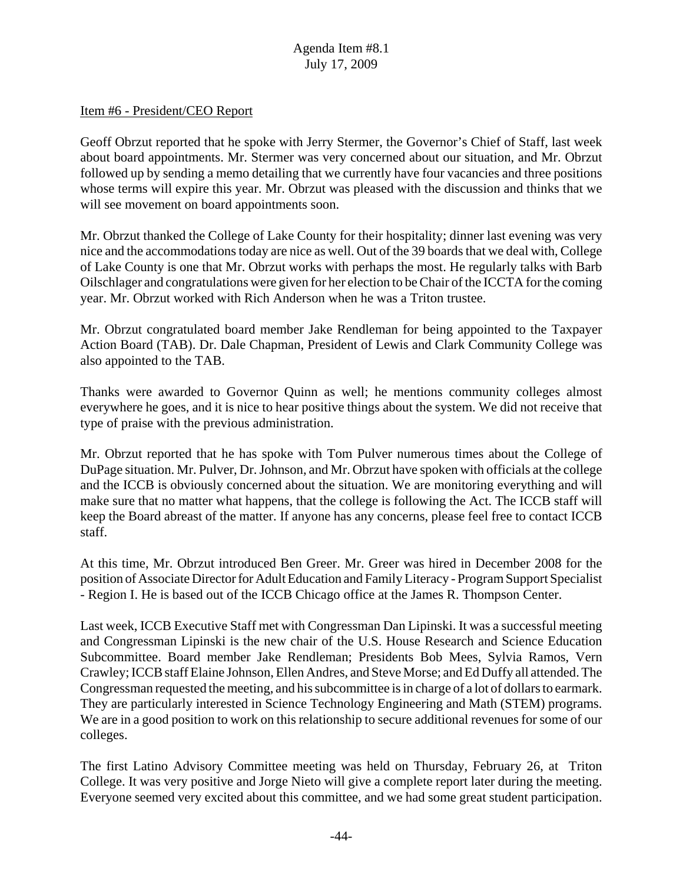Agenda Item #8.1
July 17, 2009

Item #6 - President/CEO Report

Geoff Obrzut reported that he spoke with Jerry Stermer, the Governor's Chief of Staff, last week about board appointments. Mr. Stermer was very concerned about our situation, and Mr. Obrzut followed up by sending a memo detailing that we currently have four vacancies and three positions whose terms will expire this year. Mr. Obrzut was pleased with the discussion and thinks that we will see movement on board appointments soon.

Mr. Obrzut thanked the College of Lake County for their hospitality; dinner last evening was very nice and the accommodations today are nice as well. Out of the 39 boards that we deal with, College of Lake County is one that Mr. Obrzut works with perhaps the most. He regularly talks with Barb Oilschlager and congratulations were given for her election to be Chair of the ICCTA for the coming year. Mr. Obrzut worked with Rich Anderson when he was a Triton trustee.

Mr. Obrzut congratulated board member Jake Rendleman for being appointed to the Taxpayer Action Board (TAB). Dr. Dale Chapman, President of Lewis and Clark Community College was also appointed to the TAB.

Thanks were awarded to Governor Quinn as well; he mentions community colleges almost everywhere he goes, and it is nice to hear positive things about the system. We did not receive that type of praise with the previous administration.

Mr. Obrzut reported that he has spoke with Tom Pulver numerous times about the College of DuPage situation. Mr. Pulver, Dr. Johnson, and Mr. Obrzut have spoken with officials at the college and the ICCB is obviously concerned about the situation. We are monitoring everything and will make sure that no matter what happens, that the college is following the Act. The ICCB staff will keep the Board abreast of the matter. If anyone has any concerns, please feel free to contact ICCB staff.

At this time, Mr. Obrzut introduced Ben Greer. Mr. Greer was hired in December 2008 for the position of Associate Director for Adult Education and Family Literacy - Program Support Specialist - Region I. He is based out of the ICCB Chicago office at the James R. Thompson Center.

Last week, ICCB Executive Staff met with Congressman Dan Lipinski. It was a successful meeting and Congressman Lipinski is the new chair of the U.S. House Research and Science Education Subcommittee. Board member Jake Rendleman; Presidents Bob Mees, Sylvia Ramos, Vern Crawley; ICCB staff Elaine Johnson, Ellen Andres, and Steve Morse; and Ed Duffy all attended. The Congressman requested the meeting, and his subcommittee is in charge of a lot of dollars to earmark. They are particularly interested in Science Technology Engineering and Math (STEM) programs. We are in a good position to work on this relationship to secure additional revenues for some of our colleges.

The first Latino Advisory Committee meeting was held on Thursday, February 26, at Triton College. It was very positive and Jorge Nieto will give a complete report later during the meeting. Everyone seemed very excited about this committee, and we had some great student participation.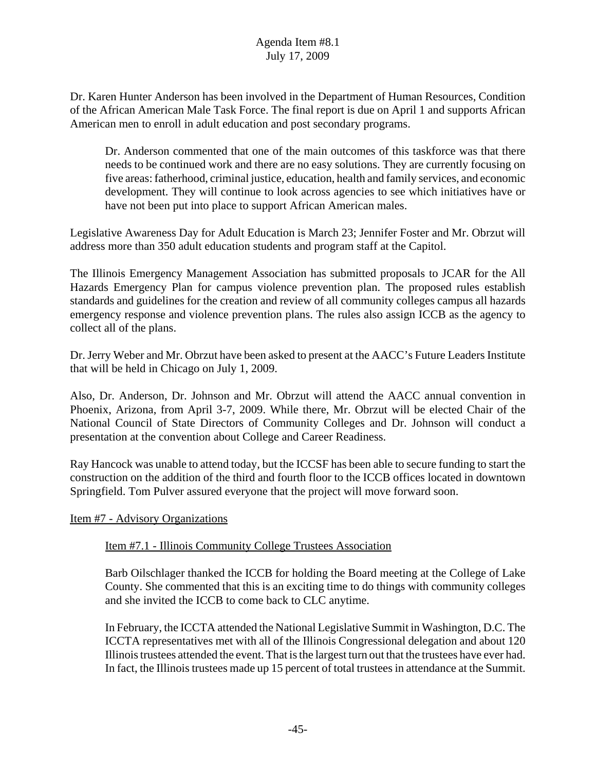Dr. Karen Hunter Anderson has been involved in the Department of Human Resources, Condition of the African American Male Task Force. The final report is due on April 1 and supports African American men to enroll in adult education and post secondary programs.

> Dr. Anderson commented that one of the main outcomes of this taskforce was that there needs to be continued work and there are no easy solutions. They are currently focusing on five areas: fatherhood, criminal justice, education, health and family services, and economic development. They will continue to look across agencies to see which initiatives have or have not been put into place to support African American males.

Legislative Awareness Day for Adult Education is March 23; Jennifer Foster and Mr. Obrzut will address more than 350 adult education students and program staff at the Capitol.

The Illinois Emergency Management Association has submitted proposals to JCAR for the All Hazards Emergency Plan for campus violence prevention plan. The proposed rules establish standards and guidelines for the creation and review of all community colleges campus all hazards emergency response and violence prevention plans. The rules also assign ICCB as the agency to collect all of the plans.

Dr. Jerry Weber and Mr. Obrzut have been asked to present at the AACC's Future Leaders Institute that will be held in Chicago on July 1, 2009.

Also, Dr. Anderson, Dr. Johnson and Mr. Obrzut will attend the AACC annual convention in Phoenix, Arizona, from April 3-7, 2009. While there, Mr. Obrzut will be elected Chair of the National Council of State Directors of Community Colleges and Dr. Johnson will conduct a presentation at the convention about College and Career Readiness.

Ray Hancock was unable to attend today, but the ICCSF has been able to secure funding to start the construction on the addition of the third and fourth floor to the ICCB offices located in downtown Springfield. Tom Pulver assured everyone that the project will move forward soon.

<u>Item #7 - Advisory Organizations</u>

<u>Item #7.1 - Illinois Community College Trustees Association</u>

Barb Oilschlager thanked the ICCB for holding the Board meeting at the College of Lake County. She commented that this is an exciting time to do things with community colleges and she invited the ICCB to come back to CLC anytime.

In February, the ICCTA attended the National Legislative Summit in Washington, D.C. The ICCTA representatives met with all of the Illinois Congressional delegation and about 120 Illinois trustees attended the event. That is the largest turn out that the trustees have ever had. In fact, the Illinois trustees made up 15 percent of total trustees in attendance at the Summit.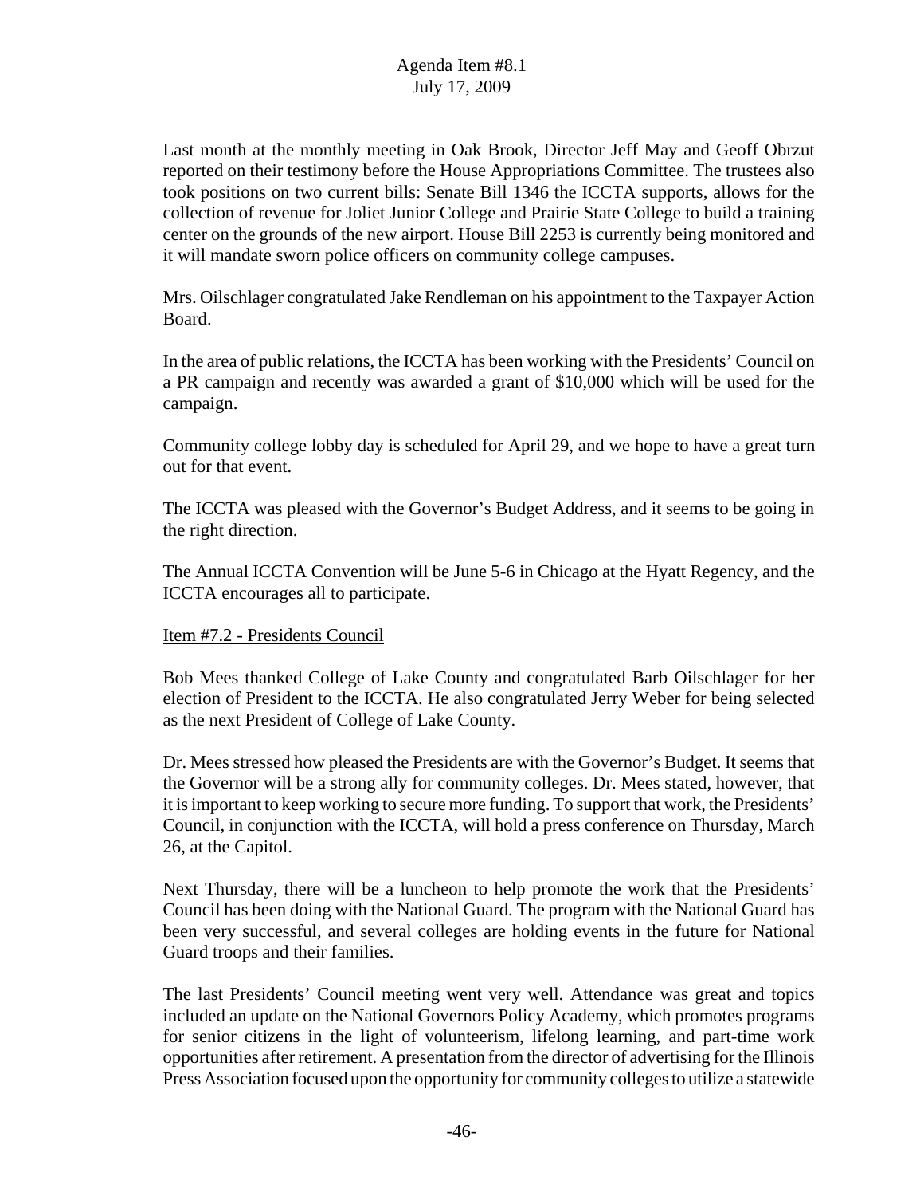Last month at the monthly meeting in Oak Brook, Director Jeff May and Geoff Obrzut reported on their testimony before the House Appropriations Committee. The trustees also took positions on two current bills: Senate Bill 1346 the ICCTA supports, allows for the collection of revenue for Joliet Junior College and Prairie State College to build a training center on the grounds of the new airport. House Bill 2253 is currently being monitored and it will mandate sworn police officers on community college campuses.

Mrs. Oilschlager congratulated Jake Rendleman on his appointment to the Taxpayer Action Board.

In the area of public relations, the ICCTA has been working with the Presidents' Council on a PR campaign and recently was awarded a grant of $10,000 which will be used for the campaign.

Community college lobby day is scheduled for April 29, and we hope to have a great turn out for that event.

The ICCTA was pleased with the Governor's Budget Address, and it seems to be going in the right direction.

The Annual ICCTA Convention will be June 5-6 in Chicago at the Hyatt Regency, and the ICCTA encourages all to participate.

Item #7.2 - Presidents Council

Bob Mees thanked College of Lake County and congratulated Barb Oilschlager for her election of President to the ICCTA. He also congratulated Jerry Weber for being selected as the next President of College of Lake County.

Dr. Mees stressed how pleased the Presidents are with the Governor's Budget. It seems that the Governor will be a strong ally for community colleges. Dr. Mees stated, however, that it is important to keep working to secure more funding. To support that work, the Presidents' Council, in conjunction with the ICCTA, will hold a press conference on Thursday, March 26, at the Capitol.

Next Thursday, there will be a luncheon to help promote the work that the Presidents' Council has been doing with the National Guard. The program with the National Guard has been very successful, and several colleges are holding events in the future for National Guard troops and their families.

The last Presidents' Council meeting went very well. Attendance was great and topics included an update on the National Governors Policy Academy, which promotes programs for senior citizens in the light of volunteerism, lifelong learning, and part-time work opportunities after retirement. A presentation from the director of advertising for the Illinois Press Association focused upon the opportunity for community colleges to utilize a statewide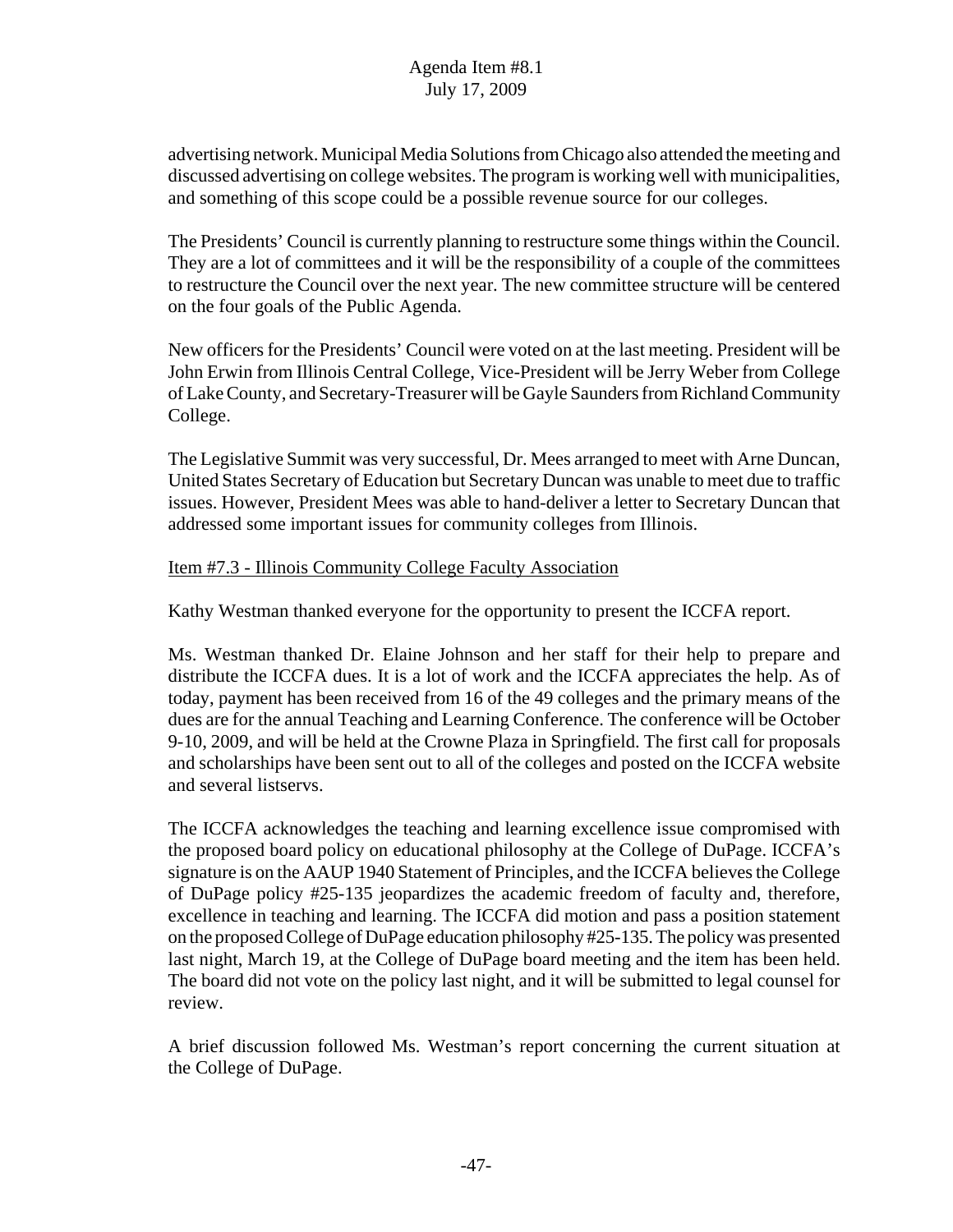advertising network. Municipal Media Solutions from Chicago also attended the meeting and discussed advertising on college websites. The program is working well with municipalities, and something of this scope could be a possible revenue source for our colleges.

The Presidents' Council is currently planning to restructure some things within the Council. They are a lot of committees and it will be the responsibility of a couple of the committees to restructure the Council over the next year. The new committee structure will be centered on the four goals of the Public Agenda.

New officers for the Presidents' Council were voted on at the last meeting. President will be John Erwin from Illinois Central College, Vice-President will be Jerry Weber from College of Lake County, and Secretary-Treasurer will be Gayle Saunders from Richland Community College.

The Legislative Summit was very successful, Dr. Mees arranged to meet with Arne Duncan, United States Secretary of Education but Secretary Duncan was unable to meet due to traffic issues. However, President Mees was able to hand-deliver a letter to Secretary Duncan that addressed some important issues for community colleges from Illinois.

Item #7.3 - Illinois Community College Faculty Association

Kathy Westman thanked everyone for the opportunity to present the ICCFA report.

Ms. Westman thanked Dr. Elaine Johnson and her staff for their help to prepare and distribute the ICCFA dues. It is a lot of work and the ICCFA appreciates the help. As of today, payment has been received from 16 of the 49 colleges and the primary means of the dues are for the annual Teaching and Learning Conference. The conference will be October 9-10, 2009, and will be held at the Crowne Plaza in Springfield. The first call for proposals and scholarships have been sent out to all of the colleges and posted on the ICCFA website and several listservs.

The ICCFA acknowledges the teaching and learning excellence issue compromised with the proposed board policy on educational philosophy at the College of DuPage. ICCFA's signature is on the AAUP 1940 Statement of Principles, and the ICCFA believes the College of DuPage policy #25-135 jeopardizes the academic freedom of faculty and, therefore, excellence in teaching and learning. The ICCFA did motion and pass a position statement on the proposed College of DuPage education philosophy #25-135. The policy was presented last night, March 19, at the College of DuPage board meeting and the item has been held. The board did not vote on the policy last night, and it will be submitted to legal counsel for review.

A brief discussion followed Ms. Westman's report concerning the current situation at the College of DuPage.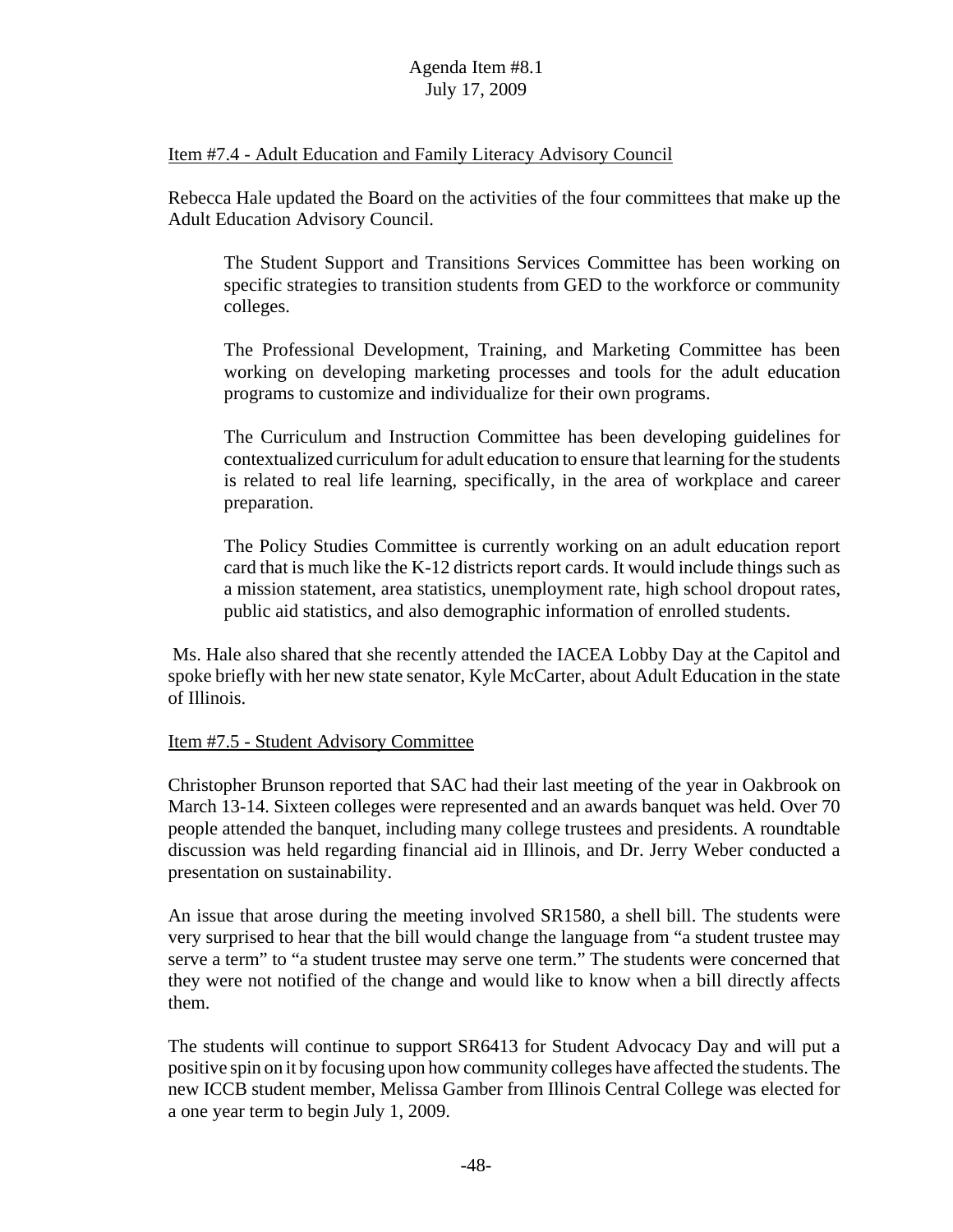Item #7.4 - Adult Education and Family Literacy Advisory Council

Rebecca Hale updated the Board on the activities of the four committees that make up the Adult Education Advisory Council.

> The Student Support and Transitions Services Committee has been working on specific strategies to transition students from GED to the workforce or community colleges.
>
> The Professional Development, Training, and Marketing Committee has been working on developing marketing processes and tools for the adult education programs to customize and individualize for their own programs.
>
> The Curriculum and Instruction Committee has been developing guidelines for contextualized curriculum for adult education to ensure that learning for the students is related to real life learning, specifically, in the area of workplace and career preparation.
>
> The Policy Studies Committee is currently working on an adult education report card that is much like the K-12 districts report cards. It would include things such as a mission statement, area statistics, unemployment rate, high school dropout rates, public aid statistics, and also demographic information of enrolled students.

Ms. Hale also shared that she recently attended the IACEA Lobby Day at the Capitol and spoke briefly with her new state senator, Kyle McCarter, about Adult Education in the state of Illinois.

Item #7.5 - Student Advisory Committee

Christopher Brunson reported that SAC had their last meeting of the year in Oakbrook on March 13-14. Sixteen colleges were represented and an awards banquet was held. Over 70 people attended the banquet, including many college trustees and presidents. A roundtable discussion was held regarding financial aid in Illinois, and Dr. Jerry Weber conducted a presentation on sustainability.

An issue that arose during the meeting involved SR1580, a shell bill. The students were very surprised to hear that the bill would change the language from "a student trustee may serve a term" to "a student trustee may serve one term." The students were concerned that they were not notified of the change and would like to know when a bill directly affects them.

The students will continue to support SR6413 for Student Advocacy Day and will put a positive spin on it by focusing upon how community colleges have affected the students. The new ICCB student member, Melissa Gamber from Illinois Central College was elected for a one year term to begin July 1, 2009.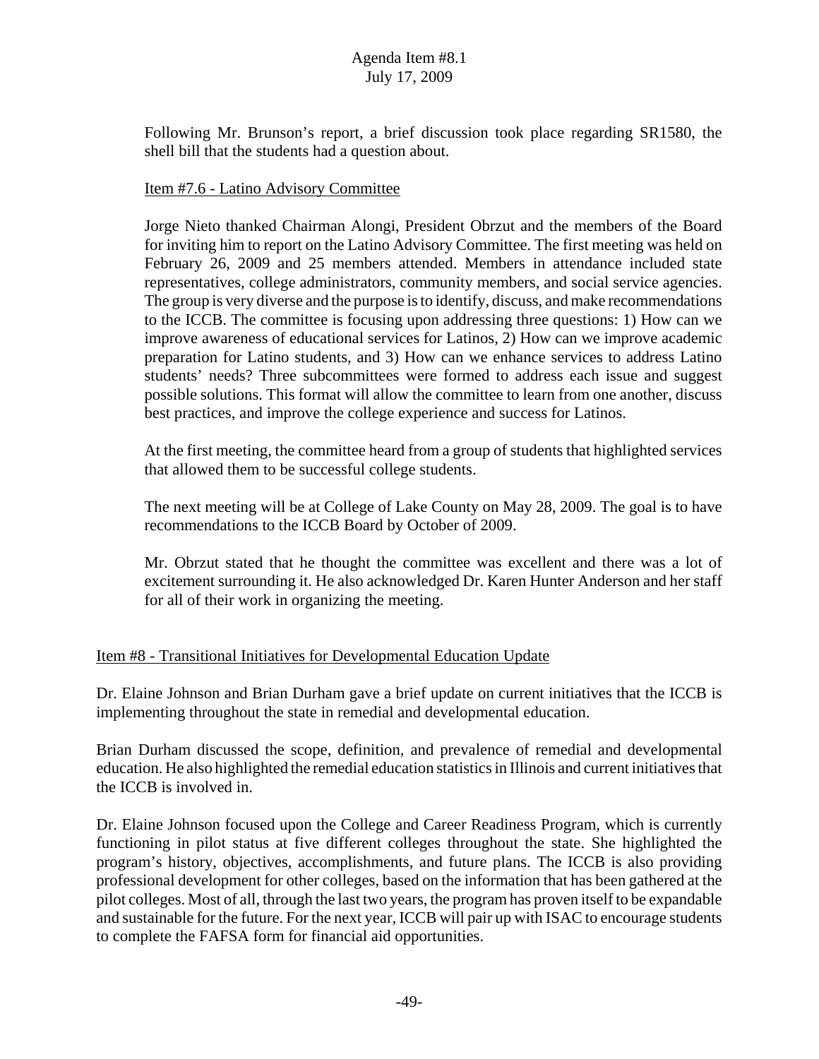Following Mr. Brunson's report, a brief discussion took place regarding SR1580, the shell bill that the students had a question about.

Item #7.6 - Latino Advisory Committee

Jorge Nieto thanked Chairman Alongi, President Obrzut and the members of the Board for inviting him to report on the Latino Advisory Committee. The first meeting was held on February 26, 2009 and 25 members attended. Members in attendance included state representatives, college administrators, community members, and social service agencies. The group is very diverse and the purpose is to identify, discuss, and make recommendations to the ICCB. The committee is focusing upon addressing three questions: 1) How can we improve awareness of educational services for Latinos, 2) How can we improve academic preparation for Latino students, and 3) How can we enhance services to address Latino students' needs? Three subcommittees were formed to address each issue and suggest possible solutions. This format will allow the committee to learn from one another, discuss best practices, and improve the college experience and success for Latinos.

At the first meeting, the committee heard from a group of students that highlighted services that allowed them to be successful college students.

The next meeting will be at College of Lake County on May 28, 2009. The goal is to have recommendations to the ICCB Board by October of 2009.

Mr. Obrzut stated that he thought the committee was excellent and there was a lot of excitement surrounding it. He also acknowledged Dr. Karen Hunter Anderson and her staff for all of their work in organizing the meeting.

Item #8 - Transitional Initiatives for Developmental Education Update

Dr. Elaine Johnson and Brian Durham gave a brief update on current initiatives that the ICCB is implementing throughout the state in remedial and developmental education.

Brian Durham discussed the scope, definition, and prevalence of remedial and developmental education. He also highlighted the remedial education statistics in Illinois and current initiatives that the ICCB is involved in.

Dr. Elaine Johnson focused upon the College and Career Readiness Program, which is currently functioning in pilot status at five different colleges throughout the state. She highlighted the program's history, objectives, accomplishments, and future plans. The ICCB is also providing professional development for other colleges, based on the information that has been gathered at the pilot colleges. Most of all, through the last two years, the program has proven itself to be expandable and sustainable for the future. For the next year, ICCB will pair up with ISAC to encourage students to complete the FAFSA form for financial aid opportunities.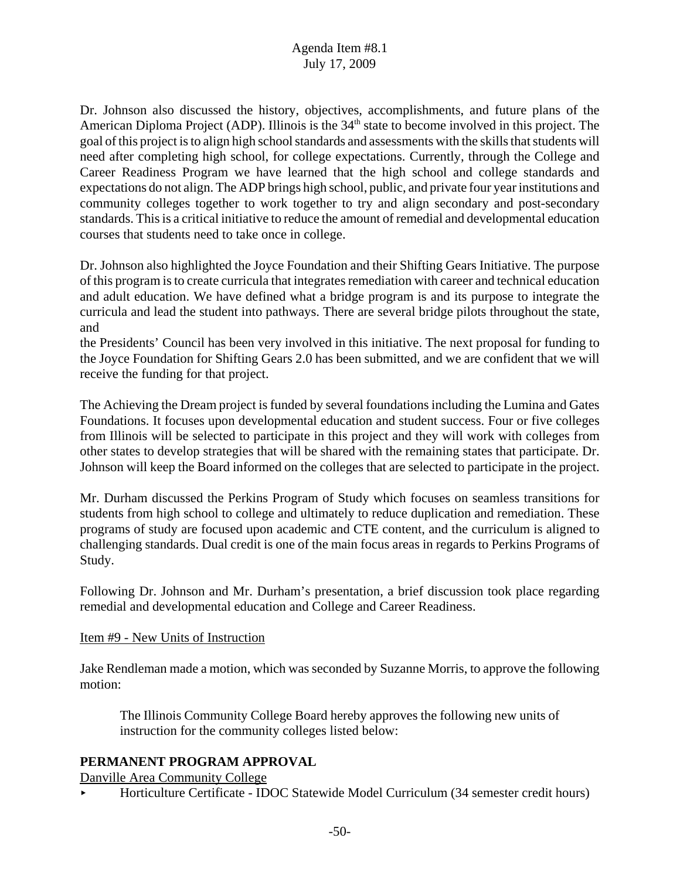Dr. Johnson also discussed the history, objectives, accomplishments, and future plans of the American Diploma Project (ADP). Illinois is the 34th state to become involved in this project. The goal of this project is to align high school standards and assessments with the skills that students will need after completing high school, for college expectations. Currently, through the College and Career Readiness Program we have learned that the high school and college standards and expectations do not align. The ADP brings high school, public, and private four year institutions and community colleges together to work together to try and align secondary and post-secondary standards. This is a critical initiative to reduce the amount of remedial and developmental education courses that students need to take once in college.

Dr. Johnson also highlighted the Joyce Foundation and their Shifting Gears Initiative. The purpose of this program is to create curricula that integrates remediation with career and technical education and adult education. We have defined what a bridge program is and its purpose to integrate the curricula and lead the student into pathways. There are several bridge pilots throughout the state, and
the Presidents' Council has been very involved in this initiative. The next proposal for funding to the Joyce Foundation for Shifting Gears 2.0 has been submitted, and we are confident that we will receive the funding for that project.

The Achieving the Dream project is funded by several foundations including the Lumina and Gates Foundations. It focuses upon developmental education and student success. Four or five colleges from Illinois will be selected to participate in this project and they will work with colleges from other states to develop strategies that will be shared with the remaining states that participate. Dr. Johnson will keep the Board informed on the colleges that are selected to participate in the project.

Mr. Durham discussed the Perkins Program of Study which focuses on seamless transitions for students from high school to college and ultimately to reduce duplication and remediation. These programs of study are focused upon academic and CTE content, and the curriculum is aligned to challenging standards. Dual credit is one of the main focus areas in regards to Perkins Programs of Study.

Following Dr. Johnson and Mr. Durham's presentation, a brief discussion took place regarding remedial and developmental education and College and Career Readiness.

Item #9 - New Units of Instruction

Jake Rendleman made a motion, which was seconded by Suzanne Morris, to approve the following motion:

> The Illinois Community College Board hereby approves the following new units of instruction for the community colleges listed below:

**PERMANENT PROGRAM APPROVAL**

Danville Area Community College

- Horticulture Certificate - IDOC Statewide Model Curriculum (34 semester credit hours)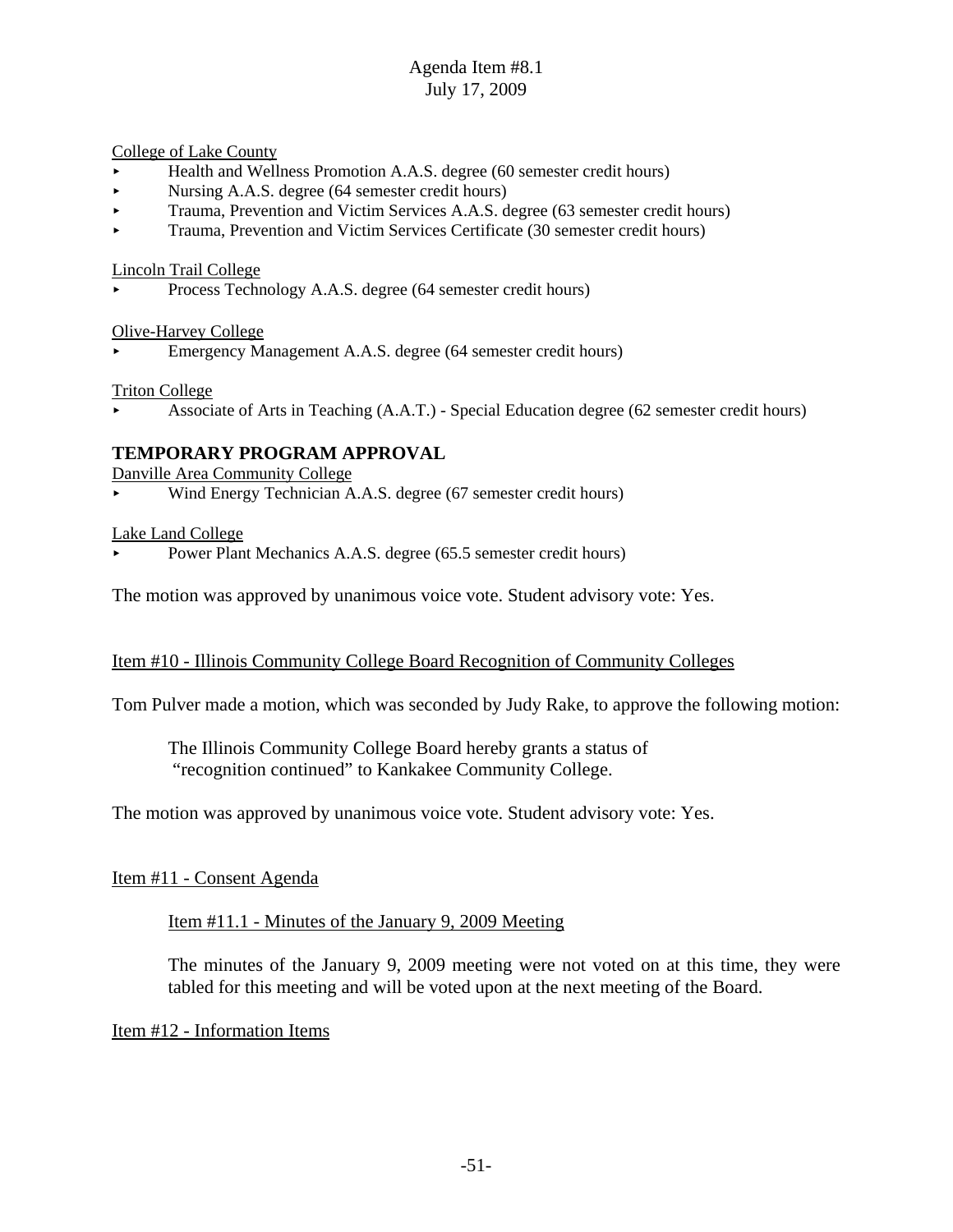College of Lake County

- Health and Wellness Promotion A.A.S. degree (60 semester credit hours)
- Nursing A.A.S. degree (64 semester credit hours)
- Trauma, Prevention and Victim Services A.A.S. degree (63 semester credit hours)
- Trauma, Prevention and Victim Services Certificate (30 semester credit hours)

Lincoln Trail College

- Process Technology A.A.S. degree (64 semester credit hours)

Olive-Harvey College

- Emergency Management A.A.S. degree (64 semester credit hours)

Triton College

- Associate of Arts in Teaching (A.A.T.) - Special Education degree (62 semester credit hours)

**TEMPORARY PROGRAM APPROVAL**

Danville Area Community College

- Wind Energy Technician A.A.S. degree (67 semester credit hours)

Lake Land College

- Power Plant Mechanics A.A.S. degree (65.5 semester credit hours)

The motion was approved by unanimous voice vote. Student advisory vote: Yes.

Item #10 - Illinois Community College Board Recognition of Community Colleges

Tom Pulver made a motion, which was seconded by Judy Rake, to approve the following motion:

> The Illinois Community College Board hereby grants a status of "recognition continued" to Kankakee Community College.

The motion was approved by unanimous voice vote. Student advisory vote: Yes.

Item #11 - Consent Agenda

Item #11.1 - Minutes of the January 9, 2009 Meeting

The minutes of the January 9, 2009 meeting were not voted on at this time, they were tabled for this meeting and will be voted upon at the next meeting of the Board.

Item #12 - Information Items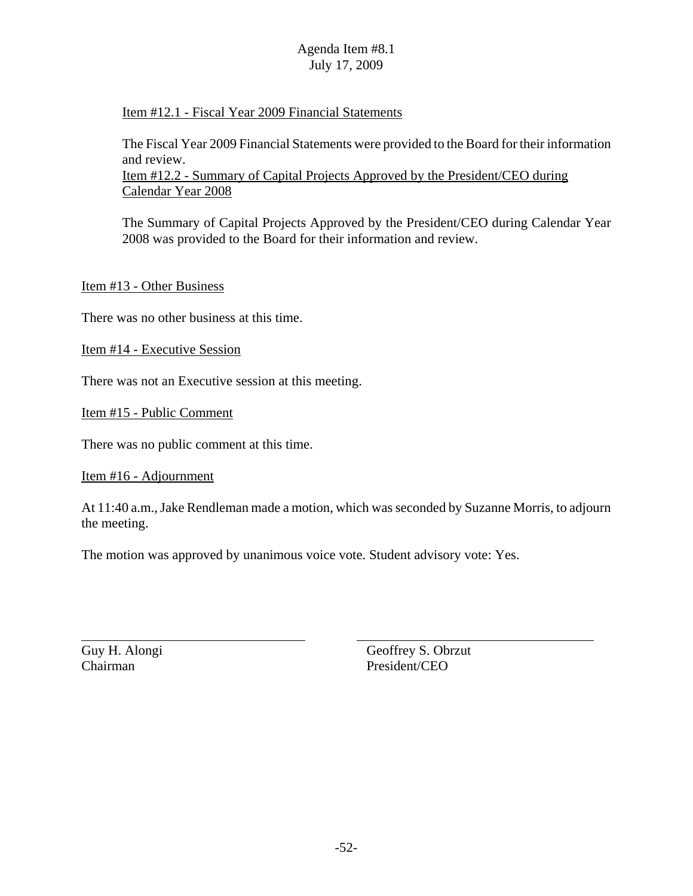Item #12.1 - Fiscal Year 2009 Financial Statements

The Fiscal Year 2009 Financial Statements were provided to the Board for their information and review.

Item #12.2 - Summary of Capital Projects Approved by the President/CEO during Calendar Year 2008

The Summary of Capital Projects Approved by the President/CEO during Calendar Year 2008 was provided to the Board for their information and review.

Item #13 - Other Business

There was no other business at this time.

Item #14 - Executive Session

There was not an Executive session at this meeting.

Item #15 - Public Comment

There was no public comment at this time.

Item #16 - Adjournment

At 11:40 a.m., Jake Rendleman made a motion, which was seconded by Suzanne Morris, to adjourn the meeting.

The motion was approved by unanimous voice vote. Student advisory vote: Yes.

| | |
|---|---|
| Guy H. Alongi<br>Chairman | Geoffrey S. Obrzut<br>President/CEO |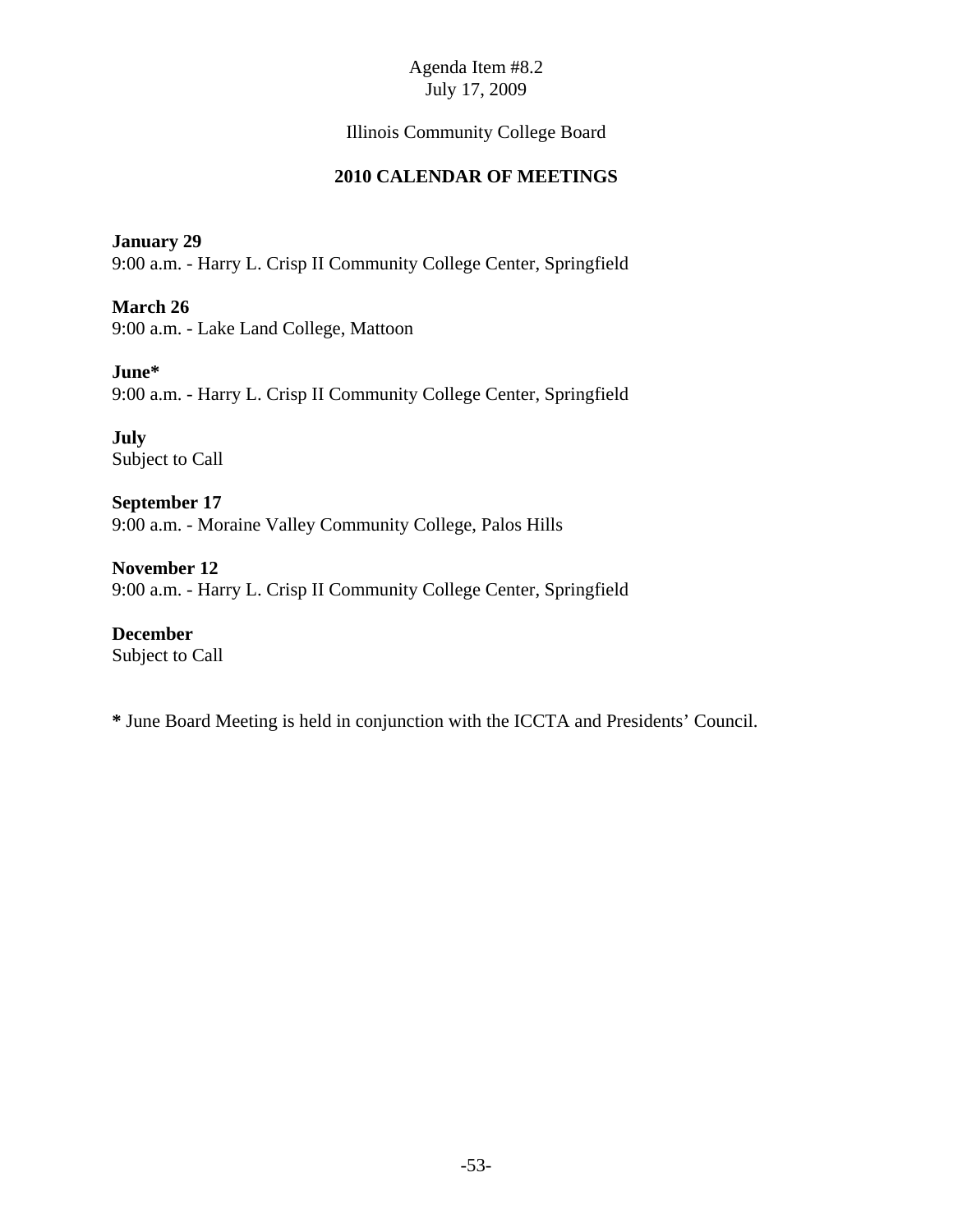Agenda Item #8.2
July 17, 2009

Illinois Community College Board

## 2010 CALENDAR OF MEETINGS

**January 29**
9:00 a.m. - Harry L. Crisp II Community College Center, Springfield

**March 26**
9:00 a.m. - Lake Land College, Mattoon

**June***
9:00 a.m. - Harry L. Crisp II Community College Center, Springfield

**July**
Subject to Call

**September 17**
9:00 a.m. - Moraine Valley Community College, Palos Hills

**November 12**
9:00 a.m. - Harry L. Crisp II Community College Center, Springfield

**December**
Subject to Call

**\*** June Board Meeting is held in conjunction with the ICCTA and Presidents' Council.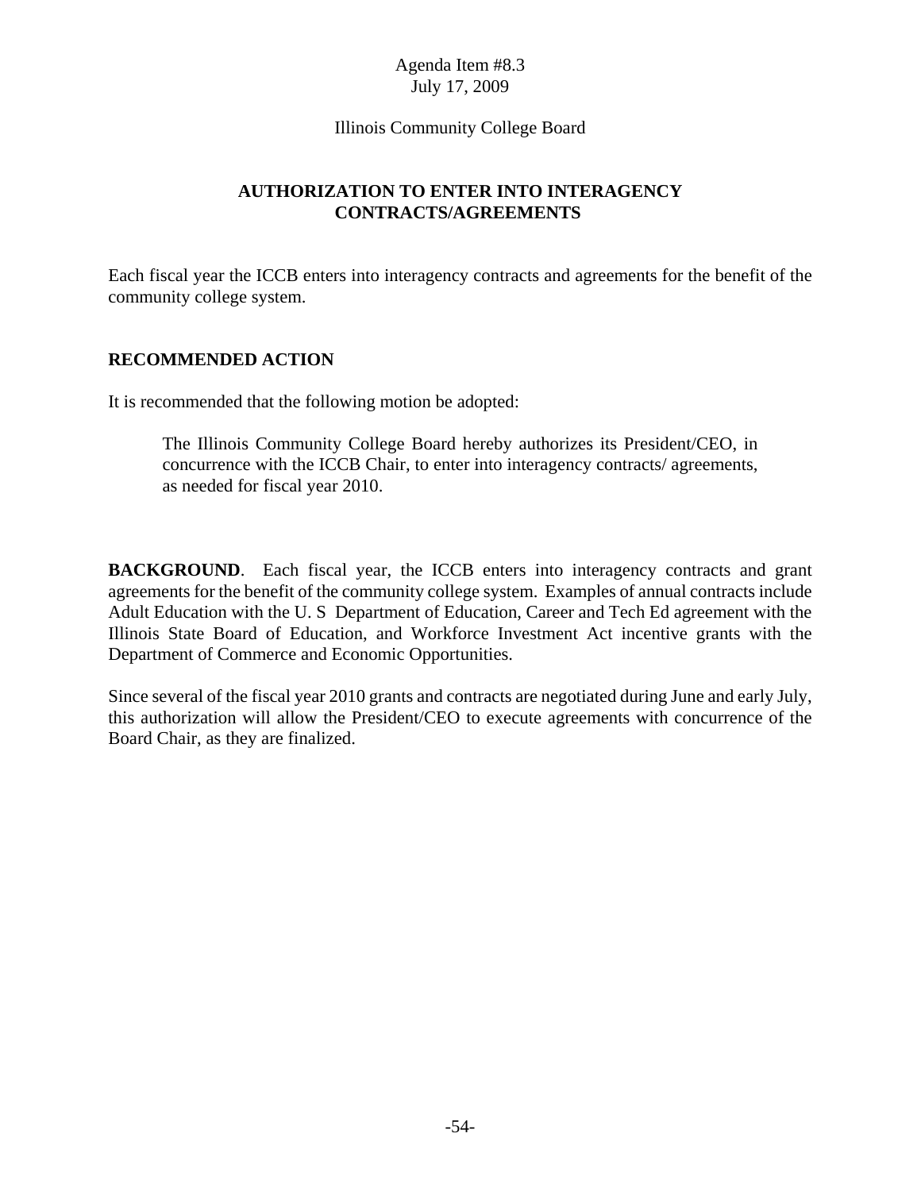Agenda Item #8.3
July 17, 2009

Illinois Community College Board

## AUTHORIZATION TO ENTER INTO INTERAGENCY CONTRACTS/AGREEMENTS

Each fiscal year the ICCB enters into interagency contracts and agreements for the benefit of the community college system.

### RECOMMENDED ACTION

It is recommended that the following motion be adopted:

> The Illinois Community College Board hereby authorizes its President/CEO, in concurrence with the ICCB Chair, to enter into interagency contracts/ agreements, as needed for fiscal year 2010.

**BACKGROUND**. Each fiscal year, the ICCB enters into interagency contracts and grant agreements for the benefit of the community college system. Examples of annual contracts include Adult Education with the U. S Department of Education, Career and Tech Ed agreement with the Illinois State Board of Education, and Workforce Investment Act incentive grants with the Department of Commerce and Economic Opportunities.

Since several of the fiscal year 2010 grants and contracts are negotiated during June and early July, this authorization will allow the President/CEO to execute agreements with concurrence of the Board Chair, as they are finalized.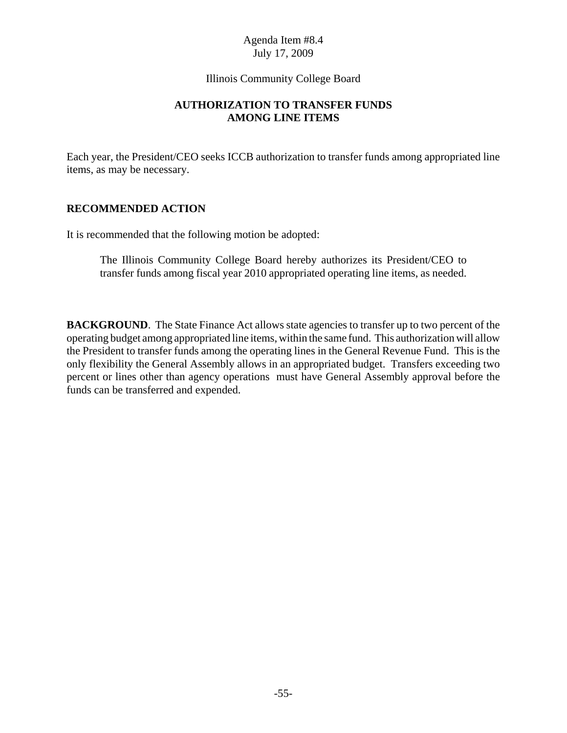Agenda Item #8.4
July 17, 2009

Illinois Community College Board

## AUTHORIZATION TO TRANSFER FUNDS AMONG LINE ITEMS

Each year, the President/CEO seeks ICCB authorization to transfer funds among appropriated line items, as may be necessary.

### RECOMMENDED ACTION

It is recommended that the following motion be adopted:

> The Illinois Community College Board hereby authorizes its President/CEO to transfer funds among fiscal year 2010 appropriated operating line items, as needed.

**BACKGROUND**. The State Finance Act allows state agencies to transfer up to two percent of the operating budget among appropriated line items, within the same fund. This authorization will allow the President to transfer funds among the operating lines in the General Revenue Fund. This is the only flexibility the General Assembly allows in an appropriated budget. Transfers exceeding two percent or lines other than agency operations must have General Assembly approval before the funds can be transferred and expended.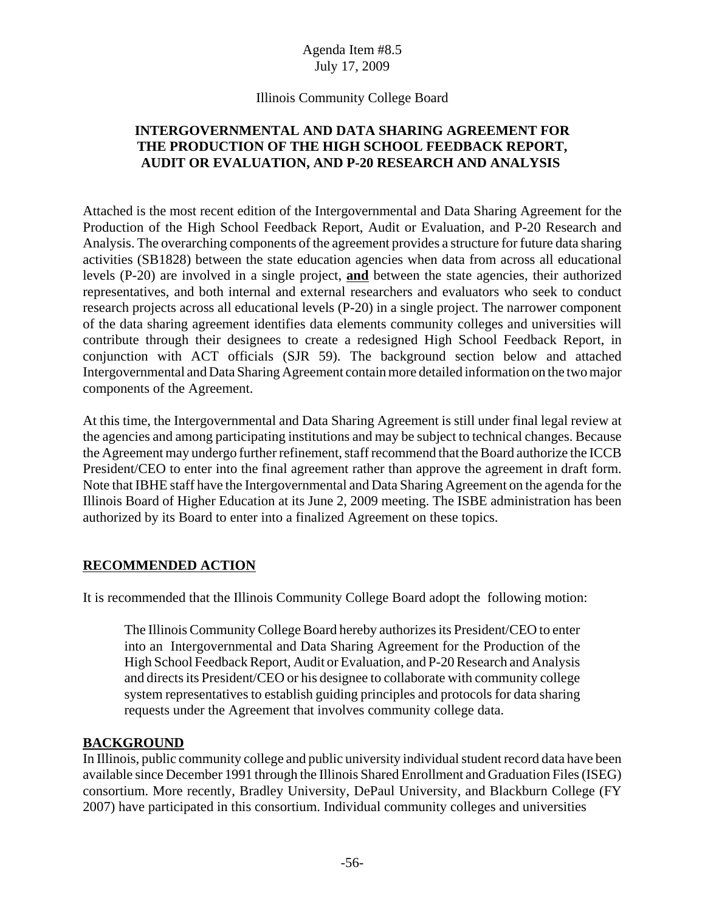Agenda Item #8.5
July 17, 2009

Illinois Community College Board

**INTERGOVERNMENTAL AND DATA SHARING AGREEMENT FOR THE PRODUCTION OF THE HIGH SCHOOL FEEDBACK REPORT, AUDIT OR EVALUATION, AND P-20 RESEARCH AND ANALYSIS**

Attached is the most recent edition of the Intergovernmental and Data Sharing Agreement for the Production of the High School Feedback Report, Audit or Evaluation, and P-20 Research and Analysis. The overarching components of the agreement provides a structure for future data sharing activities (SB1828) between the state education agencies when data from across all educational levels (P-20) are involved in a single project, **and** between the state agencies, their authorized representatives, and both internal and external researchers and evaluators who seek to conduct research projects across all educational levels (P-20) in a single project. The narrower component of the data sharing agreement identifies data elements community colleges and universities will contribute through their designees to create a redesigned High School Feedback Report, in conjunction with ACT officials (SJR 59). The background section below and attached Intergovernmental and Data Sharing Agreement contain more detailed information on the two major components of the Agreement.

At this time, the Intergovernmental and Data Sharing Agreement is still under final legal review at the agencies and among participating institutions and may be subject to technical changes. Because the Agreement may undergo further refinement, staff recommend that the Board authorize the ICCB President/CEO to enter into the final agreement rather than approve the agreement in draft form. Note that IBHE staff have the Intergovernmental and Data Sharing Agreement on the agenda for the Illinois Board of Higher Education at its June 2, 2009 meeting. The ISBE administration has been authorized by its Board to enter into a finalized Agreement on these topics.

## RECOMMENDED ACTION

It is recommended that the Illinois Community College Board adopt the following motion:

> The Illinois Community College Board hereby authorizes its President/CEO to enter into an Intergovernmental and Data Sharing Agreement for the Production of the High School Feedback Report, Audit or Evaluation, and P-20 Research and Analysis and directs its President/CEO or his designee to collaborate with community college system representatives to establish guiding principles and protocols for data sharing requests under the Agreement that involves community college data.

## BACKGROUND

In Illinois, public community college and public university individual student record data have been available since December 1991 through the Illinois Shared Enrollment and Graduation Files (ISEG) consortium. More recently, Bradley University, DePaul University, and Blackburn College (FY 2007) have participated in this consortium. Individual community colleges and universities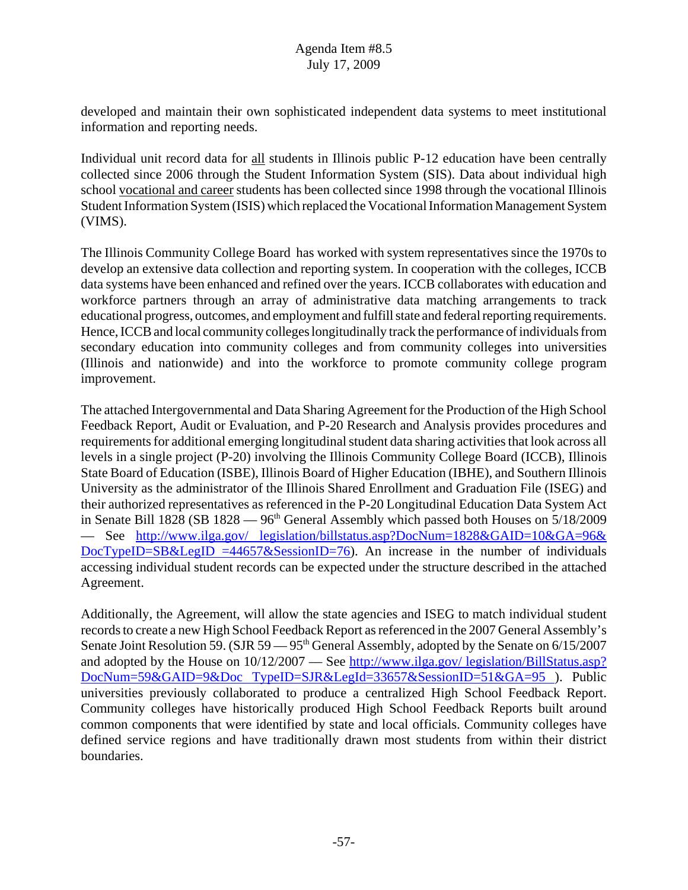developed and maintain their own sophisticated independent data systems to meet institutional information and reporting needs.

Individual unit record data for all students in Illinois public P-12 education have been centrally collected since 2006 through the Student Information System (SIS). Data about individual high school vocational and career students has been collected since 1998 through the vocational Illinois Student Information System (ISIS) which replaced the Vocational Information Management System (VIMS).

The Illinois Community College Board has worked with system representatives since the 1970s to develop an extensive data collection and reporting system. In cooperation with the colleges, ICCB data systems have been enhanced and refined over the years. ICCB collaborates with education and workforce partners through an array of administrative data matching arrangements to track educational progress, outcomes, and employment and fulfill state and federal reporting requirements. Hence, ICCB and local community colleges longitudinally track the performance of individuals from secondary education into community colleges and from community colleges into universities (Illinois and nationwide) and into the workforce to promote community college program improvement.

The attached Intergovernmental and Data Sharing Agreement for the Production of the High School Feedback Report, Audit or Evaluation, and P-20 Research and Analysis provides procedures and requirements for additional emerging longitudinal student data sharing activities that look across all levels in a single project (P-20) involving the Illinois Community College Board (ICCB), Illinois State Board of Education (ISBE), Illinois Board of Higher Education (IBHE), and Southern Illinois University as the administrator of the Illinois Shared Enrollment and Graduation File (ISEG) and their authorized representatives as referenced in the P-20 Longitudinal Education Data System Act in Senate Bill 1828 (SB 1828 — 96th General Assembly which passed both Houses on 5/18/2009 — See http://www.ilga.gov/ legislation/billstatus.asp?DocNum=1828&GAID=10&GA=96&DocTypeID=SB&LegID =44657&SessionID=76). An increase in the number of individuals accessing individual student records can be expected under the structure described in the attached Agreement.

Additionally, the Agreement, will allow the state agencies and ISEG to match individual student records to create a new High School Feedback Report as referenced in the 2007 General Assembly's Senate Joint Resolution 59. (SJR 59 — 95th General Assembly, adopted by the Senate on 6/15/2007 and adopted by the House on 10/12/2007 — See http://www.ilga.gov/ legislation/BillStatus.asp?DocNum=59&GAID=9&Doc TypeID=SJR&LegId=33657&SessionID=51&GA=95 ). Public universities previously collaborated to produce a centralized High School Feedback Report. Community colleges have historically produced High School Feedback Reports built around common components that were identified by state and local officials. Community colleges have defined service regions and have traditionally drawn most students from within their district boundaries.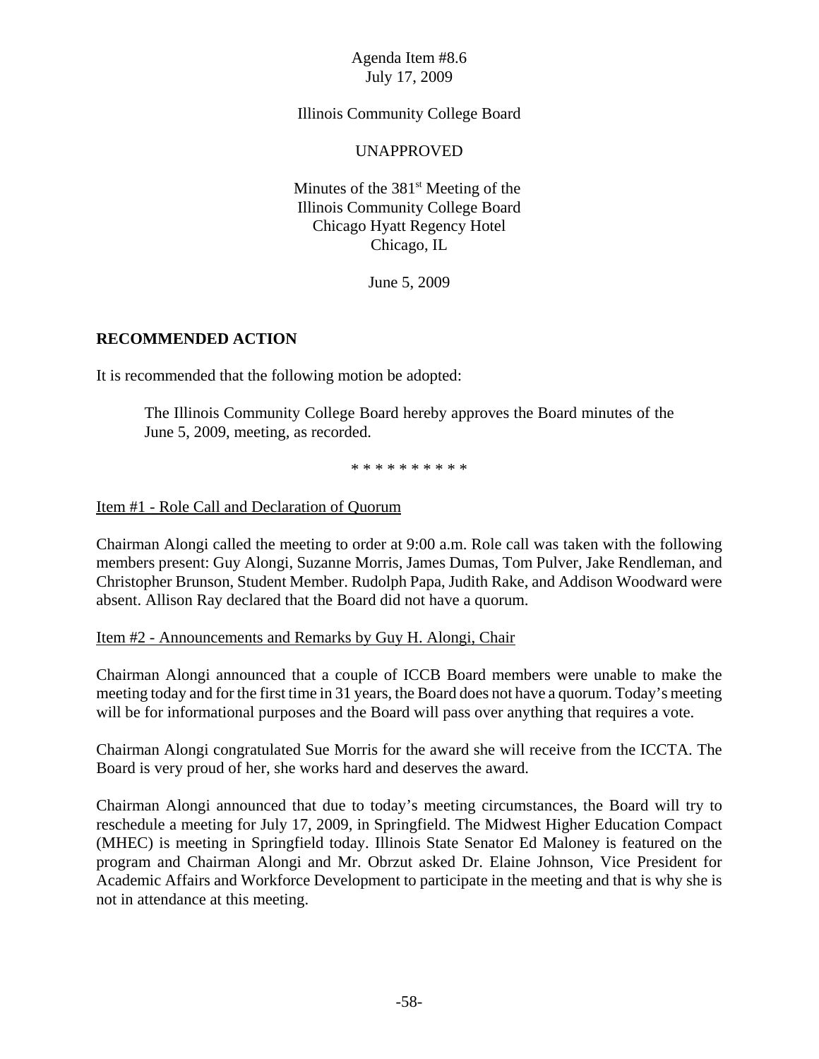Agenda Item #8.6
July 17, 2009

Illinois Community College Board

UNAPPROVED

Minutes of the 381st Meeting of the
Illinois Community College Board
Chicago Hyatt Regency Hotel
Chicago, IL

June 5, 2009

## RECOMMENDED ACTION

It is recommended that the following motion be adopted:

> The Illinois Community College Board hereby approves the Board minutes of the June 5, 2009, meeting, as recorded.

* * * * * * * * * *

Item #1 - Role Call and Declaration of Quorum

Chairman Alongi called the meeting to order at 9:00 a.m. Role call was taken with the following members present: Guy Alongi, Suzanne Morris, James Dumas, Tom Pulver, Jake Rendleman, and Christopher Brunson, Student Member. Rudolph Papa, Judith Rake, and Addison Woodward were absent. Allison Ray declared that the Board did not have a quorum.

Item #2 - Announcements and Remarks by Guy H. Alongi, Chair

Chairman Alongi announced that a couple of ICCB Board members were unable to make the meeting today and for the first time in 31 years, the Board does not have a quorum. Today's meeting will be for informational purposes and the Board will pass over anything that requires a vote.

Chairman Alongi congratulated Sue Morris for the award she will receive from the ICCTA. The Board is very proud of her, she works hard and deserves the award.

Chairman Alongi announced that due to today's meeting circumstances, the Board will try to reschedule a meeting for July 17, 2009, in Springfield. The Midwest Higher Education Compact (MHEC) is meeting in Springfield today. Illinois State Senator Ed Maloney is featured on the program and Chairman Alongi and Mr. Obrzut asked Dr. Elaine Johnson, Vice President for Academic Affairs and Workforce Development to participate in the meeting and that is why she is not in attendance at this meeting.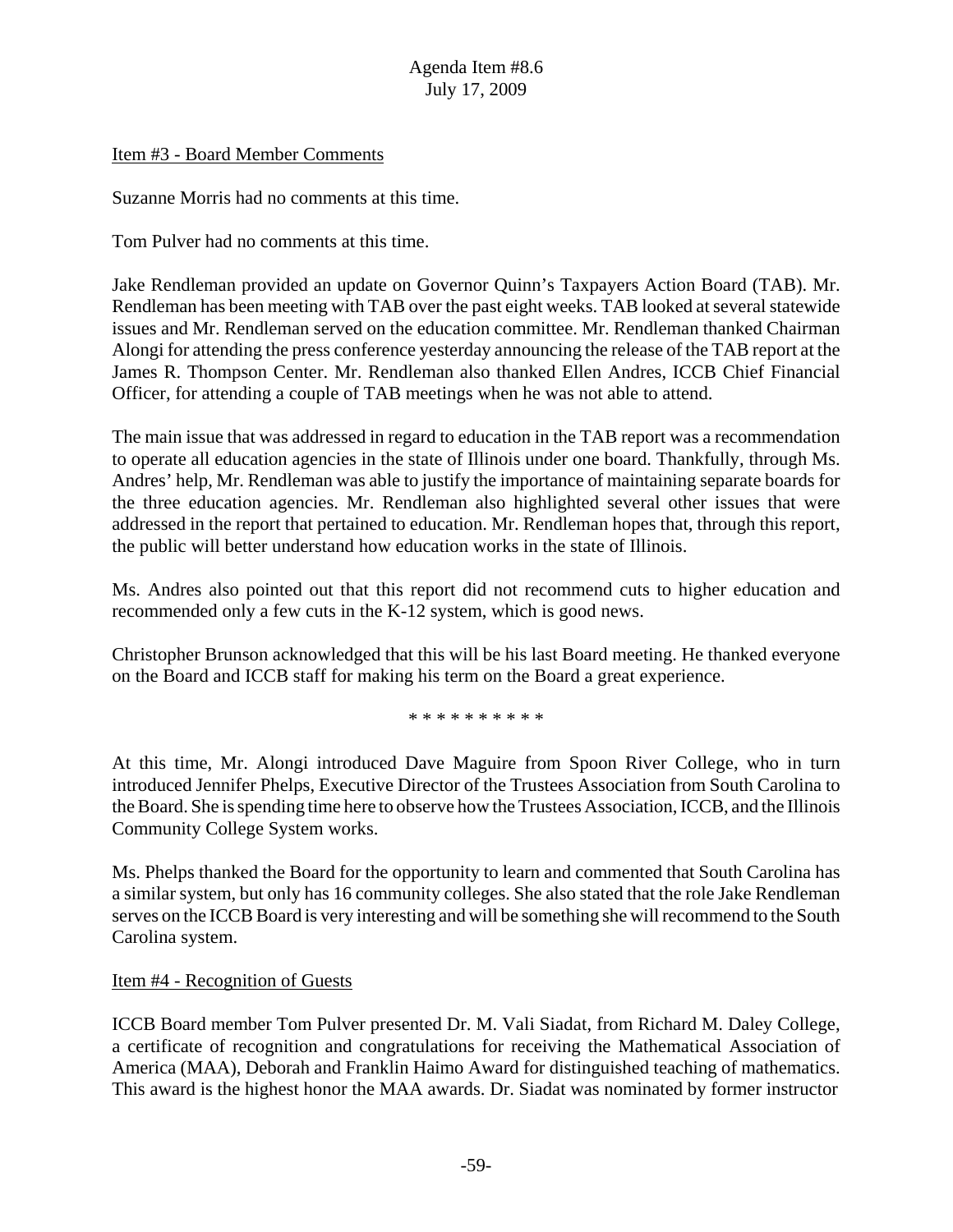Item #3 - Board Member Comments

Suzanne Morris had no comments at this time.

Tom Pulver had no comments at this time.

Jake Rendleman provided an update on Governor Quinn's Taxpayers Action Board (TAB). Mr. Rendleman has been meeting with TAB over the past eight weeks. TAB looked at several statewide issues and Mr. Rendleman served on the education committee. Mr. Rendleman thanked Chairman Alongi for attending the press conference yesterday announcing the release of the TAB report at the James R. Thompson Center. Mr. Rendleman also thanked Ellen Andres, ICCB Chief Financial Officer, for attending a couple of TAB meetings when he was not able to attend.

The main issue that was addressed in regard to education in the TAB report was a recommendation to operate all education agencies in the state of Illinois under one board. Thankfully, through Ms. Andres' help, Mr. Rendleman was able to justify the importance of maintaining separate boards for the three education agencies. Mr. Rendleman also highlighted several other issues that were addressed in the report that pertained to education. Mr. Rendleman hopes that, through this report, the public will better understand how education works in the state of Illinois.

Ms. Andres also pointed out that this report did not recommend cuts to higher education and recommended only a few cuts in the K-12 system, which is good news.

Christopher Brunson acknowledged that this will be his last Board meeting. He thanked everyone on the Board and ICCB staff for making his term on the Board a great experience.

* * * * * * * * * *

At this time, Mr. Alongi introduced Dave Maguire from Spoon River College, who in turn introduced Jennifer Phelps, Executive Director of the Trustees Association from South Carolina to the Board. She is spending time here to observe how the Trustees Association, ICCB, and the Illinois Community College System works.

Ms. Phelps thanked the Board for the opportunity to learn and commented that South Carolina has a similar system, but only has 16 community colleges. She also stated that the role Jake Rendleman serves on the ICCB Board is very interesting and will be something she will recommend to the South Carolina system.

Item #4 - Recognition of Guests

ICCB Board member Tom Pulver presented Dr. M. Vali Siadat, from Richard M. Daley College, a certificate of recognition and congratulations for receiving the Mathematical Association of America (MAA), Deborah and Franklin Haimo Award for distinguished teaching of mathematics. This award is the highest honor the MAA awards. Dr. Siadat was nominated by former instructor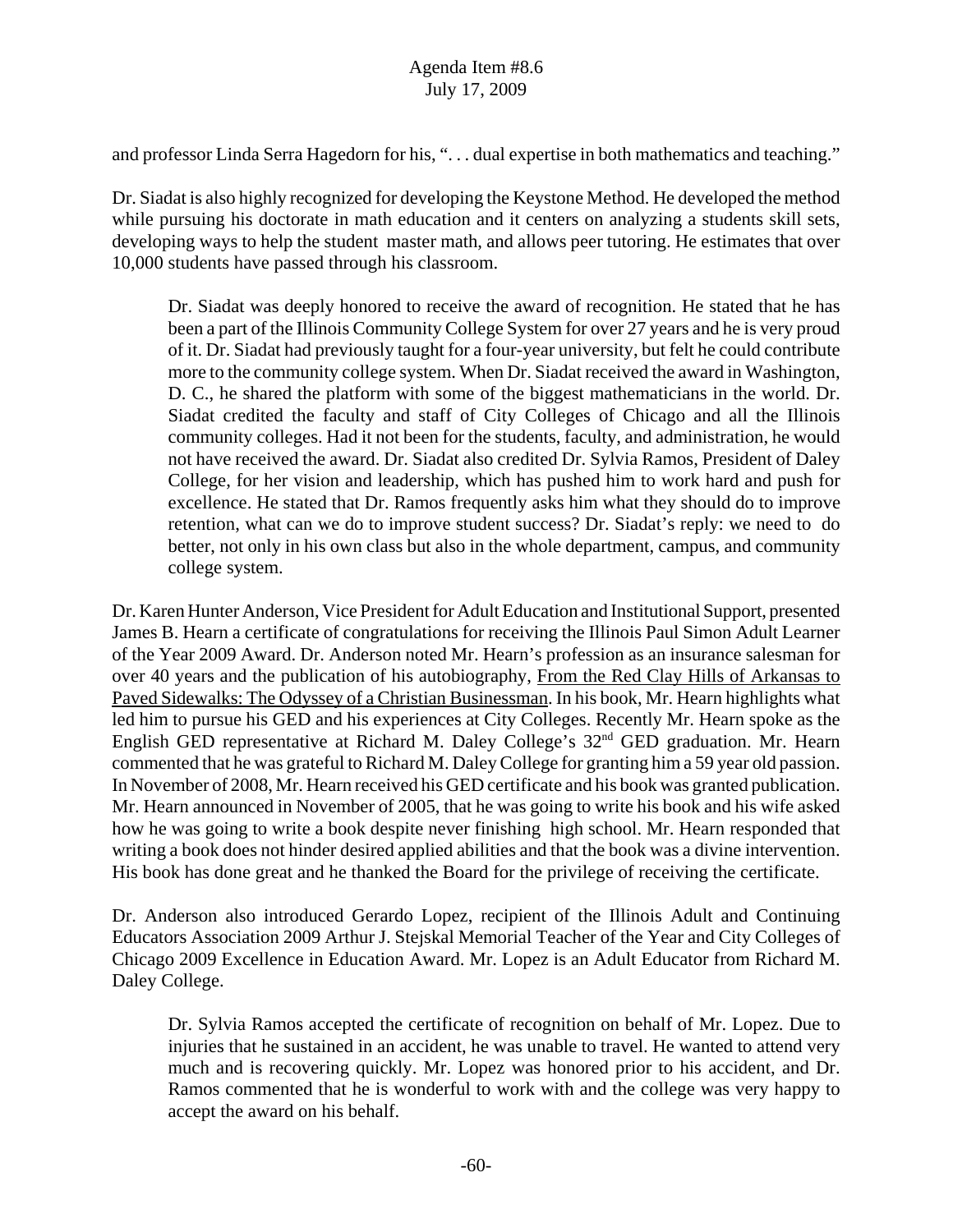and professor Linda Serra Hagedorn for his, ". . . dual expertise in both mathematics and teaching."

Dr. Siadat is also highly recognized for developing the Keystone Method. He developed the method while pursuing his doctorate in math education and it centers on analyzing a students skill sets, developing ways to help the student master math, and allows peer tutoring. He estimates that over 10,000 students have passed through his classroom.

> Dr. Siadat was deeply honored to receive the award of recognition. He stated that he has been a part of the Illinois Community College System for over 27 years and he is very proud of it. Dr. Siadat had previously taught for a four-year university, but felt he could contribute more to the community college system. When Dr. Siadat received the award in Washington, D. C., he shared the platform with some of the biggest mathematicians in the world. Dr. Siadat credited the faculty and staff of City Colleges of Chicago and all the Illinois community colleges. Had it not been for the students, faculty, and administration, he would not have received the award. Dr. Siadat also credited Dr. Sylvia Ramos, President of Daley College, for her vision and leadership, which has pushed him to work hard and push for excellence. He stated that Dr. Ramos frequently asks him what they should do to improve retention, what can we do to improve student success? Dr. Siadat's reply: we need to do better, not only in his own class but also in the whole department, campus, and community college system.

Dr. Karen Hunter Anderson, Vice President for Adult Education and Institutional Support, presented James B. Hearn a certificate of congratulations for receiving the Illinois Paul Simon Adult Learner of the Year 2009 Award. Dr. Anderson noted Mr. Hearn's profession as an insurance salesman for over 40 years and the publication of his autobiography, <u>From the Red Clay Hills of Arkansas to Paved Sidewalks: The Odyssey of a Christian Businessman</u>. In his book, Mr. Hearn highlights what led him to pursue his GED and his experiences at City Colleges. Recently Mr. Hearn spoke as the English GED representative at Richard M. Daley College's 32nd GED graduation. Mr. Hearn commented that he was grateful to Richard M. Daley College for granting him a 59 year old passion. In November of 2008, Mr. Hearn received his GED certificate and his book was granted publication. Mr. Hearn announced in November of 2005, that he was going to write his book and his wife asked how he was going to write a book despite never finishing high school. Mr. Hearn responded that writing a book does not hinder desired applied abilities and that the book was a divine intervention. His book has done great and he thanked the Board for the privilege of receiving the certificate.

Dr. Anderson also introduced Gerardo Lopez, recipient of the Illinois Adult and Continuing Educators Association 2009 Arthur J. Stejskal Memorial Teacher of the Year and City Colleges of Chicago 2009 Excellence in Education Award. Mr. Lopez is an Adult Educator from Richard M. Daley College.

> Dr. Sylvia Ramos accepted the certificate of recognition on behalf of Mr. Lopez. Due to injuries that he sustained in an accident, he was unable to travel. He wanted to attend very much and is recovering quickly. Mr. Lopez was honored prior to his accident, and Dr. Ramos commented that he is wonderful to work with and the college was very happy to accept the award on his behalf.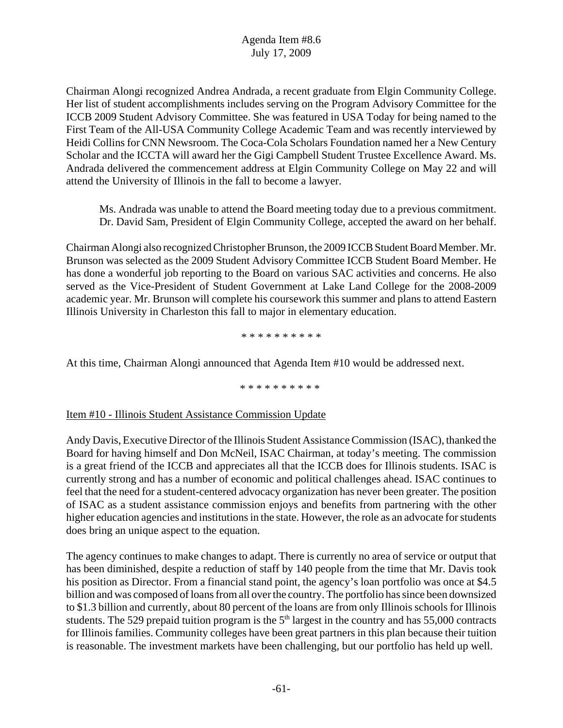Chairman Alongi recognized Andrea Andrada, a recent graduate from Elgin Community College. Her list of student accomplishments includes serving on the Program Advisory Committee for the ICCB 2009 Student Advisory Committee. She was featured in USA Today for being named to the First Team of the All-USA Community College Academic Team and was recently interviewed by Heidi Collins for CNN Newsroom. The Coca-Cola Scholars Foundation named her a New Century Scholar and the ICCTA will award her the Gigi Campbell Student Trustee Excellence Award. Ms. Andrada delivered the commencement address at Elgin Community College on May 22 and will attend the University of Illinois in the fall to become a lawyer.

> Ms. Andrada was unable to attend the Board meeting today due to a previous commitment. Dr. David Sam, President of Elgin Community College, accepted the award on her behalf.

Chairman Alongi also recognized Christopher Brunson, the 2009 ICCB Student Board Member. Mr. Brunson was selected as the 2009 Student Advisory Committee ICCB Student Board Member. He has done a wonderful job reporting to the Board on various SAC activities and concerns. He also served as the Vice-President of Student Government at Lake Land College for the 2008-2009 academic year. Mr. Brunson will complete his coursework this summer and plans to attend Eastern Illinois University in Charleston this fall to major in elementary education.

* * * * * * * * * *

At this time, Chairman Alongi announced that Agenda Item #10 would be addressed next.

* * * * * * * * * *

Item #10 - Illinois Student Assistance Commission Update

Andy Davis, Executive Director of the Illinois Student Assistance Commission (ISAC), thanked the Board for having himself and Don McNeil, ISAC Chairman, at today's meeting. The commission is a great friend of the ICCB and appreciates all that the ICCB does for Illinois students. ISAC is currently strong and has a number of economic and political challenges ahead. ISAC continues to feel that the need for a student-centered advocacy organization has never been greater. The position of ISAC as a student assistance commission enjoys and benefits from partnering with the other higher education agencies and institutions in the state. However, the role as an advocate for students does bring an unique aspect to the equation.

The agency continues to make changes to adapt. There is currently no area of service or output that has been diminished, despite a reduction of staff by 140 people from the time that Mr. Davis took his position as Director. From a financial stand point, the agency's loan portfolio was once at $4.5 billion and was composed of loans from all over the country. The portfolio has since been downsized to $1.3 billion and currently, about 80 percent of the loans are from only Illinois schools for Illinois students. The 529 prepaid tuition program is the 5th largest in the country and has 55,000 contracts for Illinois families. Community colleges have been great partners in this plan because their tuition is reasonable. The investment markets have been challenging, but our portfolio has held up well.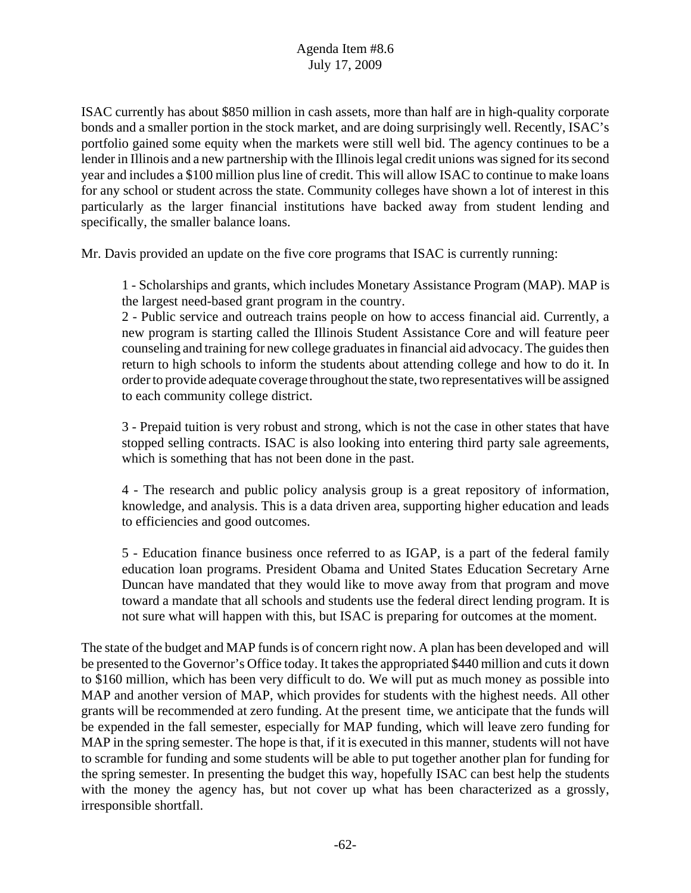ISAC currently has about $850 million in cash assets, more than half are in high-quality corporate bonds and a smaller portion in the stock market, and are doing surprisingly well. Recently, ISAC's portfolio gained some equity when the markets were still well bid. The agency continues to be a lender in Illinois and a new partnership with the Illinois legal credit unions was signed for its second year and includes a $100 million plus line of credit. This will allow ISAC to continue to make loans for any school or student across the state. Community colleges have shown a lot of interest in this particularly as the larger financial institutions have backed away from student lending and specifically, the smaller balance loans.

Mr. Davis provided an update on the five core programs that ISAC is currently running:

1 - Scholarships and grants, which includes Monetary Assistance Program (MAP). MAP is the largest need-based grant program in the country.
2 - Public service and outreach trains people on how to access financial aid. Currently, a new program is starting called the Illinois Student Assistance Core and will feature peer counseling and training for new college graduates in financial aid advocacy. The guides then return to high schools to inform the students about attending college and how to do it. In order to provide adequate coverage throughout the state, two representatives will be assigned to each community college district.

3 - Prepaid tuition is very robust and strong, which is not the case in other states that have stopped selling contracts. ISAC is also looking into entering third party sale agreements, which is something that has not been done in the past.

4 - The research and public policy analysis group is a great repository of information, knowledge, and analysis. This is a data driven area, supporting higher education and leads to efficiencies and good outcomes.

5 - Education finance business once referred to as IGAP, is a part of the federal family education loan programs. President Obama and United States Education Secretary Arne Duncan have mandated that they would like to move away from that program and move toward a mandate that all schools and students use the federal direct lending program. It is not sure what will happen with this, but ISAC is preparing for outcomes at the moment.

The state of the budget and MAP funds is of concern right now. A plan has been developed and will be presented to the Governor's Office today. It takes the appropriated $440 million and cuts it down to $160 million, which has been very difficult to do. We will put as much money as possible into MAP and another version of MAP, which provides for students with the highest needs. All other grants will be recommended at zero funding. At the present time, we anticipate that the funds will be expended in the fall semester, especially for MAP funding, which will leave zero funding for MAP in the spring semester. The hope is that, if it is executed in this manner, students will not have to scramble for funding and some students will be able to put together another plan for funding for the spring semester. In presenting the budget this way, hopefully ISAC can best help the students with the money the agency has, but not cover up what has been characterized as a grossly, irresponsible shortfall.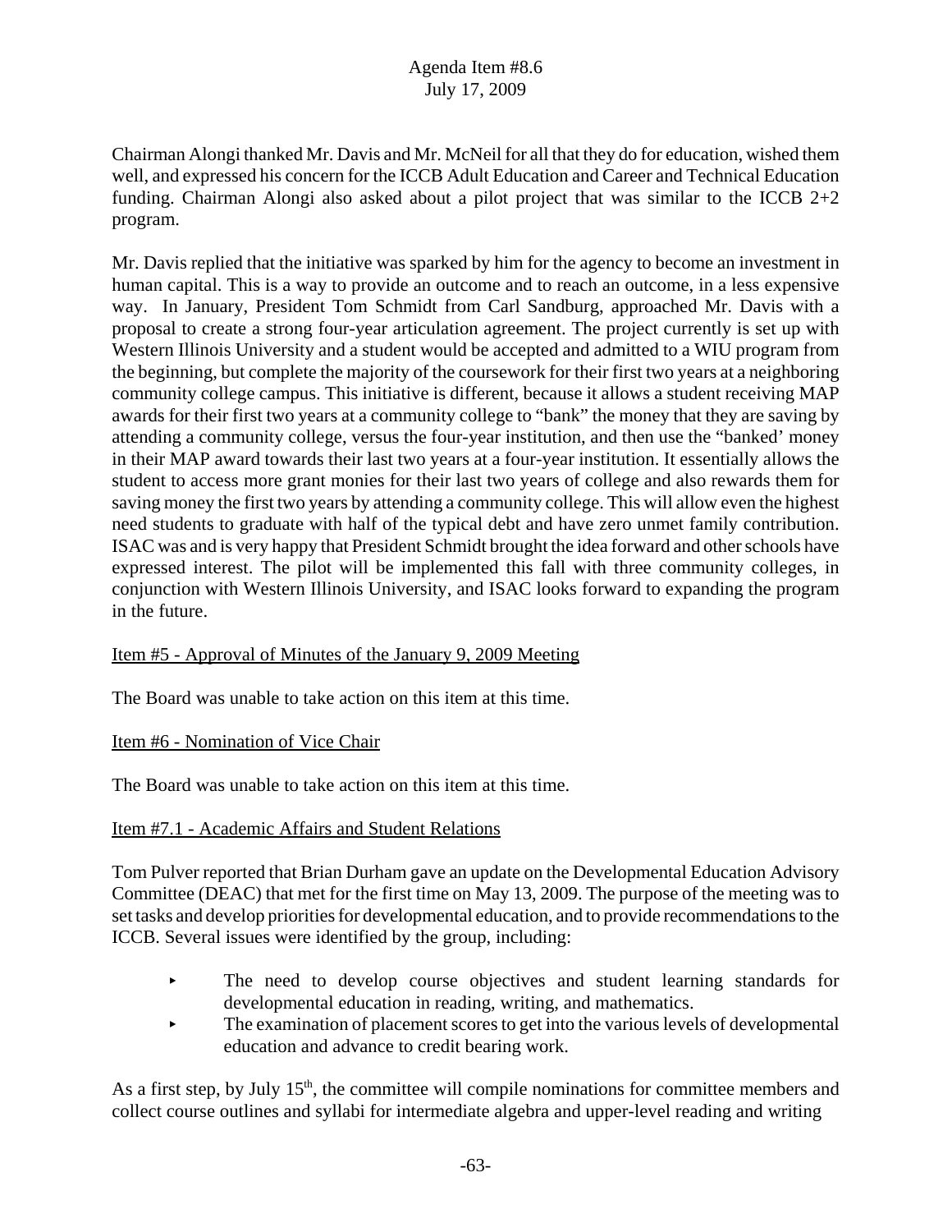Chairman Alongi thanked Mr. Davis and Mr. McNeil for all that they do for education, wished them well, and expressed his concern for the ICCB Adult Education and Career and Technical Education funding. Chairman Alongi also asked about a pilot project that was similar to the ICCB 2+2 program.

Mr. Davis replied that the initiative was sparked by him for the agency to become an investment in human capital. This is a way to provide an outcome and to reach an outcome, in a less expensive way. In January, President Tom Schmidt from Carl Sandburg, approached Mr. Davis with a proposal to create a strong four-year articulation agreement. The project currently is set up with Western Illinois University and a student would be accepted and admitted to a WIU program from the beginning, but complete the majority of the coursework for their first two years at a neighboring community college campus. This initiative is different, because it allows a student receiving MAP awards for their first two years at a community college to "bank" the money that they are saving by attending a community college, versus the four-year institution, and then use the "banked' money in their MAP award towards their last two years at a four-year institution. It essentially allows the student to access more grant monies for their last two years of college and also rewards them for saving money the first two years by attending a community college. This will allow even the highest need students to graduate with half of the typical debt and have zero unmet family contribution. ISAC was and is very happy that President Schmidt brought the idea forward and other schools have expressed interest. The pilot will be implemented this fall with three community colleges, in conjunction with Western Illinois University, and ISAC looks forward to expanding the program in the future.

Item #5 - Approval of Minutes of the January 9, 2009 Meeting

The Board was unable to take action on this item at this time.

Item #6 - Nomination of Vice Chair

The Board was unable to take action on this item at this time.

Item #7.1 - Academic Affairs and Student Relations

Tom Pulver reported that Brian Durham gave an update on the Developmental Education Advisory Committee (DEAC) that met for the first time on May 13, 2009. The purpose of the meeting was to set tasks and develop priorities for developmental education, and to provide recommendations to the ICCB. Several issues were identified by the group, including:

- The need to develop course objectives and student learning standards for developmental education in reading, writing, and mathematics.
- The examination of placement scores to get into the various levels of developmental education and advance to credit bearing work.

As a first step, by July 15th, the committee will compile nominations for committee members and collect course outlines and syllabi for intermediate algebra and upper-level reading and writing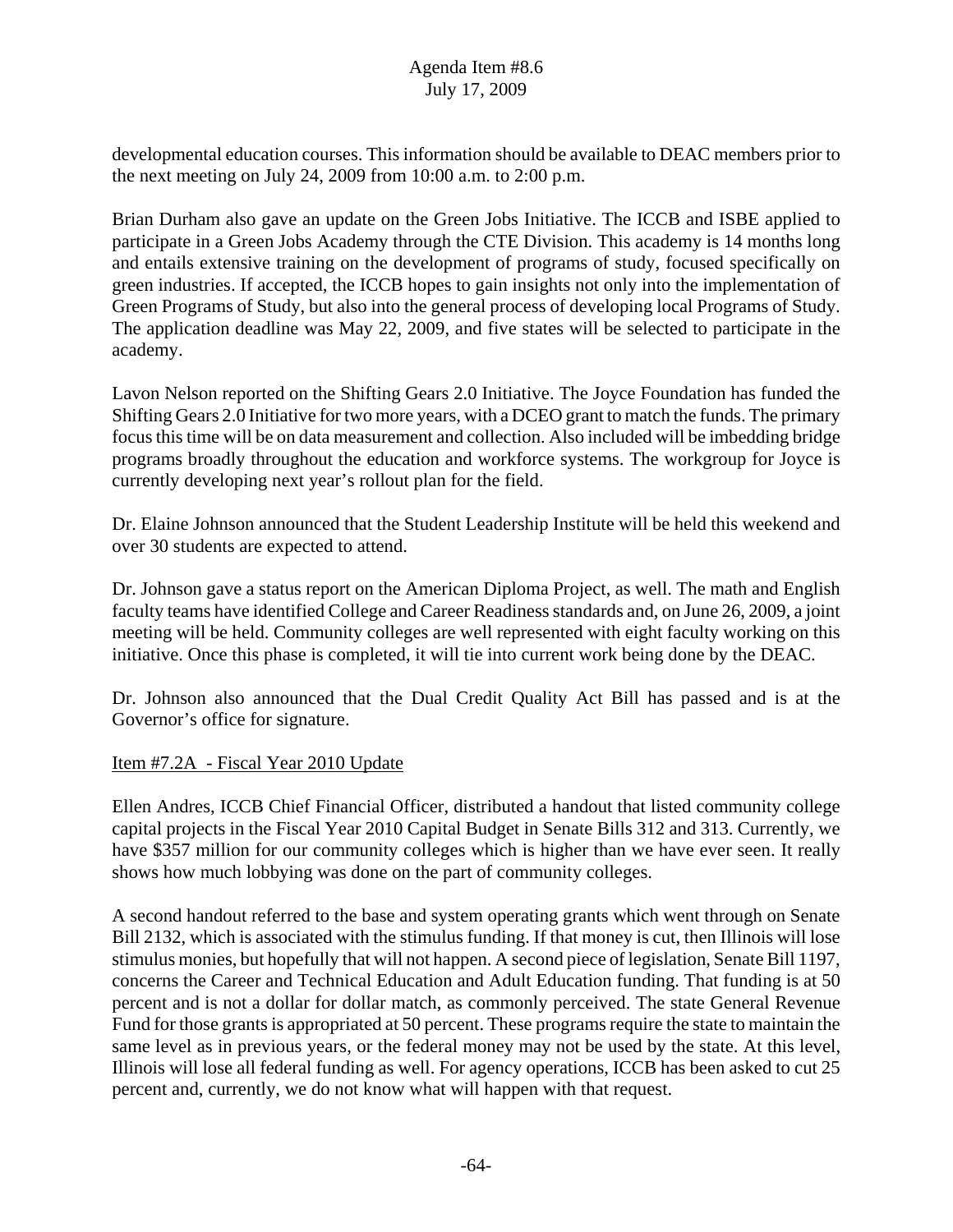developmental education courses. This information should be available to DEAC members prior to the next meeting on July 24, 2009 from 10:00 a.m. to 2:00 p.m.

Brian Durham also gave an update on the Green Jobs Initiative. The ICCB and ISBE applied to participate in a Green Jobs Academy through the CTE Division. This academy is 14 months long and entails extensive training on the development of programs of study, focused specifically on green industries. If accepted, the ICCB hopes to gain insights not only into the implementation of Green Programs of Study, but also into the general process of developing local Programs of Study. The application deadline was May 22, 2009, and five states will be selected to participate in the academy.

Lavon Nelson reported on the Shifting Gears 2.0 Initiative. The Joyce Foundation has funded the Shifting Gears 2.0 Initiative for two more years, with a DCEO grant to match the funds. The primary focus this time will be on data measurement and collection. Also included will be imbedding bridge programs broadly throughout the education and workforce systems. The workgroup for Joyce is currently developing next year's rollout plan for the field.

Dr. Elaine Johnson announced that the Student Leadership Institute will be held this weekend and over 30 students are expected to attend.

Dr. Johnson gave a status report on the American Diploma Project, as well. The math and English faculty teams have identified College and Career Readiness standards and, on June 26, 2009, a joint meeting will be held. Community colleges are well represented with eight faculty working on this initiative. Once this phase is completed, it will tie into current work being done by the DEAC.

Dr. Johnson also announced that the Dual Credit Quality Act Bill has passed and is at the Governor's office for signature.

Item #7.2A - Fiscal Year 2010 Update

Ellen Andres, ICCB Chief Financial Officer, distributed a handout that listed community college capital projects in the Fiscal Year 2010 Capital Budget in Senate Bills 312 and 313. Currently, we have $357 million for our community colleges which is higher than we have ever seen. It really shows how much lobbying was done on the part of community colleges.

A second handout referred to the base and system operating grants which went through on Senate Bill 2132, which is associated with the stimulus funding. If that money is cut, then Illinois will lose stimulus monies, but hopefully that will not happen. A second piece of legislation, Senate Bill 1197, concerns the Career and Technical Education and Adult Education funding. That funding is at 50 percent and is not a dollar for dollar match, as commonly perceived. The state General Revenue Fund for those grants is appropriated at 50 percent. These programs require the state to maintain the same level as in previous years, or the federal money may not be used by the state. At this level, Illinois will lose all federal funding as well. For agency operations, ICCB has been asked to cut 25 percent and, currently, we do not know what will happen with that request.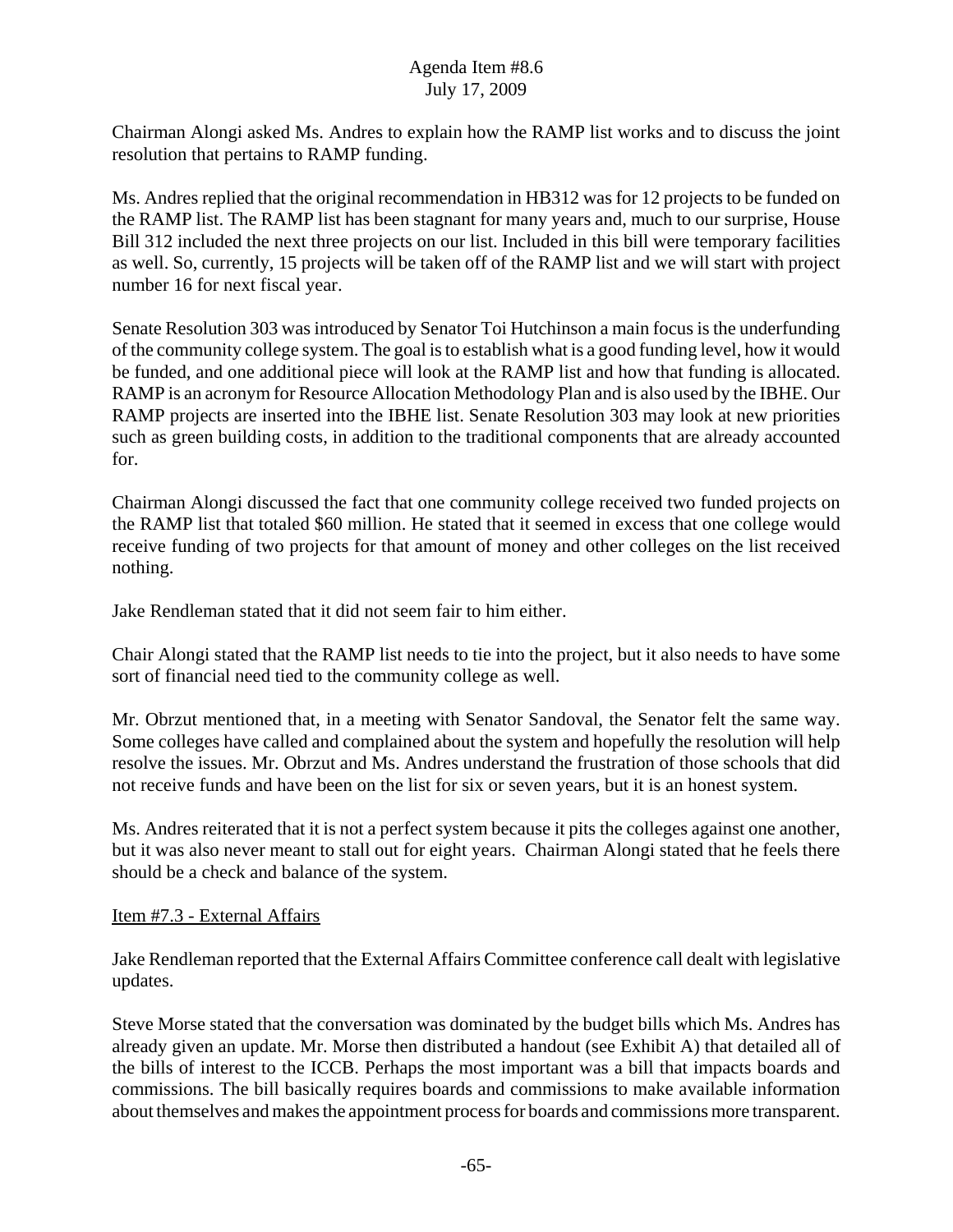Chairman Alongi asked Ms. Andres to explain how the RAMP list works and to discuss the joint resolution that pertains to RAMP funding.

Ms. Andres replied that the original recommendation in HB312 was for 12 projects to be funded on the RAMP list. The RAMP list has been stagnant for many years and, much to our surprise, House Bill 312 included the next three projects on our list. Included in this bill were temporary facilities as well. So, currently, 15 projects will be taken off of the RAMP list and we will start with project number 16 for next fiscal year.

Senate Resolution 303 was introduced by Senator Toi Hutchinson a main focus is the underfunding of the community college system. The goal is to establish what is a good funding level, how it would be funded, and one additional piece will look at the RAMP list and how that funding is allocated. RAMP is an acronym for Resource Allocation Methodology Plan and is also used by the IBHE. Our RAMP projects are inserted into the IBHE list. Senate Resolution 303 may look at new priorities such as green building costs, in addition to the traditional components that are already accounted for.

Chairman Alongi discussed the fact that one community college received two funded projects on the RAMP list that totaled \$60 million. He stated that it seemed in excess that one college would receive funding of two projects for that amount of money and other colleges on the list received nothing.

Jake Rendleman stated that it did not seem fair to him either.

Chair Alongi stated that the RAMP list needs to tie into the project, but it also needs to have some sort of financial need tied to the community college as well.

Mr. Obrzut mentioned that, in a meeting with Senator Sandoval, the Senator felt the same way. Some colleges have called and complained about the system and hopefully the resolution will help resolve the issues. Mr. Obrzut and Ms. Andres understand the frustration of those schools that did not receive funds and have been on the list for six or seven years, but it is an honest system.

Ms. Andres reiterated that it is not a perfect system because it pits the colleges against one another, but it was also never meant to stall out for eight years. Chairman Alongi stated that he feels there should be a check and balance of the system.

Item #7.3 - External Affairs

Jake Rendleman reported that the External Affairs Committee conference call dealt with legislative updates.

Steve Morse stated that the conversation was dominated by the budget bills which Ms. Andres has already given an update. Mr. Morse then distributed a handout (see Exhibit A) that detailed all of the bills of interest to the ICCB. Perhaps the most important was a bill that impacts boards and commissions. The bill basically requires boards and commissions to make available information about themselves and makes the appointment process for boards and commissions more transparent.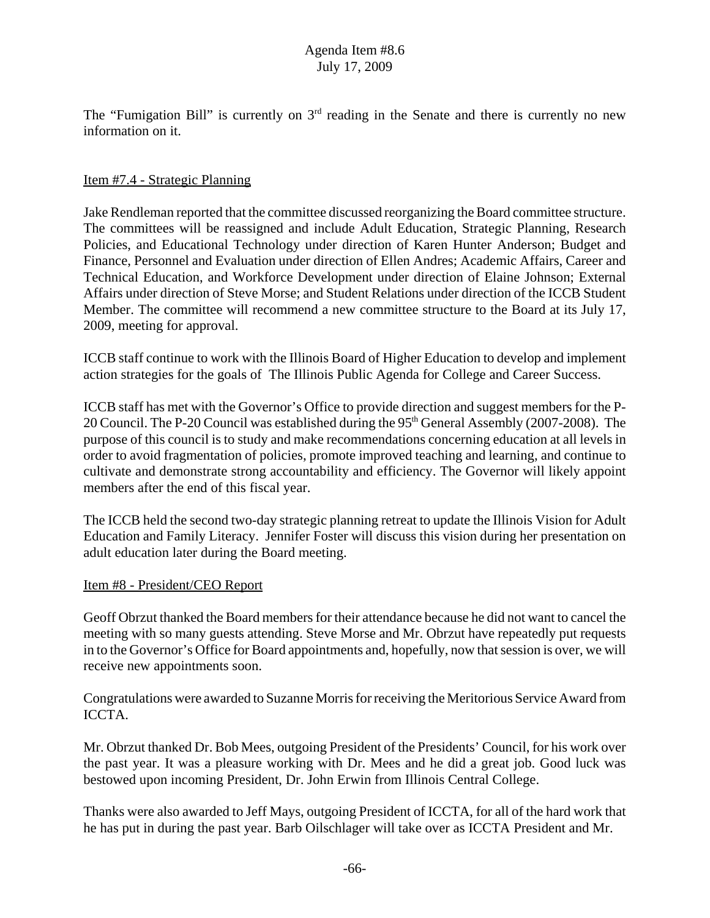The "Fumigation Bill" is currently on 3rd reading in the Senate and there is currently no new information on it.

Item #7.4 - Strategic Planning

Jake Rendleman reported that the committee discussed reorganizing the Board committee structure. The committees will be reassigned and include Adult Education, Strategic Planning, Research Policies, and Educational Technology under direction of Karen Hunter Anderson; Budget and Finance, Personnel and Evaluation under direction of Ellen Andres; Academic Affairs, Career and Technical Education, and Workforce Development under direction of Elaine Johnson; External Affairs under direction of Steve Morse; and Student Relations under direction of the ICCB Student Member. The committee will recommend a new committee structure to the Board at its July 17, 2009, meeting for approval.

ICCB staff continue to work with the Illinois Board of Higher Education to develop and implement action strategies for the goals of The Illinois Public Agenda for College and Career Success.

ICCB staff has met with the Governor's Office to provide direction and suggest members for the P-20 Council. The P-20 Council was established during the 95th General Assembly (2007-2008). The purpose of this council is to study and make recommendations concerning education at all levels in order to avoid fragmentation of policies, promote improved teaching and learning, and continue to cultivate and demonstrate strong accountability and efficiency. The Governor will likely appoint members after the end of this fiscal year.

The ICCB held the second two-day strategic planning retreat to update the Illinois Vision for Adult Education and Family Literacy. Jennifer Foster will discuss this vision during her presentation on adult education later during the Board meeting.

Item #8 - President/CEO Report

Geoff Obrzut thanked the Board members for their attendance because he did not want to cancel the meeting with so many guests attending. Steve Morse and Mr. Obrzut have repeatedly put requests in to the Governor's Office for Board appointments and, hopefully, now that session is over, we will receive new appointments soon.

Congratulations were awarded to Suzanne Morris for receiving the Meritorious Service Award from ICCTA.

Mr. Obrzut thanked Dr. Bob Mees, outgoing President of the Presidents' Council, for his work over the past year. It was a pleasure working with Dr. Mees and he did a great job. Good luck was bestowed upon incoming President, Dr. John Erwin from Illinois Central College.

Thanks were also awarded to Jeff Mays, outgoing President of ICCTA, for all of the hard work that he has put in during the past year. Barb Oilschlager will take over as ICCTA President and Mr.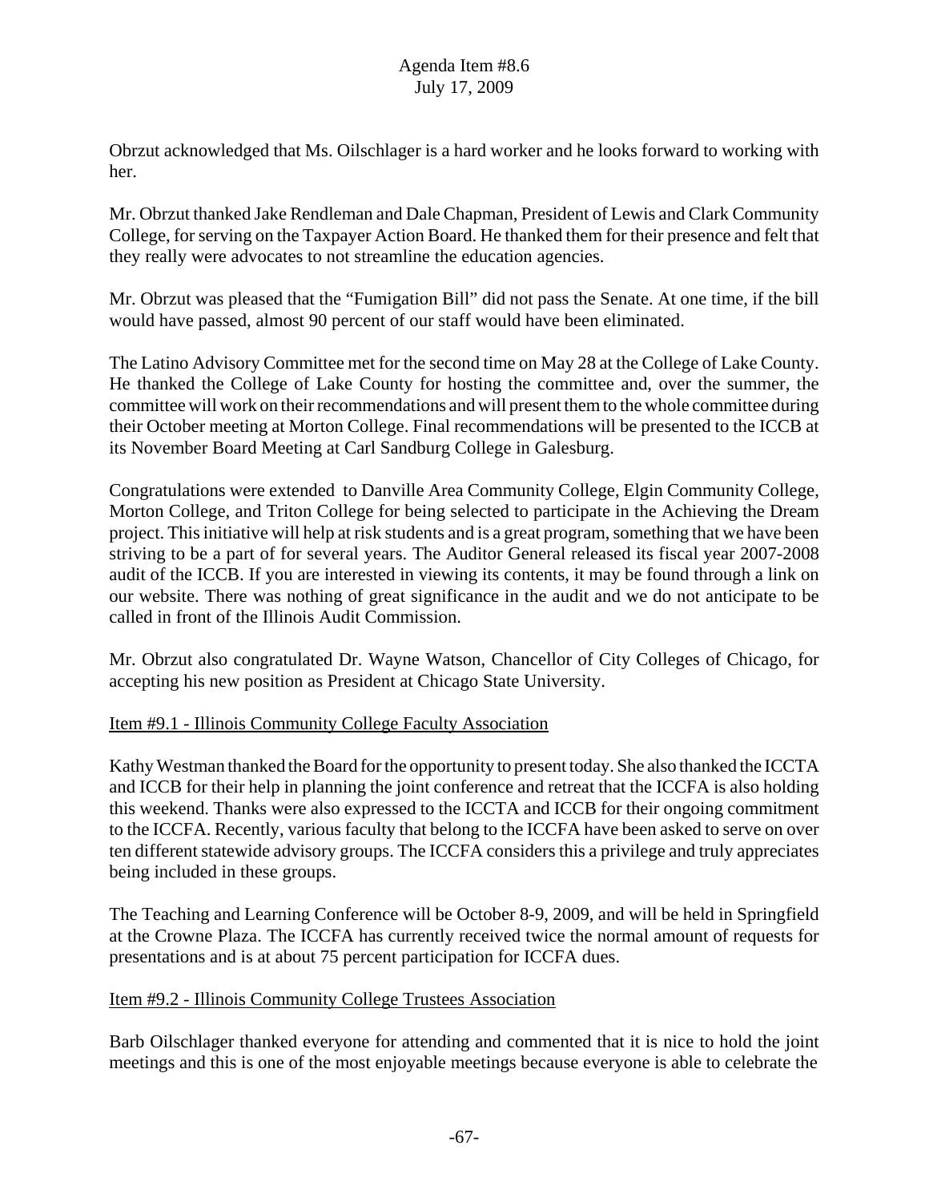Obrzut acknowledged that Ms. Oilschlager is a hard worker and he looks forward to working with her.

Mr. Obrzut thanked Jake Rendleman and Dale Chapman, President of Lewis and Clark Community College, for serving on the Taxpayer Action Board. He thanked them for their presence and felt that they really were advocates to not streamline the education agencies.

Mr. Obrzut was pleased that the "Fumigation Bill" did not pass the Senate. At one time, if the bill would have passed, almost 90 percent of our staff would have been eliminated.

The Latino Advisory Committee met for the second time on May 28 at the College of Lake County. He thanked the College of Lake County for hosting the committee and, over the summer, the committee will work on their recommendations and will present them to the whole committee during their October meeting at Morton College. Final recommendations will be presented to the ICCB at its November Board Meeting at Carl Sandburg College in Galesburg.

Congratulations were extended to Danville Area Community College, Elgin Community College, Morton College, and Triton College for being selected to participate in the Achieving the Dream project. This initiative will help at risk students and is a great program, something that we have been striving to be a part of for several years. The Auditor General released its fiscal year 2007-2008 audit of the ICCB. If you are interested in viewing its contents, it may be found through a link on our website. There was nothing of great significance in the audit and we do not anticipate to be called in front of the Illinois Audit Commission.

Mr. Obrzut also congratulated Dr. Wayne Watson, Chancellor of City Colleges of Chicago, for accepting his new position as President at Chicago State University.

Item #9.1 - Illinois Community College Faculty Association

Kathy Westman thanked the Board for the opportunity to present today. She also thanked the ICCTA and ICCB for their help in planning the joint conference and retreat that the ICCFA is also holding this weekend. Thanks were also expressed to the ICCTA and ICCB for their ongoing commitment to the ICCFA. Recently, various faculty that belong to the ICCFA have been asked to serve on over ten different statewide advisory groups. The ICCFA considers this a privilege and truly appreciates being included in these groups.

The Teaching and Learning Conference will be October 8-9, 2009, and will be held in Springfield at the Crowne Plaza. The ICCFA has currently received twice the normal amount of requests for presentations and is at about 75 percent participation for ICCFA dues.

Item #9.2 - Illinois Community College Trustees Association

Barb Oilschlager thanked everyone for attending and commented that it is nice to hold the joint meetings and this is one of the most enjoyable meetings because everyone is able to celebrate the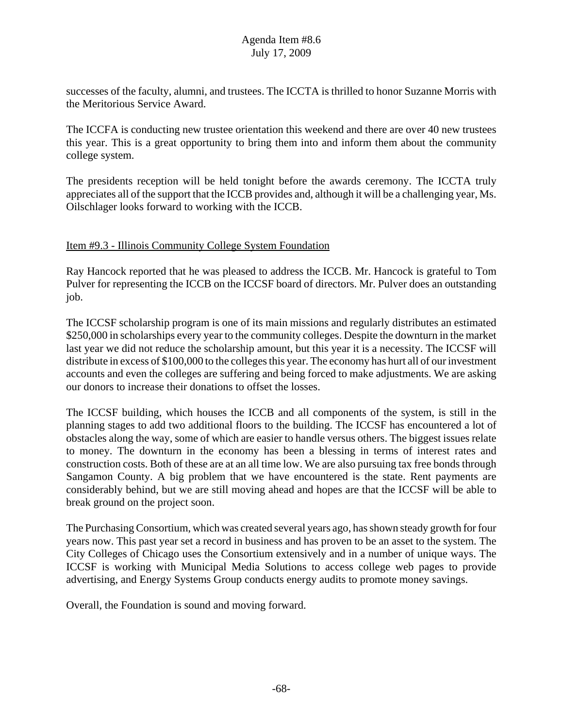successes of the faculty, alumni, and trustees. The ICCTA is thrilled to honor Suzanne Morris with the Meritorious Service Award.

The ICCFA is conducting new trustee orientation this weekend and there are over 40 new trustees this year. This is a great opportunity to bring them into and inform them about the community college system.

The presidents reception will be held tonight before the awards ceremony. The ICCTA truly appreciates all of the support that the ICCB provides and, although it will be a challenging year, Ms. Oilschlager looks forward to working with the ICCB.

<u>Item #9.3 - Illinois Community College System Foundation</u>

Ray Hancock reported that he was pleased to address the ICCB. Mr. Hancock is grateful to Tom Pulver for representing the ICCB on the ICCSF board of directors. Mr. Pulver does an outstanding job.

The ICCSF scholarship program is one of its main missions and regularly distributes an estimated $250,000 in scholarships every year to the community colleges. Despite the downturn in the market last year we did not reduce the scholarship amount, but this year it is a necessity. The ICCSF will distribute in excess of $100,000 to the colleges this year. The economy has hurt all of our investment accounts and even the colleges are suffering and being forced to make adjustments. We are asking our donors to increase their donations to offset the losses.

The ICCSF building, which houses the ICCB and all components of the system, is still in the planning stages to add two additional floors to the building. The ICCSF has encountered a lot of obstacles along the way, some of which are easier to handle versus others. The biggest issues relate to money. The downturn in the economy has been a blessing in terms of interest rates and construction costs. Both of these are at an all time low. We are also pursuing tax free bonds through Sangamon County. A big problem that we have encountered is the state. Rent payments are considerably behind, but we are still moving ahead and hopes are that the ICCSF will be able to break ground on the project soon.

The Purchasing Consortium, which was created several years ago, has shown steady growth for four years now. This past year set a record in business and has proven to be an asset to the system. The City Colleges of Chicago uses the Consortium extensively and in a number of unique ways. The ICCSF is working with Municipal Media Solutions to access college web pages to provide advertising, and Energy Systems Group conducts energy audits to promote money savings.

Overall, the Foundation is sound and moving forward.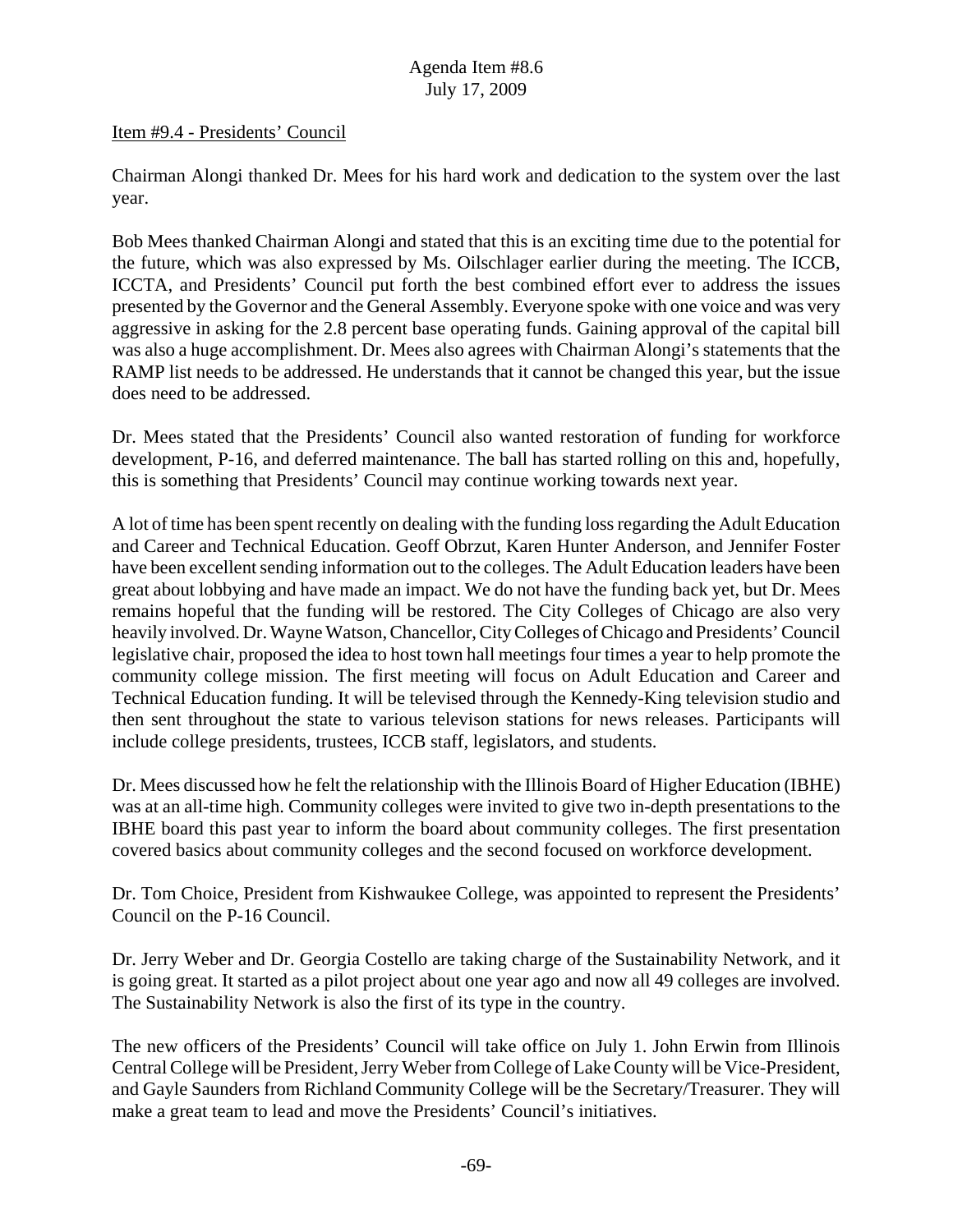Item #9.4 - Presidents' Council

Chairman Alongi thanked Dr. Mees for his hard work and dedication to the system over the last year.

Bob Mees thanked Chairman Alongi and stated that this is an exciting time due to the potential for the future, which was also expressed by Ms. Oilschlager earlier during the meeting. The ICCB, ICCTA, and Presidents' Council put forth the best combined effort ever to address the issues presented by the Governor and the General Assembly. Everyone spoke with one voice and was very aggressive in asking for the 2.8 percent base operating funds. Gaining approval of the capital bill was also a huge accomplishment. Dr. Mees also agrees with Chairman Alongi's statements that the RAMP list needs to be addressed. He understands that it cannot be changed this year, but the issue does need to be addressed.

Dr. Mees stated that the Presidents' Council also wanted restoration of funding for workforce development, P-16, and deferred maintenance. The ball has started rolling on this and, hopefully, this is something that Presidents' Council may continue working towards next year.

A lot of time has been spent recently on dealing with the funding loss regarding the Adult Education and Career and Technical Education. Geoff Obrzut, Karen Hunter Anderson, and Jennifer Foster have been excellent sending information out to the colleges. The Adult Education leaders have been great about lobbying and have made an impact. We do not have the funding back yet, but Dr. Mees remains hopeful that the funding will be restored. The City Colleges of Chicago are also very heavily involved. Dr. Wayne Watson, Chancellor, City Colleges of Chicago and Presidents' Council legislative chair, proposed the idea to host town hall meetings four times a year to help promote the community college mission. The first meeting will focus on Adult Education and Career and Technical Education funding. It will be televised through the Kennedy-King television studio and then sent throughout the state to various televison stations for news releases. Participants will include college presidents, trustees, ICCB staff, legislators, and students.

Dr. Mees discussed how he felt the relationship with the Illinois Board of Higher Education (IBHE) was at an all-time high. Community colleges were invited to give two in-depth presentations to the IBHE board this past year to inform the board about community colleges. The first presentation covered basics about community colleges and the second focused on workforce development.

Dr. Tom Choice, President from Kishwaukee College, was appointed to represent the Presidents' Council on the P-16 Council.

Dr. Jerry Weber and Dr. Georgia Costello are taking charge of the Sustainability Network, and it is going great. It started as a pilot project about one year ago and now all 49 colleges are involved. The Sustainability Network is also the first of its type in the country.

The new officers of the Presidents' Council will take office on July 1. John Erwin from Illinois Central College will be President, Jerry Weber from College of Lake County will be Vice-President, and Gayle Saunders from Richland Community College will be the Secretary/Treasurer. They will make a great team to lead and move the Presidents' Council's initiatives.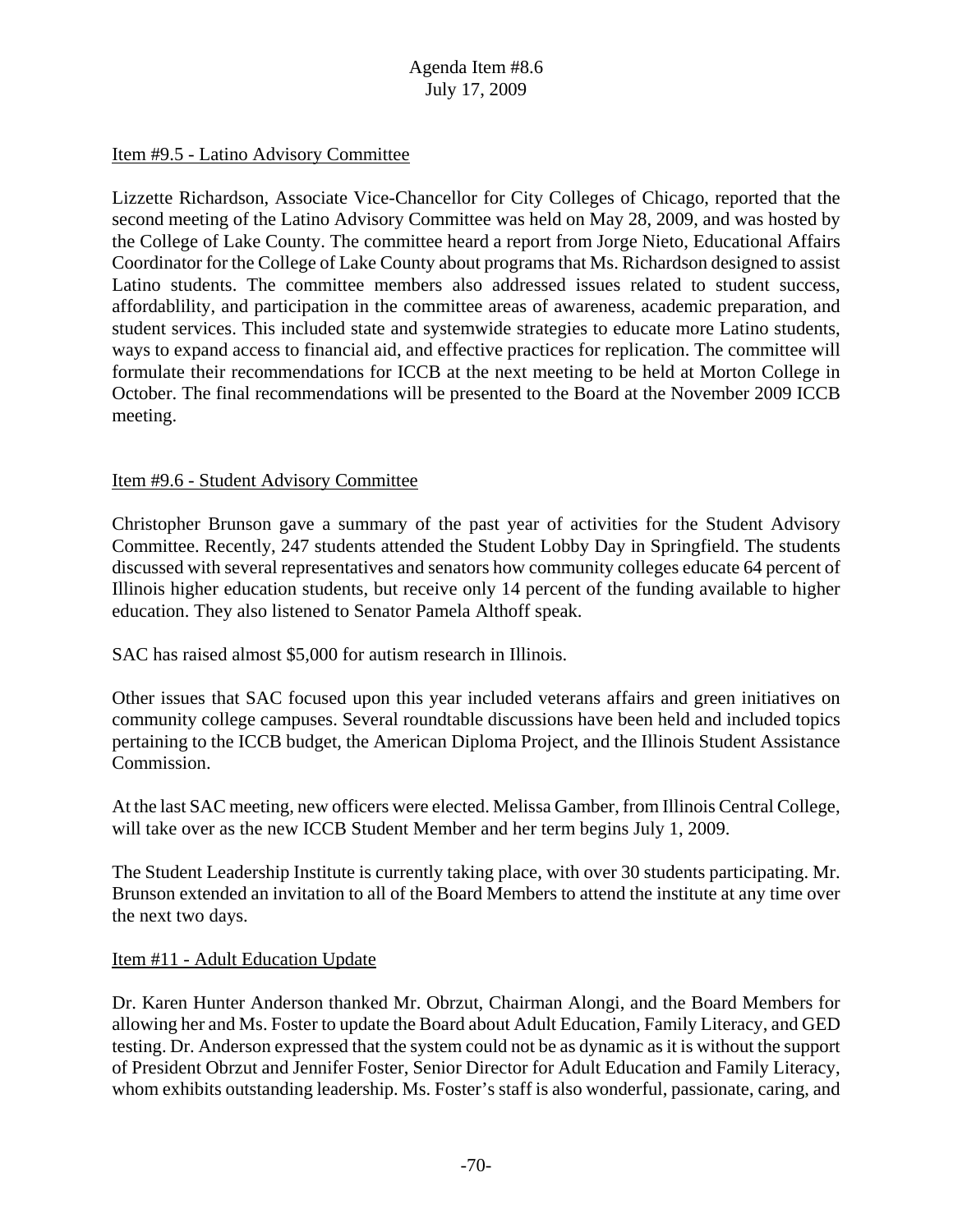Item #9.5 - Latino Advisory Committee

Lizzette Richardson, Associate Vice-Chancellor for City Colleges of Chicago, reported that the second meeting of the Latino Advisory Committee was held on May 28, 2009, and was hosted by the College of Lake County. The committee heard a report from Jorge Nieto, Educational Affairs Coordinator for the College of Lake County about programs that Ms. Richardson designed to assist Latino students. The committee members also addressed issues related to student success, affordablility, and participation in the committee areas of awareness, academic preparation, and student services. This included state and systemwide strategies to educate more Latino students, ways to expand access to financial aid, and effective practices for replication. The committee will formulate their recommendations for ICCB at the next meeting to be held at Morton College in October. The final recommendations will be presented to the Board at the November 2009 ICCB meeting.

Item #9.6 - Student Advisory Committee

Christopher Brunson gave a summary of the past year of activities for the Student Advisory Committee. Recently, 247 students attended the Student Lobby Day in Springfield. The students discussed with several representatives and senators how community colleges educate 64 percent of Illinois higher education students, but receive only 14 percent of the funding available to higher education. They also listened to Senator Pamela Althoff speak.

SAC has raised almost $5,000 for autism research in Illinois.

Other issues that SAC focused upon this year included veterans affairs and green initiatives on community college campuses. Several roundtable discussions have been held and included topics pertaining to the ICCB budget, the American Diploma Project, and the Illinois Student Assistance Commission.

At the last SAC meeting, new officers were elected. Melissa Gamber, from Illinois Central College, will take over as the new ICCB Student Member and her term begins July 1, 2009.

The Student Leadership Institute is currently taking place, with over 30 students participating. Mr. Brunson extended an invitation to all of the Board Members to attend the institute at any time over the next two days.

Item #11 - Adult Education Update

Dr. Karen Hunter Anderson thanked Mr. Obrzut, Chairman Alongi, and the Board Members for allowing her and Ms. Foster to update the Board about Adult Education, Family Literacy, and GED testing. Dr. Anderson expressed that the system could not be as dynamic as it is without the support of President Obrzut and Jennifer Foster, Senior Director for Adult Education and Family Literacy, whom exhibits outstanding leadership. Ms. Foster's staff is also wonderful, passionate, caring, and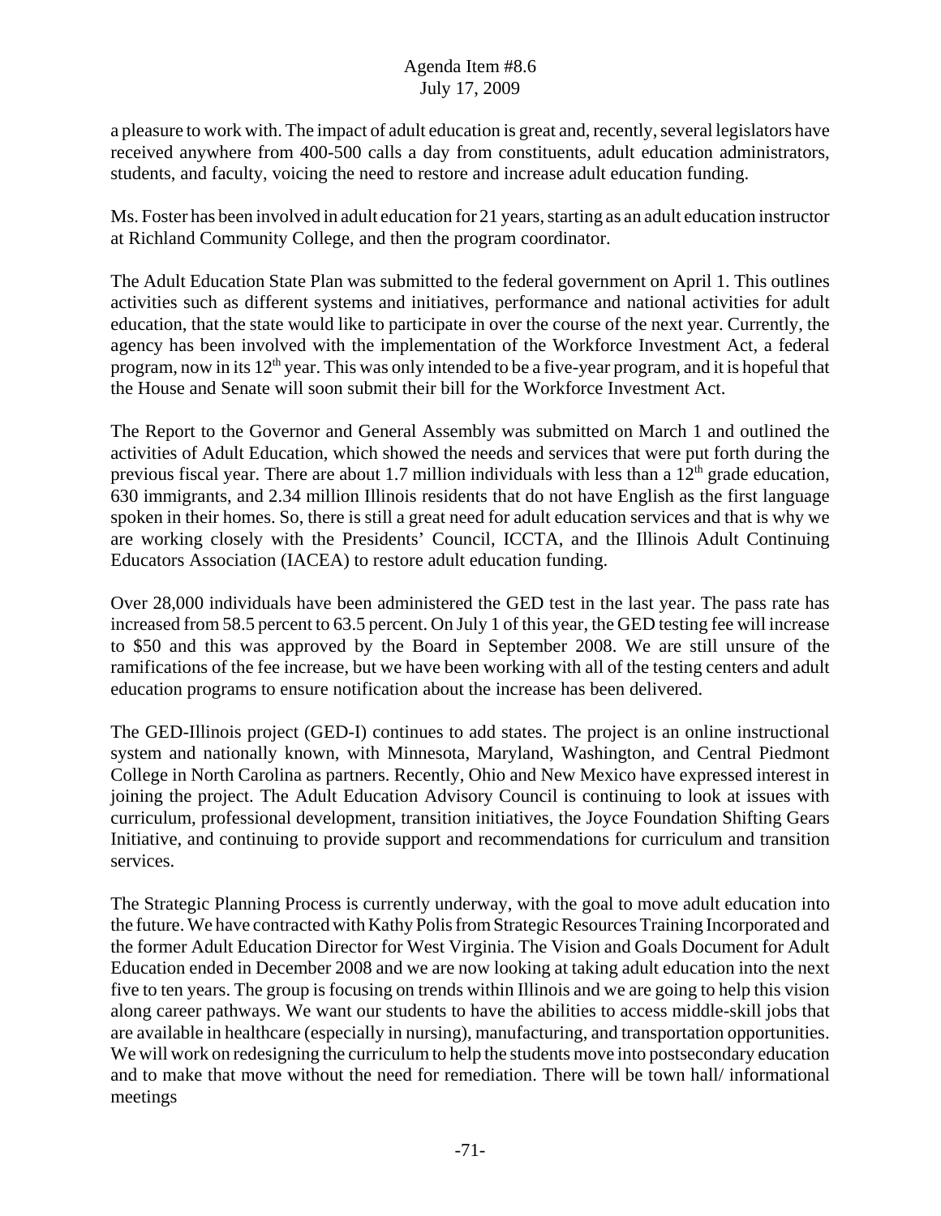a pleasure to work with. The impact of adult education is great and, recently, several legislators have received anywhere from 400-500 calls a day from constituents, adult education administrators, students, and faculty, voicing the need to restore and increase adult education funding.

Ms. Foster has been involved in adult education for 21 years, starting as an adult education instructor at Richland Community College, and then the program coordinator.

The Adult Education State Plan was submitted to the federal government on April 1. This outlines activities such as different systems and initiatives, performance and national activities for adult education, that the state would like to participate in over the course of the next year. Currently, the agency has been involved with the implementation of the Workforce Investment Act, a federal program, now in its 12th year. This was only intended to be a five-year program, and it is hopeful that the House and Senate will soon submit their bill for the Workforce Investment Act.

The Report to the Governor and General Assembly was submitted on March 1 and outlined the activities of Adult Education, which showed the needs and services that were put forth during the previous fiscal year. There are about 1.7 million individuals with less than a 12th grade education, 630 immigrants, and 2.34 million Illinois residents that do not have English as the first language spoken in their homes. So, there is still a great need for adult education services and that is why we are working closely with the Presidents' Council, ICCTA, and the Illinois Adult Continuing Educators Association (IACEA) to restore adult education funding.

Over 28,000 individuals have been administered the GED test in the last year. The pass rate has increased from 58.5 percent to 63.5 percent. On July 1 of this year, the GED testing fee will increase to $50 and this was approved by the Board in September 2008. We are still unsure of the ramifications of the fee increase, but we have been working with all of the testing centers and adult education programs to ensure notification about the increase has been delivered.

The GED-Illinois project (GED-I) continues to add states. The project is an online instructional system and nationally known, with Minnesota, Maryland, Washington, and Central Piedmont College in North Carolina as partners. Recently, Ohio and New Mexico have expressed interest in joining the project. The Adult Education Advisory Council is continuing to look at issues with curriculum, professional development, transition initiatives, the Joyce Foundation Shifting Gears Initiative, and continuing to provide support and recommendations for curriculum and transition services.

The Strategic Planning Process is currently underway, with the goal to move adult education into the future. We have contracted with Kathy Polis from Strategic Resources Training Incorporated and the former Adult Education Director for West Virginia. The Vision and Goals Document for Adult Education ended in December 2008 and we are now looking at taking adult education into the next five to ten years. The group is focusing on trends within Illinois and we are going to help this vision along career pathways. We want our students to have the abilities to access middle-skill jobs that are available in healthcare (especially in nursing), manufacturing, and transportation opportunities. We will work on redesigning the curriculum to help the students move into postsecondary education and to make that move without the need for remediation. There will be town hall/ informational meetings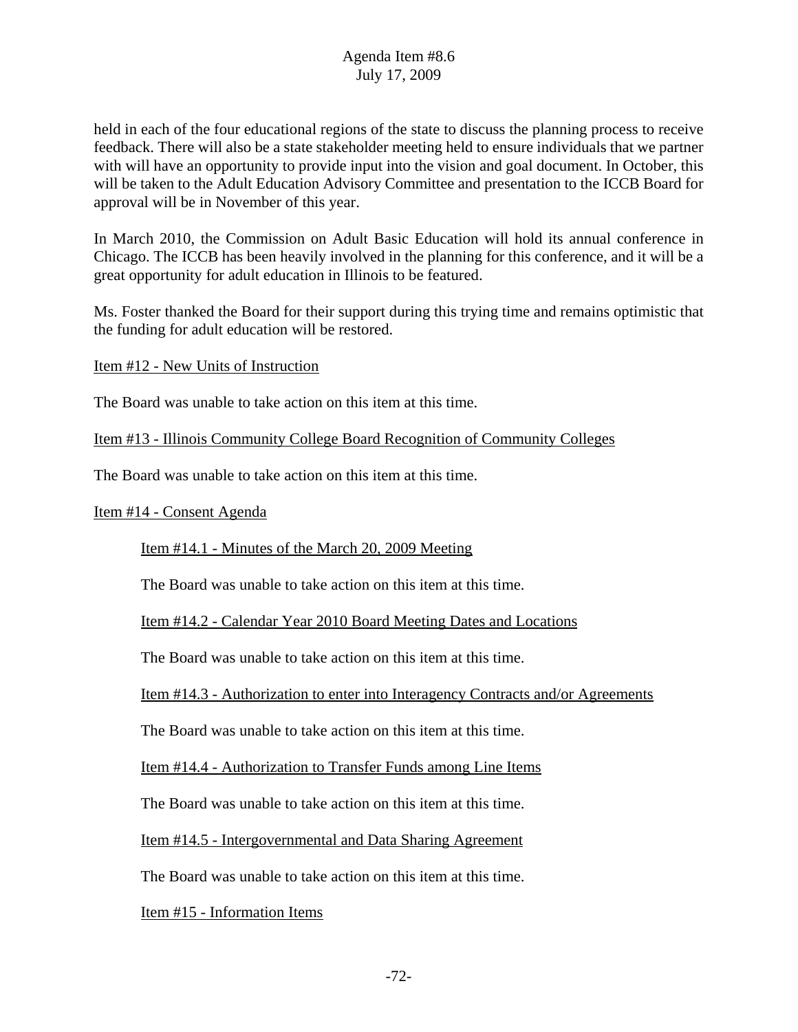held in each of the four educational regions of the state to discuss the planning process to receive feedback. There will also be a state stakeholder meeting held to ensure individuals that we partner with will have an opportunity to provide input into the vision and goal document. In October, this will be taken to the Adult Education Advisory Committee and presentation to the ICCB Board for approval will be in November of this year.

In March 2010, the Commission on Adult Basic Education will hold its annual conference in Chicago. The ICCB has been heavily involved in the planning for this conference, and it will be a great opportunity for adult education in Illinois to be featured.

Ms. Foster thanked the Board for their support during this trying time and remains optimistic that the funding for adult education will be restored.

Item #12 - New Units of Instruction

The Board was unable to take action on this item at this time.

Item #13 - Illinois Community College Board Recognition of Community Colleges

The Board was unable to take action on this item at this time.

Item #14 - Consent Agenda

Item #14.1 - Minutes of the March 20, 2009 Meeting

The Board was unable to take action on this item at this time.

Item #14.2 - Calendar Year 2010 Board Meeting Dates and Locations

The Board was unable to take action on this item at this time.

Item #14.3 - Authorization to enter into Interagency Contracts and/or Agreements

The Board was unable to take action on this item at this time.

Item #14.4 - Authorization to Transfer Funds among Line Items

The Board was unable to take action on this item at this time.

Item #14.5 - Intergovernmental and Data Sharing Agreement

The Board was unable to take action on this item at this time.

Item #15 - Information Items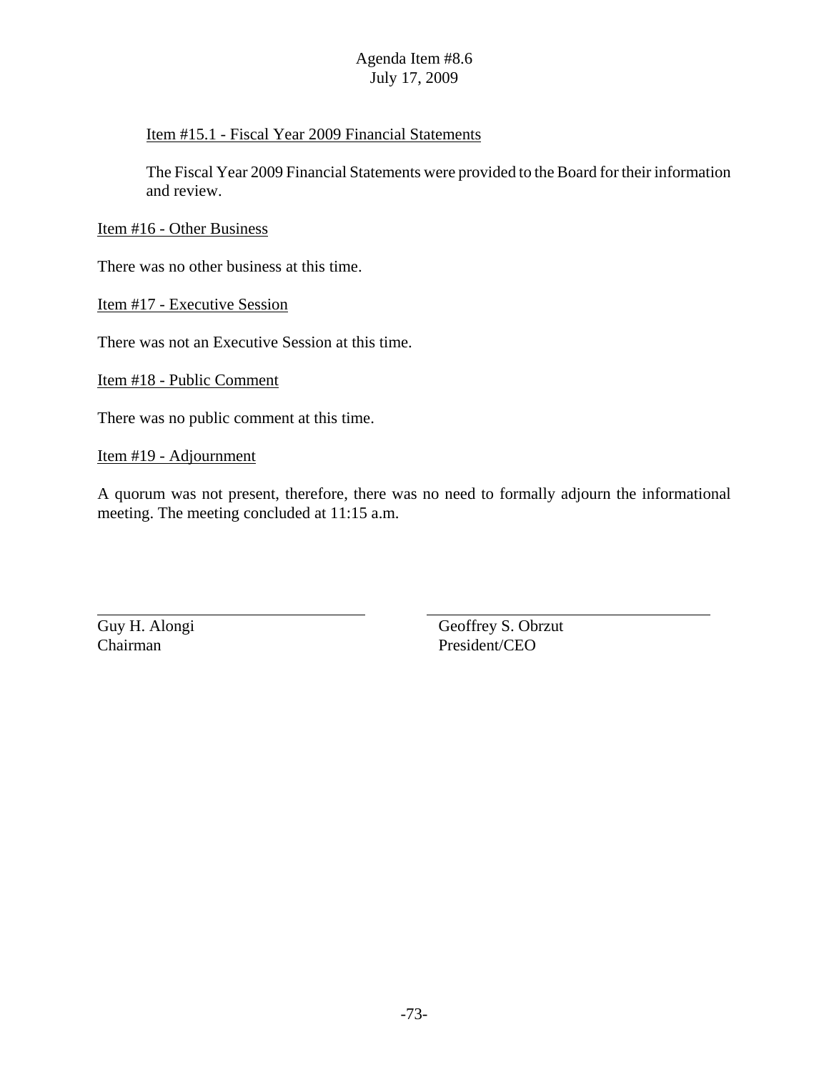Agenda Item #8.6
July 17, 2009

Item #15.1 - Fiscal Year 2009 Financial Statements

The Fiscal Year 2009 Financial Statements were provided to the Board for their information and review.

Item #16 - Other Business

There was no other business at this time.

Item #17 - Executive Session

There was not an Executive Session at this time.

Item #18 - Public Comment

There was no public comment at this time.

Item #19 - Adjournment

A quorum was not present, therefore, there was no need to formally adjourn the informational meeting. The meeting concluded at 11:15 a.m.

| | |
|---|---|
| Guy H. Alongi | Geoffrey S. Obrzut |
| Chairman | President/CEO |